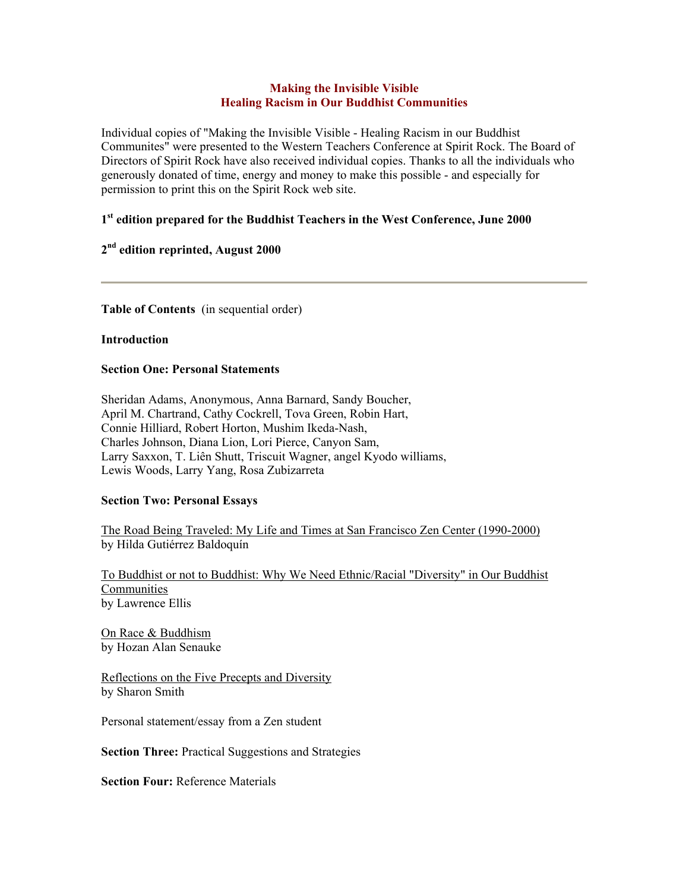# Making the Invisible Visible
# Healing Racism in Our Buddhist Communities

Individual copies of "Making the Invisible Visible - Healing Racism in our Buddhist Communites" were presented to the Western Teachers Conference at Spirit Rock. The Board of Directors of Spirit Rock have also received individual copies. Thanks to all the individuals who generously donated of time, energy and money to make this possible - and especially for permission to print this on the Spirit Rock web site.

**1st edition prepared for the Buddhist Teachers in the West Conference, June 2000**

**2nd edition reprinted, August 2000**

---

**Table of Contents** (in sequential order)

**Introduction**

**Section One: Personal Statements**

Sheridan Adams, Anonymous, Anna Barnard, Sandy Boucher,
April M. Chartrand, Cathy Cockrell, Tova Green, Robin Hart,
Connie Hilliard, Robert Horton, Mushim Ikeda-Nash,
Charles Johnson, Diana Lion, Lori Pierce, Canyon Sam,
Larry Saxxon, T. Liên Shutt, Triscuit Wagner, angel Kyodo williams,
Lewis Woods, Larry Yang, Rosa Zubizarreta

**Section Two: Personal Essays**

The Road Being Traveled: My Life and Times at San Francisco Zen Center (1990-2000)
by Hilda Gutiérrez Baldoquín

To Buddhist or not to Buddhist: Why We Need Ethnic/Racial "Diversity" in Our Buddhist Communities
by Lawrence Ellis

On Race & Buddhism
by Hozan Alan Senauke

Reflections on the Five Precepts and Diversity
by Sharon Smith

Personal statement/essay from a Zen student

**Section Three:** Practical Suggestions and Strategies

**Section Four:** Reference Materials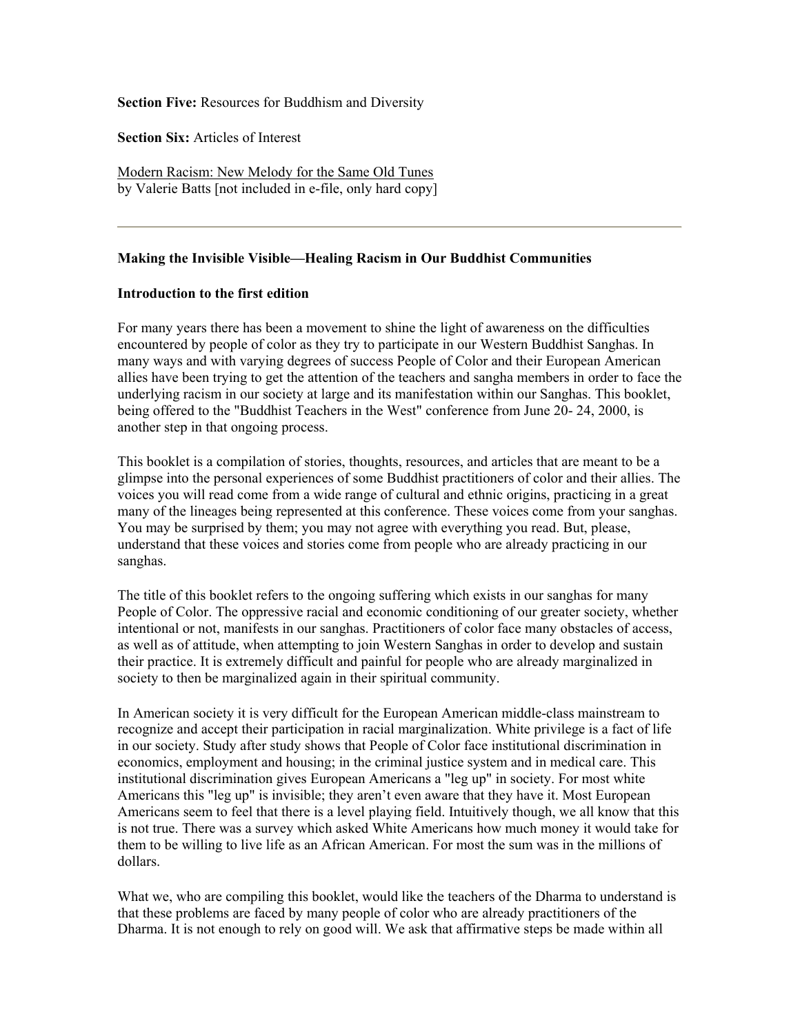**Section Five:** Resources for Buddhism and Diversity

**Section Six:** Articles of Interest

Modern Racism: New Melody for the Same Old Tunes
by Valerie Batts [not included in e-file, only hard copy]

---

**Making the Invisible Visible—Healing Racism in Our Buddhist Communities**

**Introduction to the first edition**

For many years there has been a movement to shine the light of awareness on the difficulties encountered by people of color as they try to participate in our Western Buddhist Sanghas. In many ways and with varying degrees of success People of Color and their European American allies have been trying to get the attention of the teachers and sangha members in order to face the underlying racism in our society at large and its manifestation within our Sanghas. This booklet, being offered to the "Buddhist Teachers in the West" conference from June 20- 24, 2000, is another step in that ongoing process.

This booklet is a compilation of stories, thoughts, resources, and articles that are meant to be a glimpse into the personal experiences of some Buddhist practitioners of color and their allies. The voices you will read come from a wide range of cultural and ethnic origins, practicing in a great many of the lineages being represented at this conference. These voices come from your sanghas. You may be surprised by them; you may not agree with everything you read. But, please, understand that these voices and stories come from people who are already practicing in our sanghas.

The title of this booklet refers to the ongoing suffering which exists in our sanghas for many People of Color. The oppressive racial and economic conditioning of our greater society, whether intentional or not, manifests in our sanghas. Practitioners of color face many obstacles of access, as well as of attitude, when attempting to join Western Sanghas in order to develop and sustain their practice. It is extremely difficult and painful for people who are already marginalized in society to then be marginalized again in their spiritual community.

In American society it is very difficult for the European American middle-class mainstream to recognize and accept their participation in racial marginalization. White privilege is a fact of life in our society. Study after study shows that People of Color face institutional discrimination in economics, employment and housing; in the criminal justice system and in medical care. This institutional discrimination gives European Americans a "leg up" in society. For most white Americans this "leg up" is invisible; they aren't even aware that they have it. Most European Americans seem to feel that there is a level playing field. Intuitively though, we all know that this is not true. There was a survey which asked White Americans how much money it would take for them to be willing to live life as an African American. For most the sum was in the millions of dollars.

What we, who are compiling this booklet, would like the teachers of the Dharma to understand is that these problems are faced by many people of color who are already practitioners of the Dharma. It is not enough to rely on good will. We ask that affirmative steps be made within all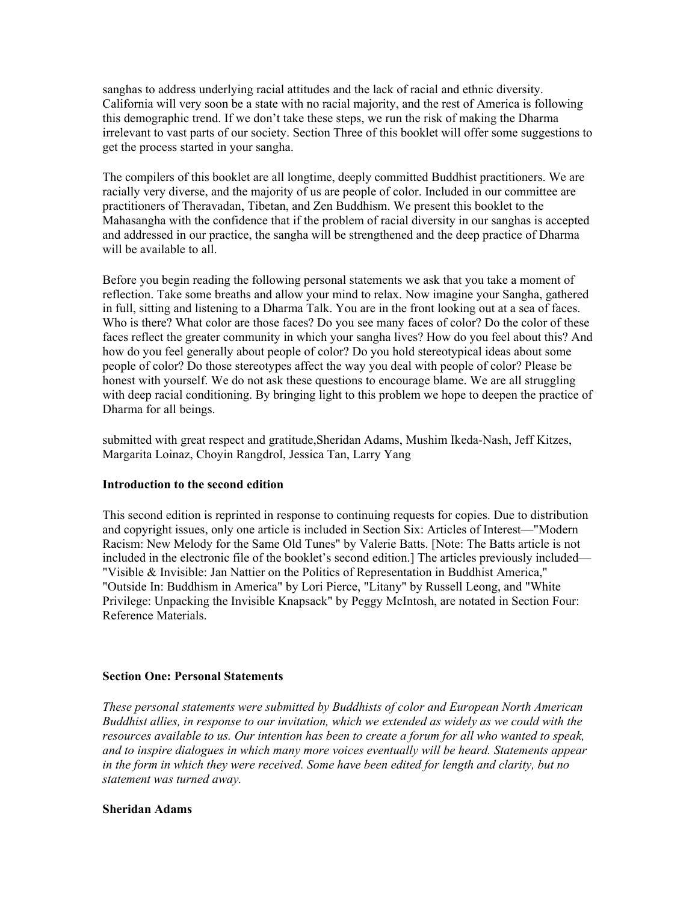sanghas to address underlying racial attitudes and the lack of racial and ethnic diversity. California will very soon be a state with no racial majority, and the rest of America is following this demographic trend. If we don't take these steps, we run the risk of making the Dharma irrelevant to vast parts of our society. Section Three of this booklet will offer some suggestions to get the process started in your sangha.

The compilers of this booklet are all longtime, deeply committed Buddhist practitioners. We are racially very diverse, and the majority of us are people of color. Included in our committee are practitioners of Theravadan, Tibetan, and Zen Buddhism. We present this booklet to the Mahasangha with the confidence that if the problem of racial diversity in our sanghas is accepted and addressed in our practice, the sangha will be strengthened and the deep practice of Dharma will be available to all.

Before you begin reading the following personal statements we ask that you take a moment of reflection. Take some breaths and allow your mind to relax. Now imagine your Sangha, gathered in full, sitting and listening to a Dharma Talk. You are in the front looking out at a sea of faces. Who is there? What color are those faces? Do you see many faces of color? Do the color of these faces reflect the greater community in which your sangha lives? How do you feel about this? And how do you feel generally about people of color? Do you hold stereotypical ideas about some people of color? Do those stereotypes affect the way you deal with people of color? Please be honest with yourself. We do not ask these questions to encourage blame. We are all struggling with deep racial conditioning. By bringing light to this problem we hope to deepen the practice of Dharma for all beings.

submitted with great respect and gratitude,Sheridan Adams, Mushim Ikeda-Nash, Jeff Kitzes, Margarita Loinaz, Choyin Rangdrol, Jessica Tan, Larry Yang

**Introduction to the second edition**

This second edition is reprinted in response to continuing requests for copies. Due to distribution and copyright issues, only one article is included in Section Six: Articles of Interest—"Modern Racism: New Melody for the Same Old Tunes" by Valerie Batts. [Note: The Batts article is not included in the electronic file of the booklet's second edition.] The articles previously included—"Visible & Invisible: Jan Nattier on the Politics of Representation in Buddhist America," "Outside In: Buddhism in America" by Lori Pierce, "Litany" by Russell Leong, and "White Privilege: Unpacking the Invisible Knapsack" by Peggy McIntosh, are notated in Section Four: Reference Materials.

**Section One: Personal Statements**

*These personal statements were submitted by Buddhists of color and European North American Buddhist allies, in response to our invitation, which we extended as widely as we could with the resources available to us. Our intention has been to create a forum for all who wanted to speak, and to inspire dialogues in which many more voices eventually will be heard. Statements appear in the form in which they were received. Some have been edited for length and clarity, but no statement was turned away.*

**Sheridan Adams**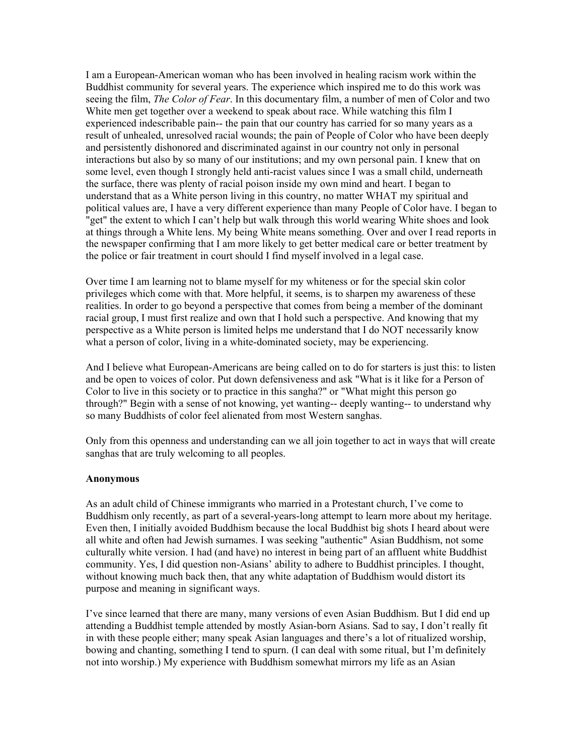I am a European-American woman who has been involved in healing racism work within the Buddhist community for several years. The experience which inspired me to do this work was seeing the film, *The Color of Fear*. In this documentary film, a number of men of Color and two White men get together over a weekend to speak about race. While watching this film I experienced indescribable pain-- the pain that our country has carried for so many years as a result of unhealed, unresolved racial wounds; the pain of People of Color who have been deeply and persistently dishonored and discriminated against in our country not only in personal interactions but also by so many of our institutions; and my own personal pain. I knew that on some level, even though I strongly held anti-racist values since I was a small child, underneath the surface, there was plenty of racial poison inside my own mind and heart. I began to understand that as a White person living in this country, no matter WHAT my spiritual and political values are, I have a very different experience than many People of Color have. I began to "get" the extent to which I can't help but walk through this world wearing White shoes and look at things through a White lens. My being White means something. Over and over I read reports in the newspaper confirming that I am more likely to get better medical care or better treatment by the police or fair treatment in court should I find myself involved in a legal case.

Over time I am learning not to blame myself for my whiteness or for the special skin color privileges which come with that. More helpful, it seems, is to sharpen my awareness of these realities. In order to go beyond a perspective that comes from being a member of the dominant racial group, I must first realize and own that I hold such a perspective. And knowing that my perspective as a White person is limited helps me understand that I do NOT necessarily know what a person of color, living in a white-dominated society, may be experiencing.

And I believe what European-Americans are being called on to do for starters is just this: to listen and be open to voices of color. Put down defensiveness and ask "What is it like for a Person of Color to live in this society or to practice in this sangha?" or "What might this person go through?" Begin with a sense of not knowing, yet wanting-- deeply wanting-- to understand why so many Buddhists of color feel alienated from most Western sanghas.

Only from this openness and understanding can we all join together to act in ways that will create sanghas that are truly welcoming to all peoples.

**Anonymous**

As an adult child of Chinese immigrants who married in a Protestant church, I've come to Buddhism only recently, as part of a several-years-long attempt to learn more about my heritage. Even then, I initially avoided Buddhism because the local Buddhist big shots I heard about were all white and often had Jewish surnames. I was seeking "authentic" Asian Buddhism, not some culturally white version. I had (and have) no interest in being part of an affluent white Buddhist community. Yes, I did question non-Asians' ability to adhere to Buddhist principles. I thought, without knowing much back then, that any white adaptation of Buddhism would distort its purpose and meaning in significant ways.

I've since learned that there are many, many versions of even Asian Buddhism. But I did end up attending a Buddhist temple attended by mostly Asian-born Asians. Sad to say, I don't really fit in with these people either; many speak Asian languages and there's a lot of ritualized worship, bowing and chanting, something I tend to spurn. (I can deal with some ritual, but I'm definitely not into worship.) My experience with Buddhism somewhat mirrors my life as an Asian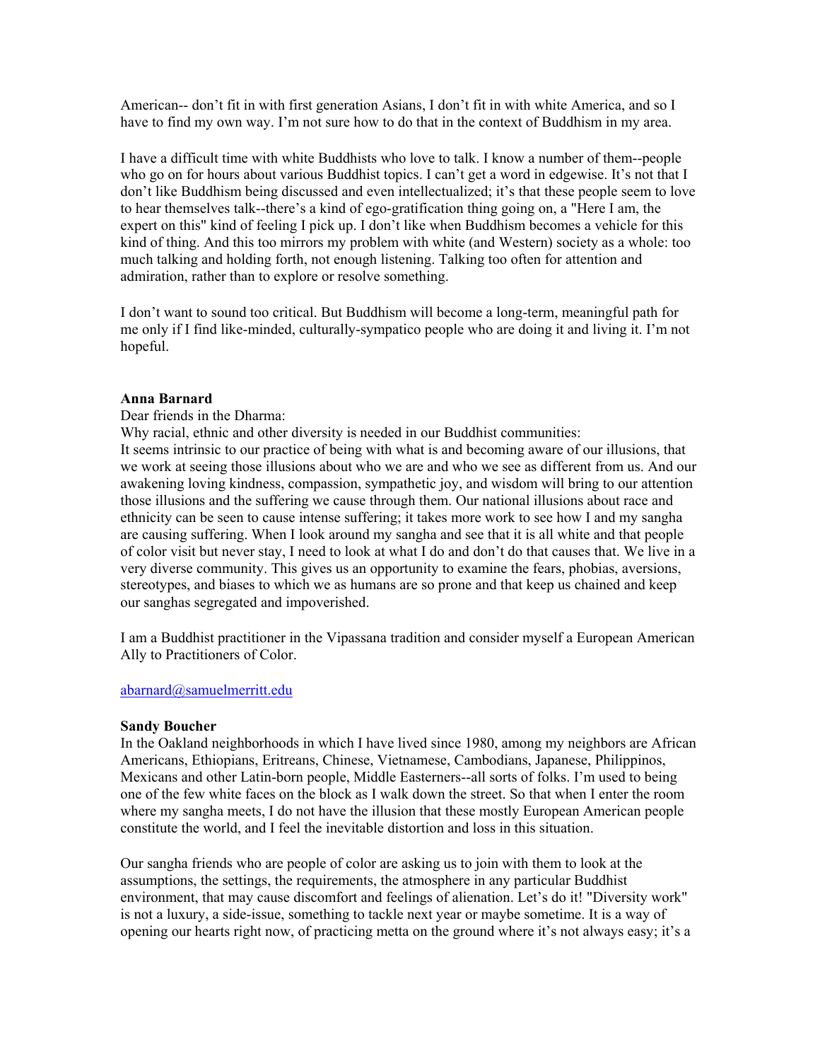American-- don't fit in with first generation Asians, I don't fit in with white America, and so I have to find my own way. I'm not sure how to do that in the context of Buddhism in my area.

I have a difficult time with white Buddhists who love to talk. I know a number of them--people who go on for hours about various Buddhist topics. I can't get a word in edgewise. It's not that I don't like Buddhism being discussed and even intellectualized; it's that these people seem to love to hear themselves talk--there's a kind of ego-gratification thing going on, a "Here I am, the expert on this" kind of feeling I pick up. I don't like when Buddhism becomes a vehicle for this kind of thing. And this too mirrors my problem with white (and Western) society as a whole: too much talking and holding forth, not enough listening. Talking too often for attention and admiration, rather than to explore or resolve something.

I don't want to sound too critical. But Buddhism will become a long-term, meaningful path for me only if I find like-minded, culturally-sympatico people who are doing it and living it. I'm not hopeful.

**Anna Barnard**

Dear friends in the Dharma:

Why racial, ethnic and other diversity is needed in our Buddhist communities:

It seems intrinsic to our practice of being with what is and becoming aware of our illusions, that we work at seeing those illusions about who we are and who we see as different from us. And our awakening loving kindness, compassion, sympathetic joy, and wisdom will bring to our attention those illusions and the suffering we cause through them. Our national illusions about race and ethnicity can be seen to cause intense suffering; it takes more work to see how I and my sangha are causing suffering. When I look around my sangha and see that it is all white and that people of color visit but never stay, I need to look at what I do and don't do that causes that. We live in a very diverse community. This gives us an opportunity to examine the fears, phobias, aversions, stereotypes, and biases to which we as humans are so prone and that keep us chained and keep our sanghas segregated and impoverished.

I am a Buddhist practitioner in the Vipassana tradition and consider myself a European American Ally to Practitioners of Color.

abarnard@samuelmerritt.edu

**Sandy Boucher**

In the Oakland neighborhoods in which I have lived since 1980, among my neighbors are African Americans, Ethiopians, Eritreans, Chinese, Vietnamese, Cambodians, Japanese, Philippinos, Mexicans and other Latin-born people, Middle Easterners--all sorts of folks. I'm used to being one of the few white faces on the block as I walk down the street. So that when I enter the room where my sangha meets, I do not have the illusion that these mostly European American people constitute the world, and I feel the inevitable distortion and loss in this situation.

Our sangha friends who are people of color are asking us to join with them to look at the assumptions, the settings, the requirements, the atmosphere in any particular Buddhist environment, that may cause discomfort and feelings of alienation. Let's do it! "Diversity work" is not a luxury, a side-issue, something to tackle next year or maybe sometime. It is a way of opening our hearts right now, of practicing metta on the ground where it's not always easy; it's a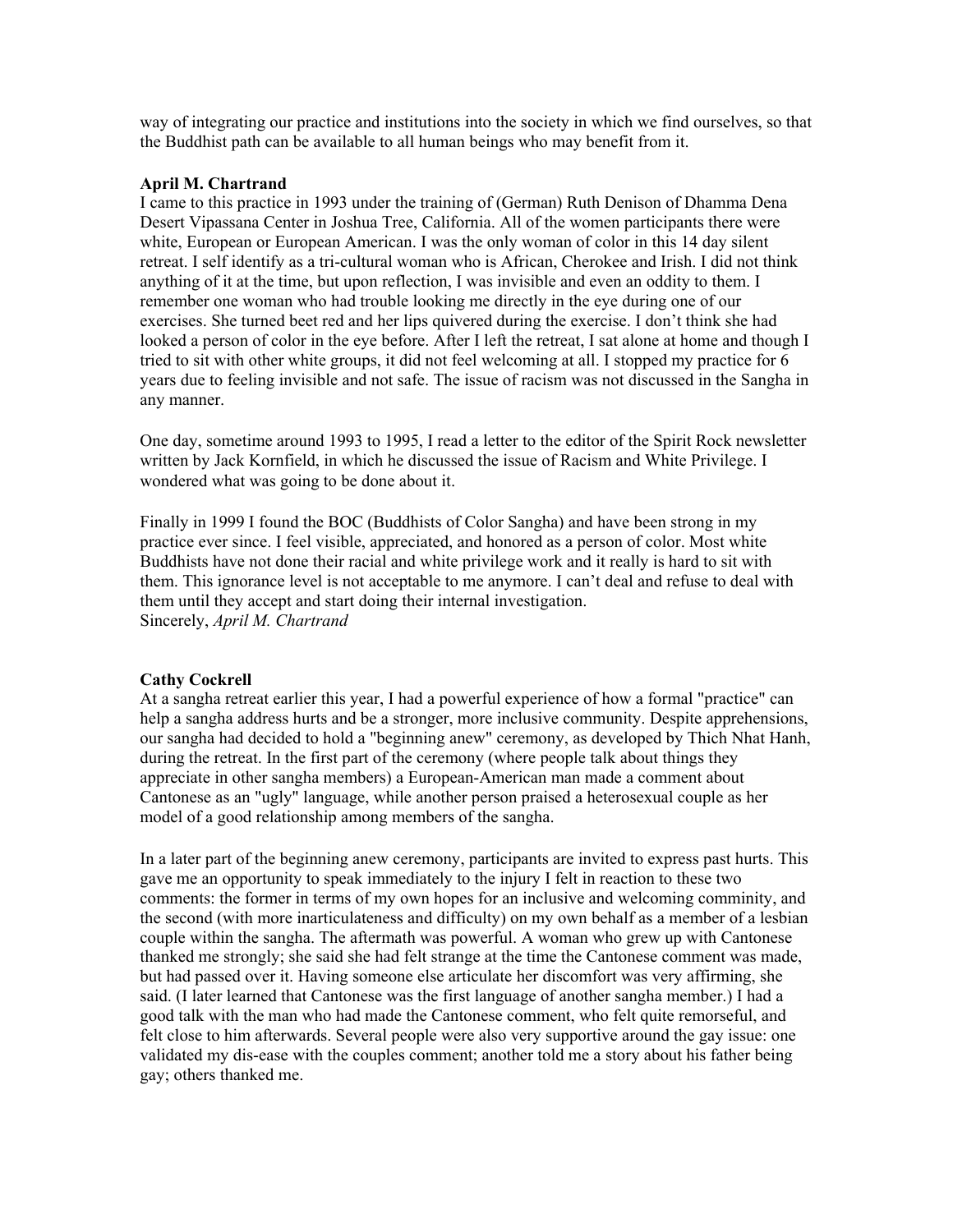way of integrating our practice and institutions into the society in which we find ourselves, so that the Buddhist path can be available to all human beings who may benefit from it.

**April M. Chartrand**

I came to this practice in 1993 under the training of (German) Ruth Denison of Dhamma Dena Desert Vipassana Center in Joshua Tree, California. All of the women participants there were white, European or European American. I was the only woman of color in this 14 day silent retreat. I self identify as a tri-cultural woman who is African, Cherokee and Irish. I did not think anything of it at the time, but upon reflection, I was invisible and even an oddity to them. I remember one woman who had trouble looking me directly in the eye during one of our exercises. She turned beet red and her lips quivered during the exercise. I don't think she had looked a person of color in the eye before. After I left the retreat, I sat alone at home and though I tried to sit with other white groups, it did not feel welcoming at all. I stopped my practice for 6 years due to feeling invisible and not safe. The issue of racism was not discussed in the Sangha in any manner.

One day, sometime around 1993 to 1995, I read a letter to the editor of the Spirit Rock newsletter written by Jack Kornfield, in which he discussed the issue of Racism and White Privilege. I wondered what was going to be done about it.

Finally in 1999 I found the BOC (Buddhists of Color Sangha) and have been strong in my practice ever since. I feel visible, appreciated, and honored as a person of color. Most white Buddhists have not done their racial and white privilege work and it really is hard to sit with them. This ignorance level is not acceptable to me anymore. I can't deal and refuse to deal with them until they accept and start doing their internal investigation.
Sincerely, *April M. Chartrand*

**Cathy Cockrell**

At a sangha retreat earlier this year, I had a powerful experience of how a formal "practice" can help a sangha address hurts and be a stronger, more inclusive community. Despite apprehensions, our sangha had decided to hold a "beginning anew" ceremony, as developed by Thich Nhat Hanh, during the retreat. In the first part of the ceremony (where people talk about things they appreciate in other sangha members) a European-American man made a comment about Cantonese as an "ugly" language, while another person praised a heterosexual couple as her model of a good relationship among members of the sangha.

In a later part of the beginning anew ceremony, participants are invited to express past hurts. This gave me an opportunity to speak immediately to the injury I felt in reaction to these two comments: the former in terms of my own hopes for an inclusive and welcoming comminity, and the second (with more inarticulateness and difficulty) on my own behalf as a member of a lesbian couple within the sangha. The aftermath was powerful. A woman who grew up with Cantonese thanked me strongly; she said she had felt strange at the time the Cantonese comment was made, but had passed over it. Having someone else articulate her discomfort was very affirming, she said. (I later learned that Cantonese was the first language of another sangha member.) I had a good talk with the man who had made the Cantonese comment, who felt quite remorseful, and felt close to him afterwards. Several people were also very supportive around the gay issue: one validated my dis-ease with the couples comment; another told me a story about his father being gay; others thanked me.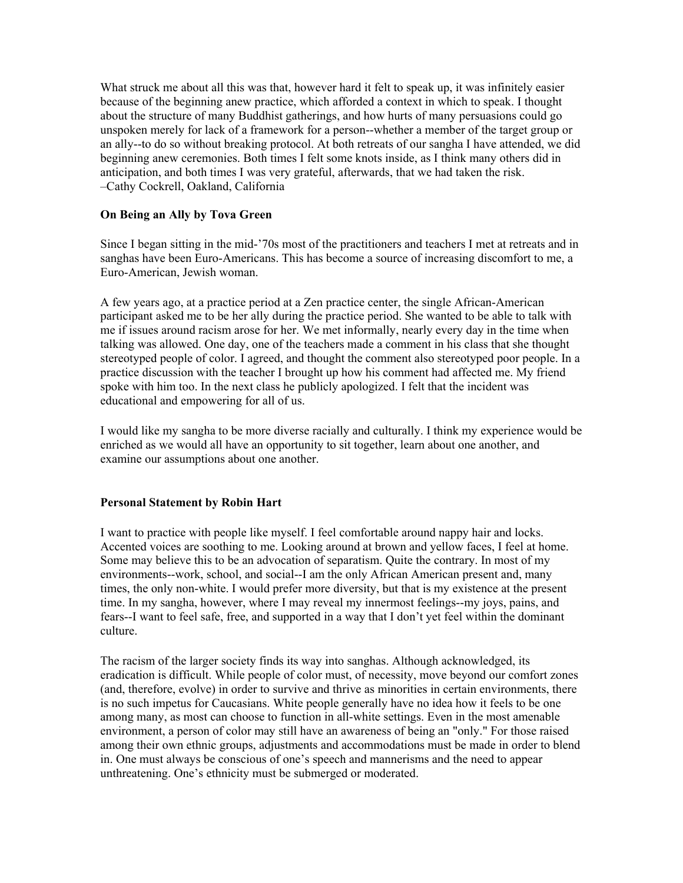What struck me about all this was that, however hard it felt to speak up, it was infinitely easier because of the beginning anew practice, which afforded a context in which to speak. I thought about the structure of many Buddhist gatherings, and how hurts of many persuasions could go unspoken merely for lack of a framework for a person--whether a member of the target group or an ally--to do so without breaking protocol. At both retreats of our sangha I have attended, we did beginning anew ceremonies. Both times I felt some knots inside, as I think many others did in anticipation, and both times I was very grateful, afterwards, that we had taken the risk.
–Cathy Cockrell, Oakland, California

**On Being an Ally by Tova Green**

Since I began sitting in the mid-'70s most of the practitioners and teachers I met at retreats and in sanghas have been Euro-Americans. This has become a source of increasing discomfort to me, a Euro-American, Jewish woman.

A few years ago, at a practice period at a Zen practice center, the single African-American participant asked me to be her ally during the practice period. She wanted to be able to talk with me if issues around racism arose for her. We met informally, nearly every day in the time when talking was allowed. One day, one of the teachers made a comment in his class that she thought stereotyped people of color. I agreed, and thought the comment also stereotyped poor people. In a practice discussion with the teacher I brought up how his comment had affected me. My friend spoke with him too. In the next class he publicly apologized. I felt that the incident was educational and empowering for all of us.

I would like my sangha to be more diverse racially and culturally. I think my experience would be enriched as we would all have an opportunity to sit together, learn about one another, and examine our assumptions about one another.

**Personal Statement by Robin Hart**

I want to practice with people like myself. I feel comfortable around nappy hair and locks. Accented voices are soothing to me. Looking around at brown and yellow faces, I feel at home. Some may believe this to be an advocation of separatism. Quite the contrary. In most of my environments--work, school, and social--I am the only African American present and, many times, the only non-white. I would prefer more diversity, but that is my existence at the present time. In my sangha, however, where I may reveal my innermost feelings--my joys, pains, and fears--I want to feel safe, free, and supported in a way that I don't yet feel within the dominant culture.

The racism of the larger society finds its way into sanghas. Although acknowledged, its eradication is difficult. While people of color must, of necessity, move beyond our comfort zones (and, therefore, evolve) in order to survive and thrive as minorities in certain environments, there is no such impetus for Caucasians. White people generally have no idea how it feels to be one among many, as most can choose to function in all-white settings. Even in the most amenable environment, a person of color may still have an awareness of being an "only." For those raised among their own ethnic groups, adjustments and accommodations must be made in order to blend in. One must always be conscious of one's speech and mannerisms and the need to appear unthreatening. One's ethnicity must be submerged or moderated.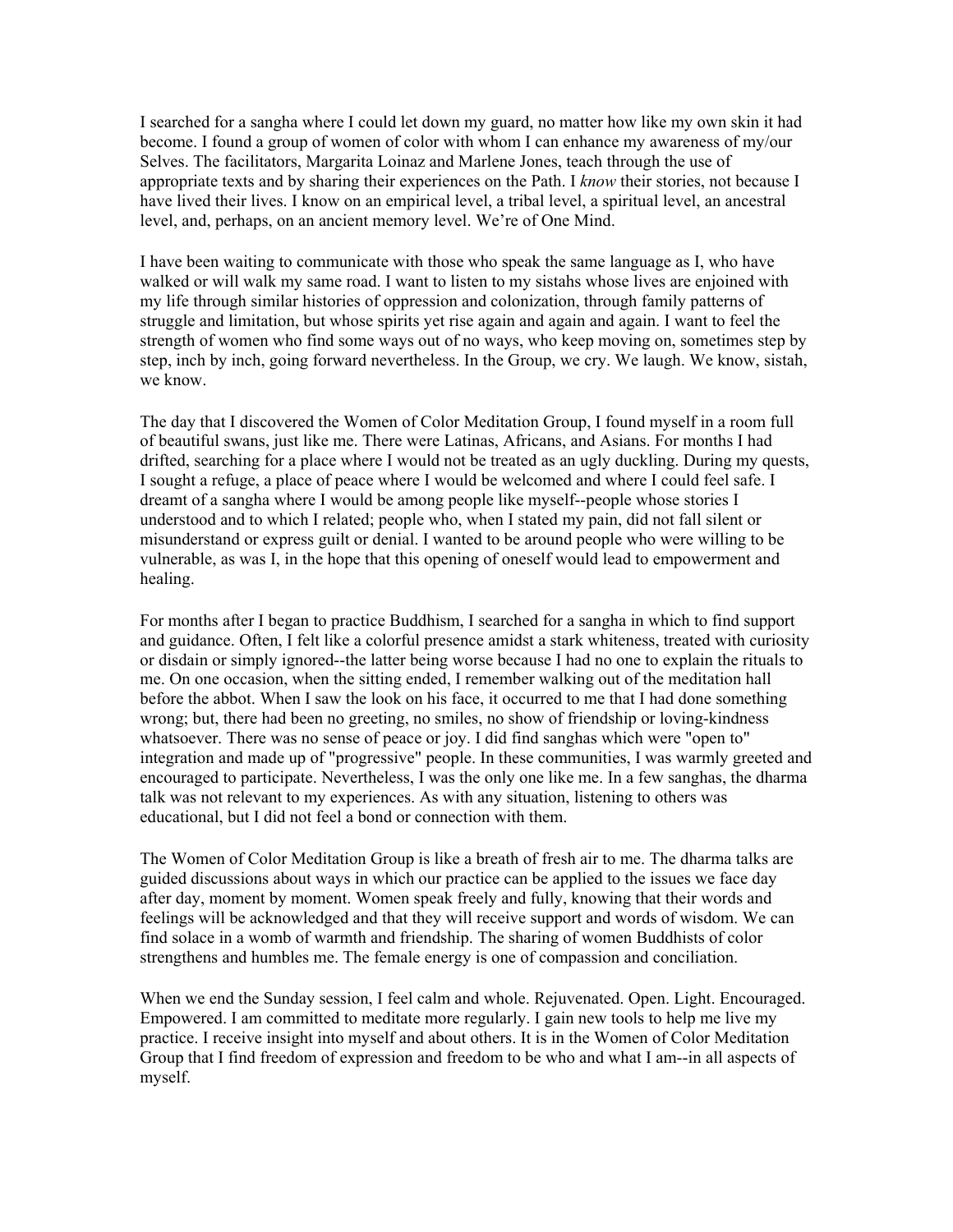I searched for a sangha where I could let down my guard, no matter how like my own skin it had become. I found a group of women of color with whom I can enhance my awareness of my/our Selves. The facilitators, Margarita Loinaz and Marlene Jones, teach through the use of appropriate texts and by sharing their experiences on the Path. I *know* their stories, not because I have lived their lives. I know on an empirical level, a tribal level, a spiritual level, an ancestral level, and, perhaps, on an ancient memory level. We're of One Mind.

I have been waiting to communicate with those who speak the same language as I, who have walked or will walk my same road. I want to listen to my sistahs whose lives are enjoined with my life through similar histories of oppression and colonization, through family patterns of struggle and limitation, but whose spirits yet rise again and again and again. I want to feel the strength of women who find some ways out of no ways, who keep moving on, sometimes step by step, inch by inch, going forward nevertheless. In the Group, we cry. We laugh. We know, sistah, we know.

The day that I discovered the Women of Color Meditation Group, I found myself in a room full of beautiful swans, just like me. There were Latinas, Africans, and Asians. For months I had drifted, searching for a place where I would not be treated as an ugly duckling. During my quests, I sought a refuge, a place of peace where I would be welcomed and where I could feel safe. I dreamt of a sangha where I would be among people like myself--people whose stories I understood and to which I related; people who, when I stated my pain, did not fall silent or misunderstand or express guilt or denial. I wanted to be around people who were willing to be vulnerable, as was I, in the hope that this opening of oneself would lead to empowerment and healing.

For months after I began to practice Buddhism, I searched for a sangha in which to find support and guidance. Often, I felt like a colorful presence amidst a stark whiteness, treated with curiosity or disdain or simply ignored--the latter being worse because I had no one to explain the rituals to me. On one occasion, when the sitting ended, I remember walking out of the meditation hall before the abbot. When I saw the look on his face, it occurred to me that I had done something wrong; but, there had been no greeting, no smiles, no show of friendship or loving-kindness whatsoever. There was no sense of peace or joy. I did find sanghas which were "open to" integration and made up of "progressive" people. In these communities, I was warmly greeted and encouraged to participate. Nevertheless, I was the only one like me. In a few sanghas, the dharma talk was not relevant to my experiences. As with any situation, listening to others was educational, but I did not feel a bond or connection with them.

The Women of Color Meditation Group is like a breath of fresh air to me. The dharma talks are guided discussions about ways in which our practice can be applied to the issues we face day after day, moment by moment. Women speak freely and fully, knowing that their words and feelings will be acknowledged and that they will receive support and words of wisdom. We can find solace in a womb of warmth and friendship. The sharing of women Buddhists of color strengthens and humbles me. The female energy is one of compassion and conciliation.

When we end the Sunday session, I feel calm and whole. Rejuvenated. Open. Light. Encouraged. Empowered. I am committed to meditate more regularly. I gain new tools to help me live my practice. I receive insight into myself and about others. It is in the Women of Color Meditation Group that I find freedom of expression and freedom to be who and what I am--in all aspects of myself.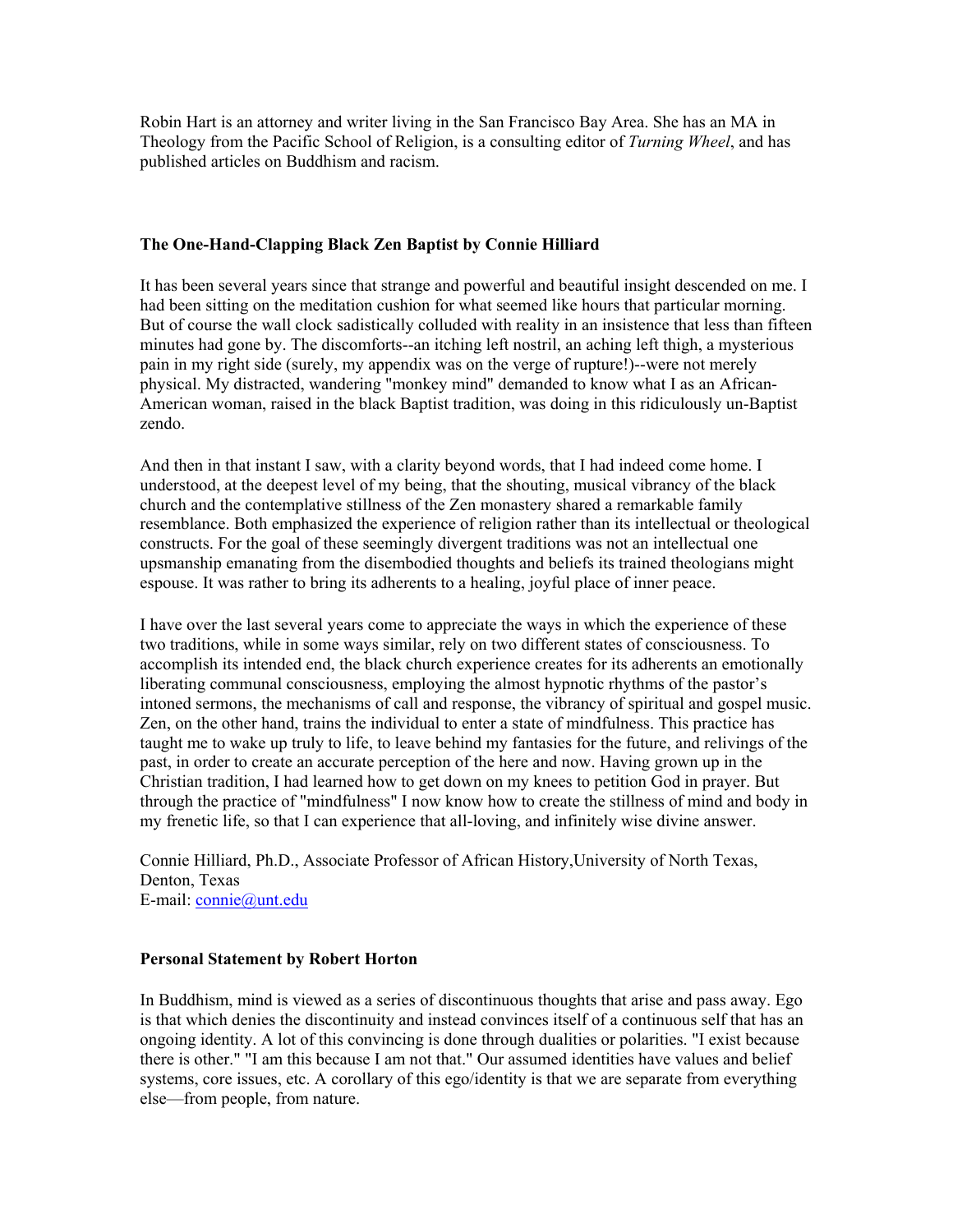Robin Hart is an attorney and writer living in the San Francisco Bay Area. She has an MA in Theology from the Pacific School of Religion, is a consulting editor of *Turning Wheel*, and has published articles on Buddhism and racism.

### The One-Hand-Clapping Black Zen Baptist by Connie Hilliard

It has been several years since that strange and powerful and beautiful insight descended on me. I had been sitting on the meditation cushion for what seemed like hours that particular morning. But of course the wall clock sadistically colluded with reality in an insistence that less than fifteen minutes had gone by. The discomforts--an itching left nostril, an aching left thigh, a mysterious pain in my right side (surely, my appendix was on the verge of rupture!)--were not merely physical. My distracted, wandering "monkey mind" demanded to know what I as an African-American woman, raised in the black Baptist tradition, was doing in this ridiculously un-Baptist zendo.

And then in that instant I saw, with a clarity beyond words, that I had indeed come home. I understood, at the deepest level of my being, that the shouting, musical vibrancy of the black church and the contemplative stillness of the Zen monastery shared a remarkable family resemblance. Both emphasized the experience of religion rather than its intellectual or theological constructs. For the goal of these seemingly divergent traditions was not an intellectual one upsmanship emanating from the disembodied thoughts and beliefs its trained theologians might espouse. It was rather to bring its adherents to a healing, joyful place of inner peace.

I have over the last several years come to appreciate the ways in which the experience of these two traditions, while in some ways similar, rely on two different states of consciousness. To accomplish its intended end, the black church experience creates for its adherents an emotionally liberating communal consciousness, employing the almost hypnotic rhythms of the pastor's intoned sermons, the mechanisms of call and response, the vibrancy of spiritual and gospel music. Zen, on the other hand, trains the individual to enter a state of mindfulness. This practice has taught me to wake up truly to life, to leave behind my fantasies for the future, and relivings of the past, in order to create an accurate perception of the here and now. Having grown up in the Christian tradition, I had learned how to get down on my knees to petition God in prayer. But through the practice of "mindfulness" I now know how to create the stillness of mind and body in my frenetic life, so that I can experience that all-loving, and infinitely wise divine answer.

Connie Hilliard, Ph.D., Associate Professor of African History,University of North Texas, Denton, Texas
E-mail: connie@unt.edu

### Personal Statement by Robert Horton

In Buddhism, mind is viewed as a series of discontinuous thoughts that arise and pass away. Ego is that which denies the discontinuity and instead convinces itself of a continuous self that has an ongoing identity. A lot of this convincing is done through dualities or polarities. "I exist because there is other." "I am this because I am not that." Our assumed identities have values and belief systems, core issues, etc. A corollary of this ego/identity is that we are separate from everything else—from people, from nature.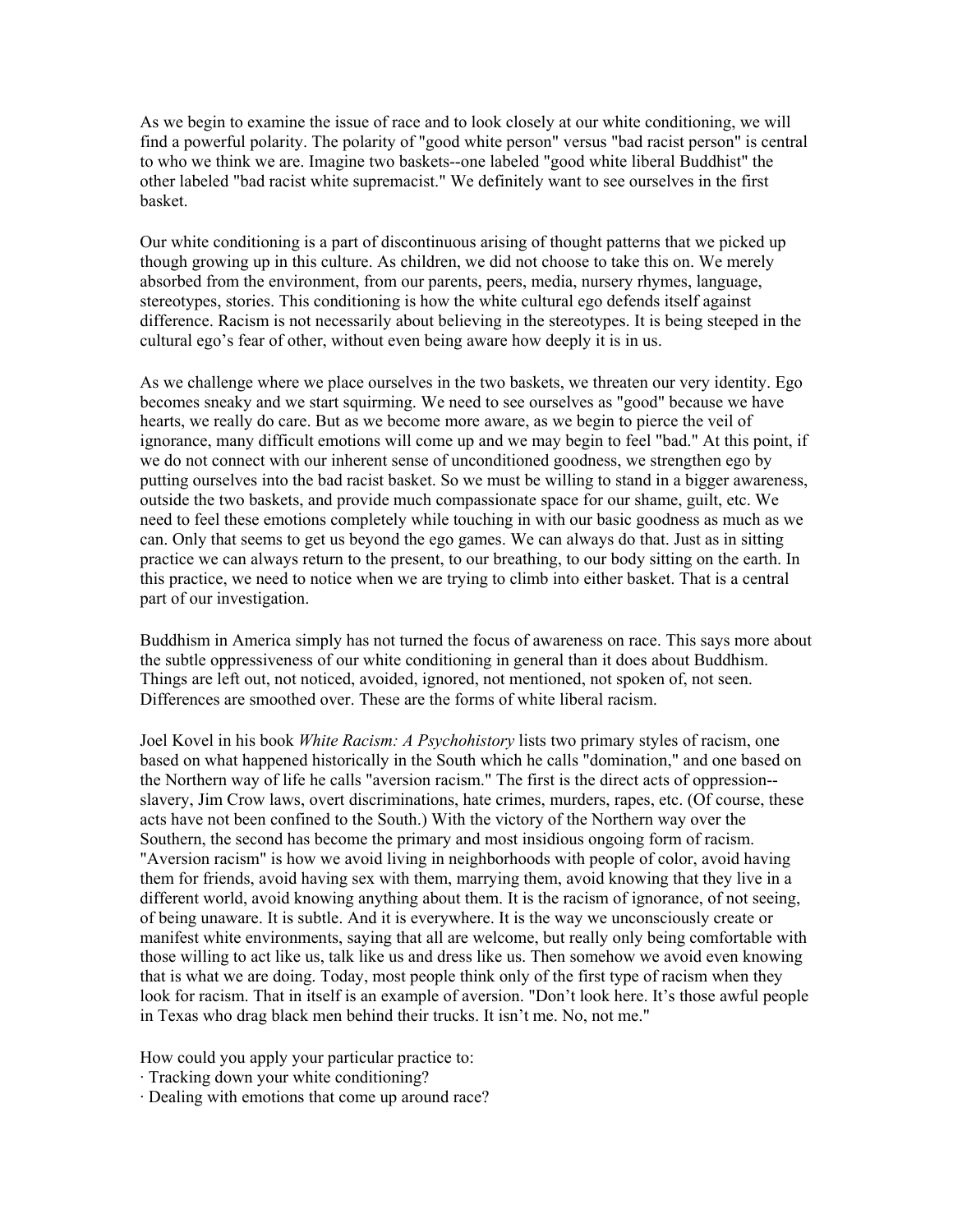As we begin to examine the issue of race and to look closely at our white conditioning, we will find a powerful polarity. The polarity of "good white person" versus "bad racist person" is central to who we think we are. Imagine two baskets--one labeled "good white liberal Buddhist" the other labeled "bad racist white supremacist." We definitely want to see ourselves in the first basket.

Our white conditioning is a part of discontinuous arising of thought patterns that we picked up though growing up in this culture. As children, we did not choose to take this on. We merely absorbed from the environment, from our parents, peers, media, nursery rhymes, language, stereotypes, stories. This conditioning is how the white cultural ego defends itself against difference. Racism is not necessarily about believing in the stereotypes. It is being steeped in the cultural ego's fear of other, without even being aware how deeply it is in us.

As we challenge where we place ourselves in the two baskets, we threaten our very identity. Ego becomes sneaky and we start squirming. We need to see ourselves as "good" because we have hearts, we really do care. But as we become more aware, as we begin to pierce the veil of ignorance, many difficult emotions will come up and we may begin to feel "bad." At this point, if we do not connect with our inherent sense of unconditioned goodness, we strengthen ego by putting ourselves into the bad racist basket. So we must be willing to stand in a bigger awareness, outside the two baskets, and provide much compassionate space for our shame, guilt, etc. We need to feel these emotions completely while touching in with our basic goodness as much as we can. Only that seems to get us beyond the ego games. We can always do that. Just as in sitting practice we can always return to the present, to our breathing, to our body sitting on the earth. In this practice, we need to notice when we are trying to climb into either basket. That is a central part of our investigation.

Buddhism in America simply has not turned the focus of awareness on race. This says more about the subtle oppressiveness of our white conditioning in general than it does about Buddhism. Things are left out, not noticed, avoided, ignored, not mentioned, not spoken of, not seen. Differences are smoothed over. These are the forms of white liberal racism.

Joel Kovel in his book *White Racism: A Psychohistory* lists two primary styles of racism, one based on what happened historically in the South which he calls "domination," and one based on the Northern way of life he calls "aversion racism." The first is the direct acts of oppression--slavery, Jim Crow laws, overt discriminations, hate crimes, murders, rapes, etc. (Of course, these acts have not been confined to the South.) With the victory of the Northern way over the Southern, the second has become the primary and most insidious ongoing form of racism. "Aversion racism" is how we avoid living in neighborhoods with people of color, avoid having them for friends, avoid having sex with them, marrying them, avoid knowing that they live in a different world, avoid knowing anything about them. It is the racism of ignorance, of not seeing, of being unaware. It is subtle. And it is everywhere. It is the way we unconsciously create or manifest white environments, saying that all are welcome, but really only being comfortable with those willing to act like us, talk like us and dress like us. Then somehow we avoid even knowing that is what we are doing. Today, most people think only of the first type of racism when they look for racism. That in itself is an example of aversion. "Don't look here. It's those awful people in Texas who drag black men behind their trucks. It isn't me. No, not me."

How could you apply your particular practice to:

- Tracking down your white conditioning?
- Dealing with emotions that come up around race?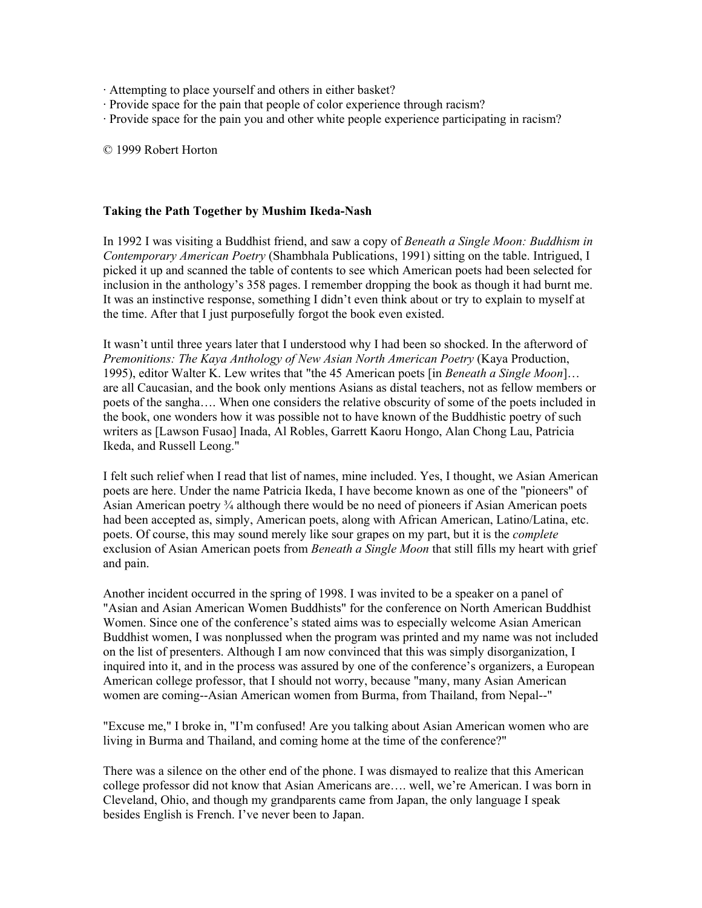· Attempting to place yourself and others in either basket?
· Provide space for the pain that people of color experience through racism?
· Provide space for the pain you and other white people experience participating in racism?

© 1999 Robert Horton

**Taking the Path Together by Mushim Ikeda-Nash**

In 1992 I was visiting a Buddhist friend, and saw a copy of *Beneath a Single Moon: Buddhism in Contemporary American Poetry* (Shambhala Publications, 1991) sitting on the table. Intrigued, I picked it up and scanned the table of contents to see which American poets had been selected for inclusion in the anthology's 358 pages. I remember dropping the book as though it had burnt me. It was an instinctive response, something I didn't even think about or try to explain to myself at the time. After that I just purposefully forgot the book even existed.

It wasn't until three years later that I understood why I had been so shocked. In the afterword of *Premonitions: The Kaya Anthology of New Asian North American Poetry* (Kaya Production, 1995), editor Walter K. Lew writes that "the 45 American poets [in *Beneath a Single Moon*]… are all Caucasian, and the book only mentions Asians as distal teachers, not as fellow members or poets of the sangha…. When one considers the relative obscurity of some of the poets included in the book, one wonders how it was possible not to have known of the Buddhistic poetry of such writers as [Lawson Fusao] Inada, Al Robles, Garrett Kaoru Hongo, Alan Chong Lau, Patricia Ikeda, and Russell Leong."

I felt such relief when I read that list of names, mine included. Yes, I thought, we Asian American poets are here. Under the name Patricia Ikeda, I have become known as one of the "pioneers" of Asian American poetry ¾ although there would be no need of pioneers if Asian American poets had been accepted as, simply, American poets, along with African American, Latino/Latina, etc. poets. Of course, this may sound merely like sour grapes on my part, but it is the *complete* exclusion of Asian American poets from *Beneath a Single Moon* that still fills my heart with grief and pain.

Another incident occurred in the spring of 1998. I was invited to be a speaker on a panel of "Asian and Asian American Women Buddhists" for the conference on North American Buddhist Women. Since one of the conference's stated aims was to especially welcome Asian American Buddhist women, I was nonplussed when the program was printed and my name was not included on the list of presenters. Although I am now convinced that this was simply disorganization, I inquired into it, and in the process was assured by one of the conference's organizers, a European American college professor, that I should not worry, because "many, many Asian American women are coming--Asian American women from Burma, from Thailand, from Nepal--"

"Excuse me," I broke in, "I'm confused! Are you talking about Asian American women who are living in Burma and Thailand, and coming home at the time of the conference?"

There was a silence on the other end of the phone. I was dismayed to realize that this American college professor did not know that Asian Americans are…. well, we're American. I was born in Cleveland, Ohio, and though my grandparents came from Japan, the only language I speak besides English is French. I've never been to Japan.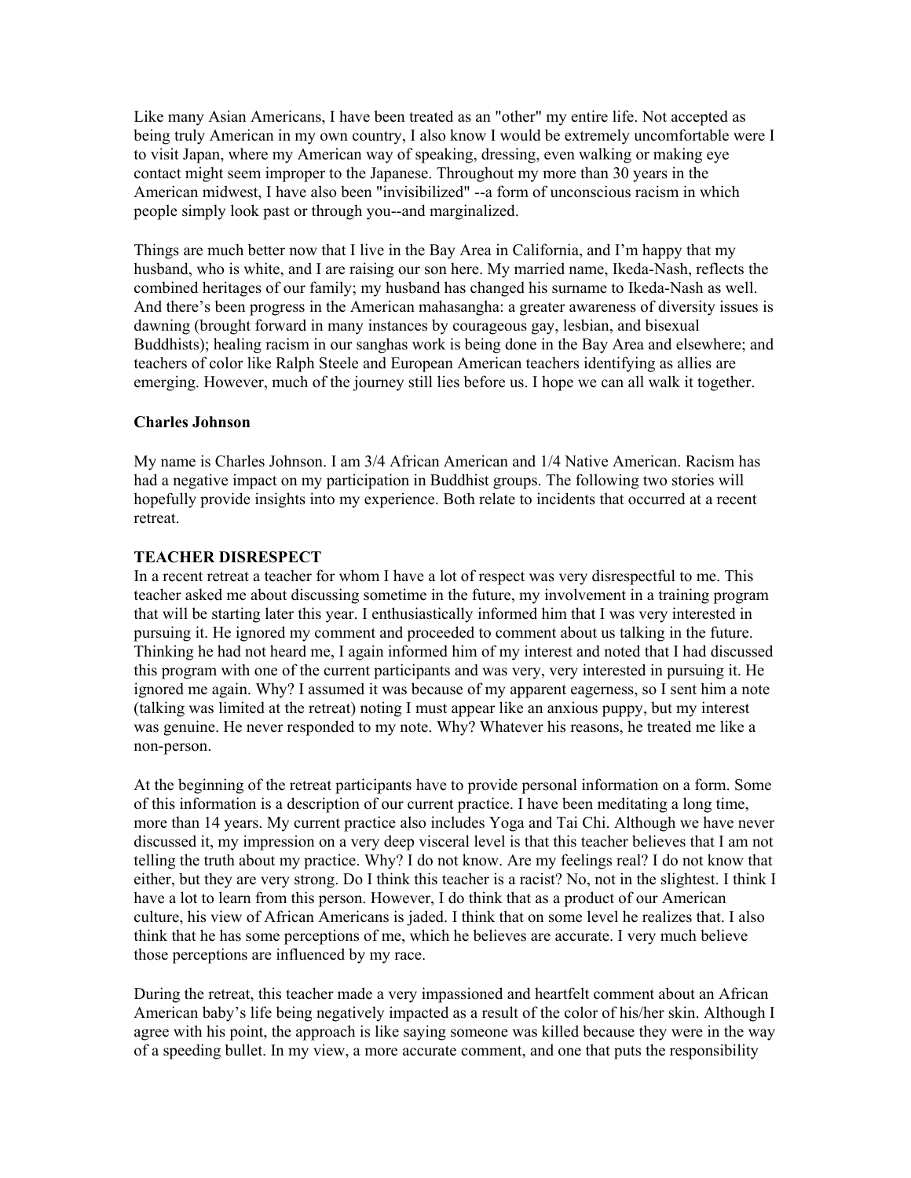Like many Asian Americans, I have been treated as an "other" my entire life. Not accepted as being truly American in my own country, I also know I would be extremely uncomfortable were I to visit Japan, where my American way of speaking, dressing, even walking or making eye contact might seem improper to the Japanese. Throughout my more than 30 years in the American midwest, I have also been "invisibilized" --a form of unconscious racism in which people simply look past or through you--and marginalized.

Things are much better now that I live in the Bay Area in California, and I'm happy that my husband, who is white, and I are raising our son here. My married name, Ikeda-Nash, reflects the combined heritages of our family; my husband has changed his surname to Ikeda-Nash as well. And there's been progress in the American mahasangha: a greater awareness of diversity issues is dawning (brought forward in many instances by courageous gay, lesbian, and bisexual Buddhists); healing racism in our sanghas work is being done in the Bay Area and elsewhere; and teachers of color like Ralph Steele and European American teachers identifying as allies are emerging. However, much of the journey still lies before us. I hope we can all walk it together.

**Charles Johnson**

My name is Charles Johnson. I am 3/4 African American and 1/4 Native American. Racism has had a negative impact on my participation in Buddhist groups. The following two stories will hopefully provide insights into my experience. Both relate to incidents that occurred at a recent retreat.

**TEACHER DISRESPECT**

In a recent retreat a teacher for whom I have a lot of respect was very disrespectful to me. This teacher asked me about discussing sometime in the future, my involvement in a training program that will be starting later this year. I enthusiastically informed him that I was very interested in pursuing it. He ignored my comment and proceeded to comment about us talking in the future. Thinking he had not heard me, I again informed him of my interest and noted that I had discussed this program with one of the current participants and was very, very interested in pursuing it. He ignored me again. Why? I assumed it was because of my apparent eagerness, so I sent him a note (talking was limited at the retreat) noting I must appear like an anxious puppy, but my interest was genuine. He never responded to my note. Why? Whatever his reasons, he treated me like a non-person.

At the beginning of the retreat participants have to provide personal information on a form. Some of this information is a description of our current practice. I have been meditating a long time, more than 14 years. My current practice also includes Yoga and Tai Chi. Although we have never discussed it, my impression on a very deep visceral level is that this teacher believes that I am not telling the truth about my practice. Why? I do not know. Are my feelings real? I do not know that either, but they are very strong. Do I think this teacher is a racist? No, not in the slightest. I think I have a lot to learn from this person. However, I do think that as a product of our American culture, his view of African Americans is jaded. I think that on some level he realizes that. I also think that he has some perceptions of me, which he believes are accurate. I very much believe those perceptions are influenced by my race.

During the retreat, this teacher made a very impassioned and heartfelt comment about an African American baby's life being negatively impacted as a result of the color of his/her skin. Although I agree with his point, the approach is like saying someone was killed because they were in the way of a speeding bullet. In my view, a more accurate comment, and one that puts the responsibility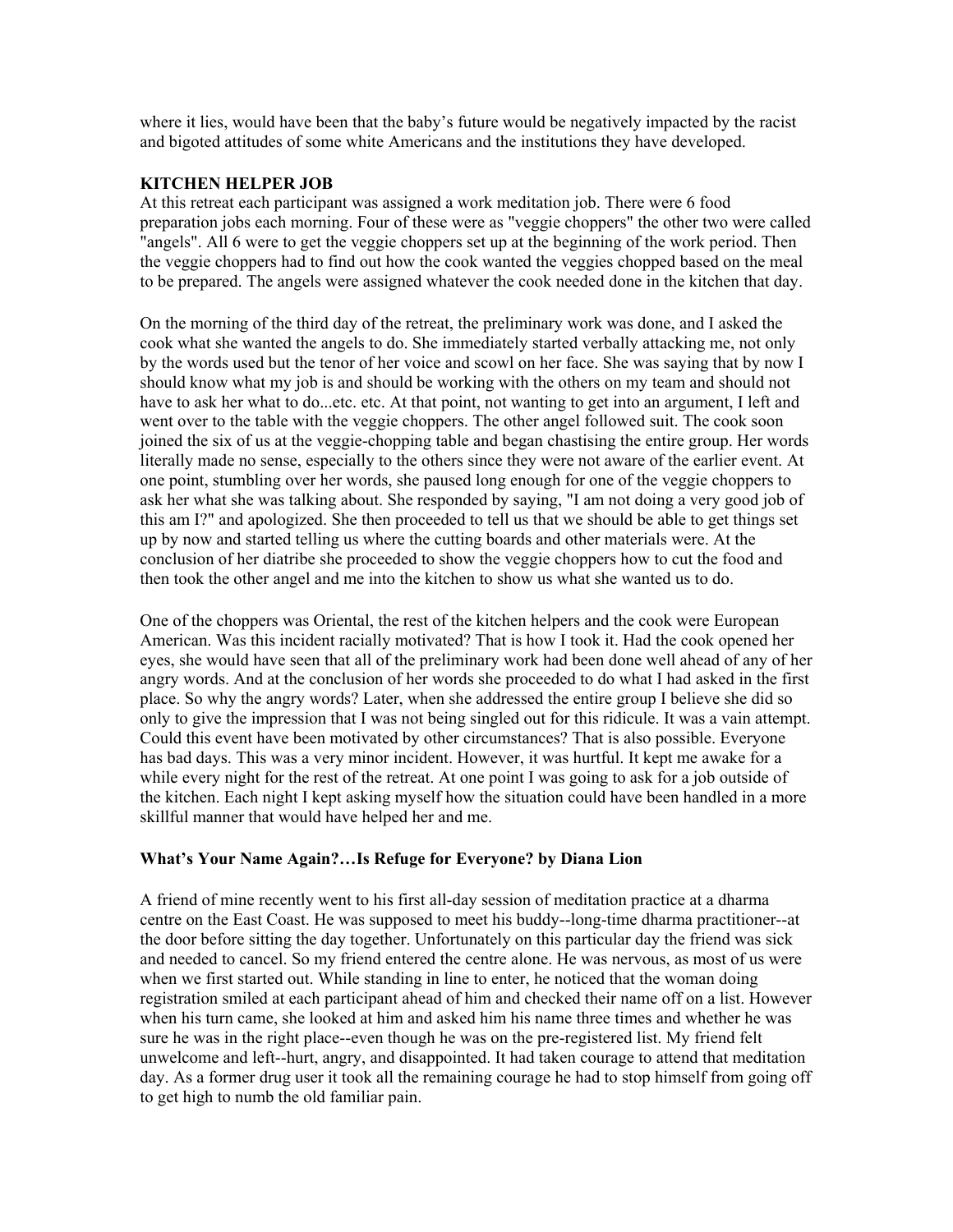where it lies, would have been that the baby's future would be negatively impacted by the racist and bigoted attitudes of some white Americans and the institutions they have developed.

**KITCHEN HELPER JOB**

At this retreat each participant was assigned a work meditation job. There were 6 food preparation jobs each morning. Four of these were as "veggie choppers" the other two were called "angels". All 6 were to get the veggie choppers set up at the beginning of the work period. Then the veggie choppers had to find out how the cook wanted the veggies chopped based on the meal to be prepared. The angels were assigned whatever the cook needed done in the kitchen that day.

On the morning of the third day of the retreat, the preliminary work was done, and I asked the cook what she wanted the angels to do. She immediately started verbally attacking me, not only by the words used but the tenor of her voice and scowl on her face. She was saying that by now I should know what my job is and should be working with the others on my team and should not have to ask her what to do...etc. etc. At that point, not wanting to get into an argument, I left and went over to the table with the veggie choppers. The other angel followed suit. The cook soon joined the six of us at the veggie-chopping table and began chastising the entire group. Her words literally made no sense, especially to the others since they were not aware of the earlier event. At one point, stumbling over her words, she paused long enough for one of the veggie choppers to ask her what she was talking about. She responded by saying, "I am not doing a very good job of this am I?" and apologized. She then proceeded to tell us that we should be able to get things set up by now and started telling us where the cutting boards and other materials were. At the conclusion of her diatribe she proceeded to show the veggie choppers how to cut the food and then took the other angel and me into the kitchen to show us what she wanted us to do.

One of the choppers was Oriental, the rest of the kitchen helpers and the cook were European American. Was this incident racially motivated? That is how I took it. Had the cook opened her eyes, she would have seen that all of the preliminary work had been done well ahead of any of her angry words. And at the conclusion of her words she proceeded to do what I had asked in the first place. So why the angry words? Later, when she addressed the entire group I believe she did so only to give the impression that I was not being singled out for this ridicule. It was a vain attempt. Could this event have been motivated by other circumstances? That is also possible. Everyone has bad days. This was a very minor incident. However, it was hurtful. It kept me awake for a while every night for the rest of the retreat. At one point I was going to ask for a job outside of the kitchen. Each night I kept asking myself how the situation could have been handled in a more skillful manner that would have helped her and me.

**What's Your Name Again?…Is Refuge for Everyone? by Diana Lion**

A friend of mine recently went to his first all-day session of meditation practice at a dharma centre on the East Coast. He was supposed to meet his buddy--long-time dharma practitioner--at the door before sitting the day together. Unfortunately on this particular day the friend was sick and needed to cancel. So my friend entered the centre alone. He was nervous, as most of us were when we first started out. While standing in line to enter, he noticed that the woman doing registration smiled at each participant ahead of him and checked their name off on a list. However when his turn came, she looked at him and asked him his name three times and whether he was sure he was in the right place--even though he was on the pre-registered list. My friend felt unwelcome and left--hurt, angry, and disappointed. It had taken courage to attend that meditation day. As a former drug user it took all the remaining courage he had to stop himself from going off to get high to numb the old familiar pain.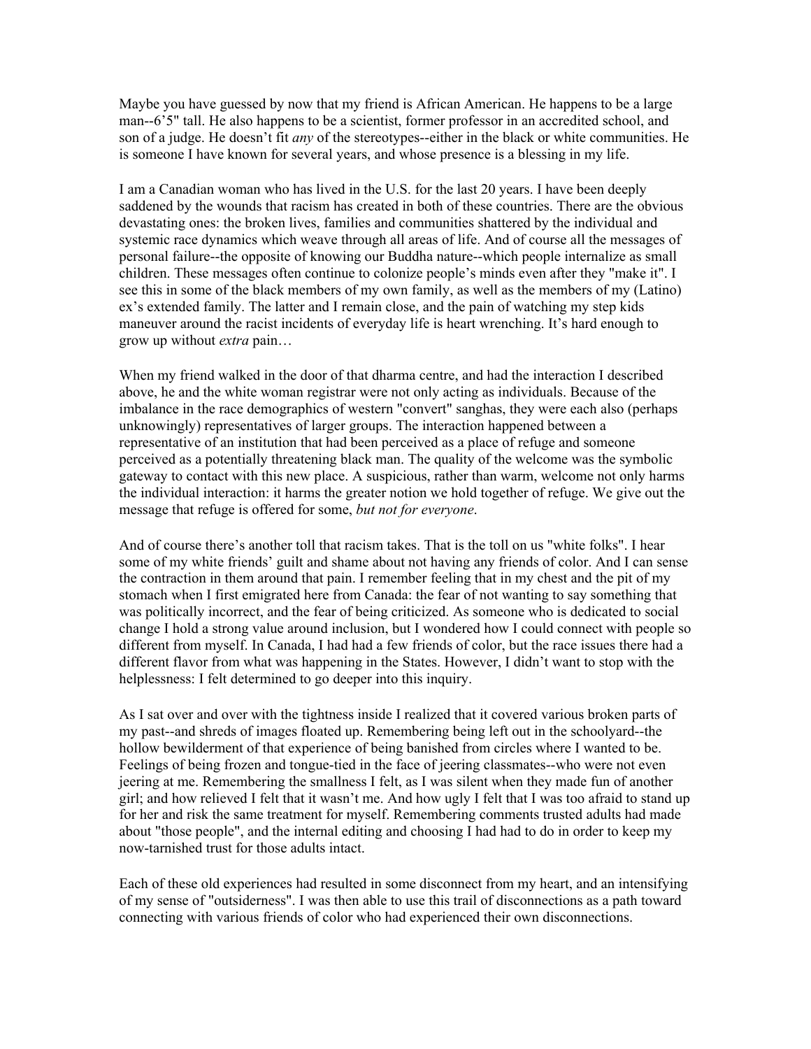Maybe you have guessed by now that my friend is African American. He happens to be a large man--6'5" tall. He also happens to be a scientist, former professor in an accredited school, and son of a judge. He doesn't fit *any* of the stereotypes--either in the black or white communities. He is someone I have known for several years, and whose presence is a blessing in my life.

I am a Canadian woman who has lived in the U.S. for the last 20 years. I have been deeply saddened by the wounds that racism has created in both of these countries. There are the obvious devastating ones: the broken lives, families and communities shattered by the individual and systemic race dynamics which weave through all areas of life. And of course all the messages of personal failure--the opposite of knowing our Buddha nature--which people internalize as small children. These messages often continue to colonize people's minds even after they "make it". I see this in some of the black members of my own family, as well as the members of my (Latino) ex's extended family. The latter and I remain close, and the pain of watching my step kids maneuver around the racist incidents of everyday life is heart wrenching. It's hard enough to grow up without *extra* pain…

When my friend walked in the door of that dharma centre, and had the interaction I described above, he and the white woman registrar were not only acting as individuals. Because of the imbalance in the race demographics of western "convert" sanghas, they were each also (perhaps unknowingly) representatives of larger groups. The interaction happened between a representative of an institution that had been perceived as a place of refuge and someone perceived as a potentially threatening black man. The quality of the welcome was the symbolic gateway to contact with this new place. A suspicious, rather than warm, welcome not only harms the individual interaction: it harms the greater notion we hold together of refuge. We give out the message that refuge is offered for some, *but not for everyone*.

And of course there's another toll that racism takes. That is the toll on us "white folks". I hear some of my white friends' guilt and shame about not having any friends of color. And I can sense the contraction in them around that pain. I remember feeling that in my chest and the pit of my stomach when I first emigrated here from Canada: the fear of not wanting to say something that was politically incorrect, and the fear of being criticized. As someone who is dedicated to social change I hold a strong value around inclusion, but I wondered how I could connect with people so different from myself. In Canada, I had had a few friends of color, but the race issues there had a different flavor from what was happening in the States. However, I didn't want to stop with the helplessness: I felt determined to go deeper into this inquiry.

As I sat over and over with the tightness inside I realized that it covered various broken parts of my past--and shreds of images floated up. Remembering being left out in the schoolyard--the hollow bewilderment of that experience of being banished from circles where I wanted to be. Feelings of being frozen and tongue-tied in the face of jeering classmates--who were not even jeering at me. Remembering the smallness I felt, as I was silent when they made fun of another girl; and how relieved I felt that it wasn't me. And how ugly I felt that I was too afraid to stand up for her and risk the same treatment for myself. Remembering comments trusted adults had made about "those people", and the internal editing and choosing I had had to do in order to keep my now-tarnished trust for those adults intact.

Each of these old experiences had resulted in some disconnect from my heart, and an intensifying of my sense of "outsiderness". I was then able to use this trail of disconnections as a path toward connecting with various friends of color who had experienced their own disconnections.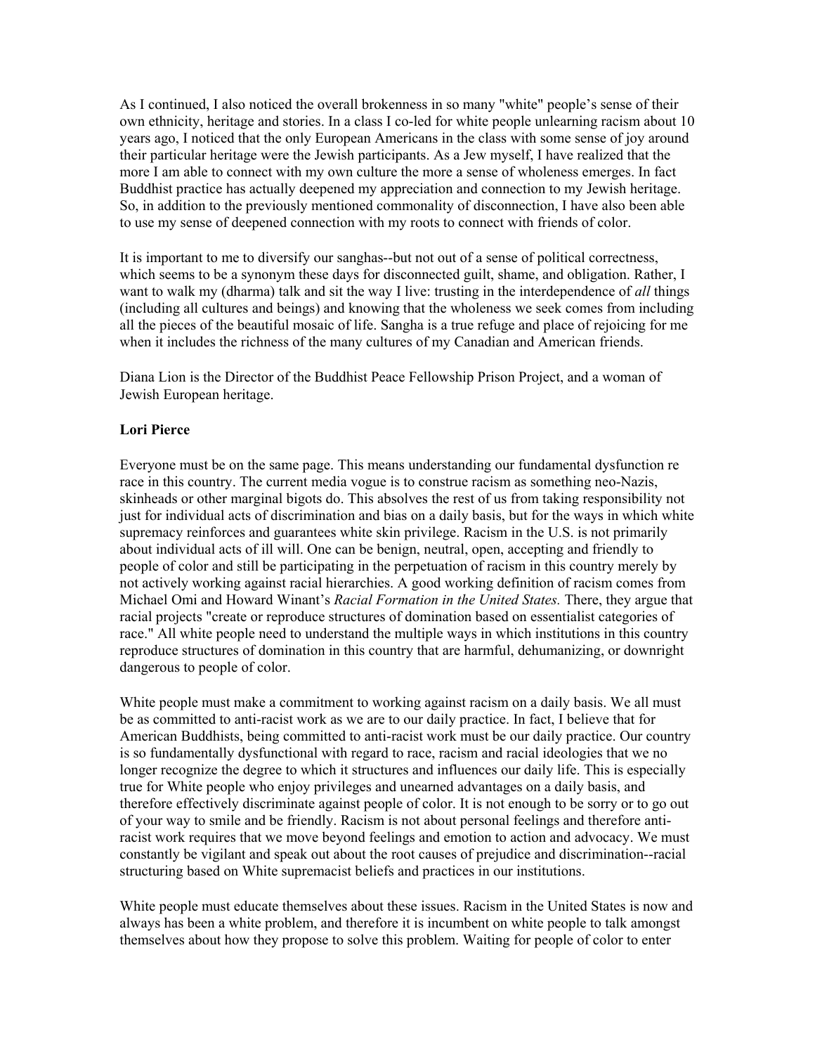As I continued, I also noticed the overall brokenness in so many "white" people's sense of their own ethnicity, heritage and stories. In a class I co-led for white people unlearning racism about 10 years ago, I noticed that the only European Americans in the class with some sense of joy around their particular heritage were the Jewish participants. As a Jew myself, I have realized that the more I am able to connect with my own culture the more a sense of wholeness emerges. In fact Buddhist practice has actually deepened my appreciation and connection to my Jewish heritage. So, in addition to the previously mentioned commonality of disconnection, I have also been able to use my sense of deepened connection with my roots to connect with friends of color.

It is important to me to diversify our sanghas--but not out of a sense of political correctness, which seems to be a synonym these days for disconnected guilt, shame, and obligation. Rather, I want to walk my (dharma) talk and sit the way I live: trusting in the interdependence of *all* things (including all cultures and beings) and knowing that the wholeness we seek comes from including all the pieces of the beautiful mosaic of life. Sangha is a true refuge and place of rejoicing for me when it includes the richness of the many cultures of my Canadian and American friends.

Diana Lion is the Director of the Buddhist Peace Fellowship Prison Project, and a woman of Jewish European heritage.

**Lori Pierce**

Everyone must be on the same page. This means understanding our fundamental dysfunction re race in this country. The current media vogue is to construe racism as something neo-Nazis, skinheads or other marginal bigots do. This absolves the rest of us from taking responsibility not just for individual acts of discrimination and bias on a daily basis, but for the ways in which white supremacy reinforces and guarantees white skin privilege. Racism in the U.S. is not primarily about individual acts of ill will. One can be benign, neutral, open, accepting and friendly to people of color and still be participating in the perpetuation of racism in this country merely by not actively working against racial hierarchies. A good working definition of racism comes from Michael Omi and Howard Winant's *Racial Formation in the United States.* There, they argue that racial projects "create or reproduce structures of domination based on essentialist categories of race." All white people need to understand the multiple ways in which institutions in this country reproduce structures of domination in this country that are harmful, dehumanizing, or downright dangerous to people of color.

White people must make a commitment to working against racism on a daily basis. We all must be as committed to anti-racist work as we are to our daily practice. In fact, I believe that for American Buddhists, being committed to anti-racist work must be our daily practice. Our country is so fundamentally dysfunctional with regard to race, racism and racial ideologies that we no longer recognize the degree to which it structures and influences our daily life. This is especially true for White people who enjoy privileges and unearned advantages on a daily basis, and therefore effectively discriminate against people of color. It is not enough to be sorry or to go out of your way to smile and be friendly. Racism is not about personal feelings and therefore anti-racist work requires that we move beyond feelings and emotion to action and advocacy. We must constantly be vigilant and speak out about the root causes of prejudice and discrimination--racial structuring based on White supremacist beliefs and practices in our institutions.

White people must educate themselves about these issues. Racism in the United States is now and always has been a white problem, and therefore it is incumbent on white people to talk amongst themselves about how they propose to solve this problem. Waiting for people of color to enter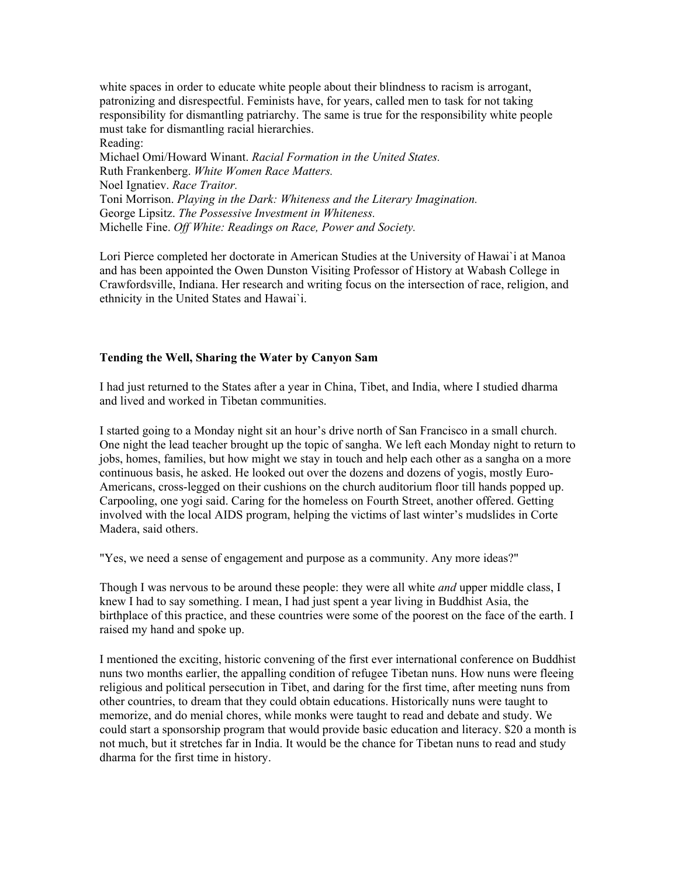white spaces in order to educate white people about their blindness to racism is arrogant, patronizing and disrespectful. Feminists have, for years, called men to task for not taking responsibility for dismantling patriarchy. The same is true for the responsibility white people must take for dismantling racial hierarchies.

Reading:
Michael Omi/Howard Winant. *Racial Formation in the United States.*
Ruth Frankenberg. *White Women Race Matters.*
Noel Ignatiev. *Race Traitor.*
Toni Morrison. *Playing in the Dark: Whiteness and the Literary Imagination.*
George Lipsitz. *The Possessive Investment in Whiteness.*
Michelle Fine. *Off White: Readings on Race, Power and Society.*

Lori Pierce completed her doctorate in American Studies at the University of Hawai`i at Manoa and has been appointed the Owen Dunston Visiting Professor of History at Wabash College in Crawfordsville, Indiana. Her research and writing focus on the intersection of race, religion, and ethnicity in the United States and Hawai`i.

**Tending the Well, Sharing the Water by Canyon Sam**

I had just returned to the States after a year in China, Tibet, and India, where I studied dharma and lived and worked in Tibetan communities.

I started going to a Monday night sit an hour's drive north of San Francisco in a small church. One night the lead teacher brought up the topic of sangha. We left each Monday night to return to jobs, homes, families, but how might we stay in touch and help each other as a sangha on a more continuous basis, he asked. He looked out over the dozens and dozens of yogis, mostly Euro-Americans, cross-legged on their cushions on the church auditorium floor till hands popped up. Carpooling, one yogi said. Caring for the homeless on Fourth Street, another offered. Getting involved with the local AIDS program, helping the victims of last winter's mudslides in Corte Madera, said others.

"Yes, we need a sense of engagement and purpose as a community. Any more ideas?"

Though I was nervous to be around these people: they were all white *and* upper middle class, I knew I had to say something. I mean, I had just spent a year living in Buddhist Asia, the birthplace of this practice, and these countries were some of the poorest on the face of the earth. I raised my hand and spoke up.

I mentioned the exciting, historic convening of the first ever international conference on Buddhist nuns two months earlier, the appalling condition of refugee Tibetan nuns. How nuns were fleeing religious and political persecution in Tibet, and daring for the first time, after meeting nuns from other countries, to dream that they could obtain educations. Historically nuns were taught to memorize, and do menial chores, while monks were taught to read and debate and study. We could start a sponsorship program that would provide basic education and literacy. $20 a month is not much, but it stretches far in India. It would be the chance for Tibetan nuns to read and study dharma for the first time in history.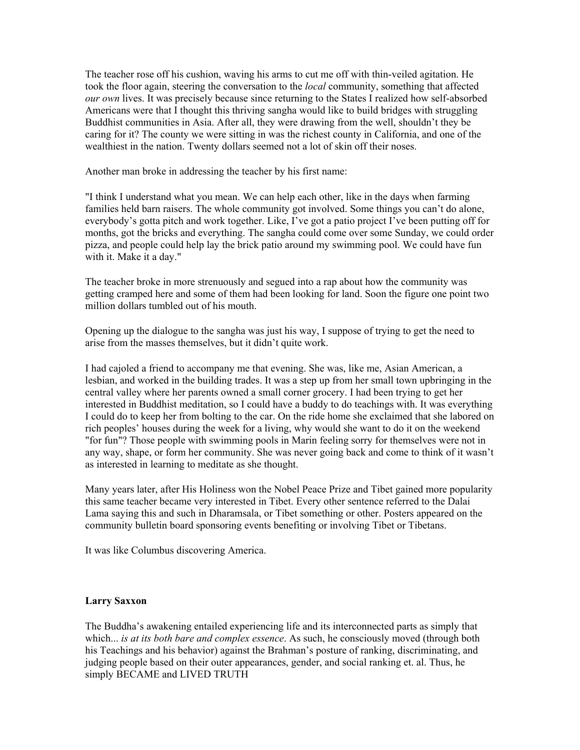The teacher rose off his cushion, waving his arms to cut me off with thin-veiled agitation. He took the floor again, steering the conversation to the *local* community, something that affected *our own* lives. It was precisely because since returning to the States I realized how self-absorbed Americans were that I thought this thriving sangha would like to build bridges with struggling Buddhist communities in Asia. After all, they were drawing from the well, shouldn't they be caring for it? The county we were sitting in was the richest county in California, and one of the wealthiest in the nation. Twenty dollars seemed not a lot of skin off their noses.

Another man broke in addressing the teacher by his first name:

"I think I understand what you mean. We can help each other, like in the days when farming families held barn raisers. The whole community got involved. Some things you can't do alone, everybody's gotta pitch and work together. Like, I've got a patio project I've been putting off for months, got the bricks and everything. The sangha could come over some Sunday, we could order pizza, and people could help lay the brick patio around my swimming pool. We could have fun with it. Make it a day."

The teacher broke in more strenuously and segued into a rap about how the community was getting cramped here and some of them had been looking for land. Soon the figure one point two million dollars tumbled out of his mouth.

Opening up the dialogue to the sangha was just his way, I suppose of trying to get the need to arise from the masses themselves, but it didn't quite work.

I had cajoled a friend to accompany me that evening. She was, like me, Asian American, a lesbian, and worked in the building trades. It was a step up from her small town upbringing in the central valley where her parents owned a small corner grocery. I had been trying to get her interested in Buddhist meditation, so I could have a buddy to do teachings with. It was everything I could do to keep her from bolting to the car. On the ride home she exclaimed that she labored on rich peoples' houses during the week for a living, why would she want to do it on the weekend "for fun"? Those people with swimming pools in Marin feeling sorry for themselves were not in any way, shape, or form her community. She was never going back and come to think of it wasn't as interested in learning to meditate as she thought.

Many years later, after His Holiness won the Nobel Peace Prize and Tibet gained more popularity this same teacher became very interested in Tibet. Every other sentence referred to the Dalai Lama saying this and such in Dharamsala, or Tibet something or other. Posters appeared on the community bulletin board sponsoring events benefiting or involving Tibet or Tibetans.

It was like Columbus discovering America.

**Larry Saxxon**

The Buddha's awakening entailed experiencing life and its interconnected parts as simply that which... *is at its both bare and complex essence*. As such, he consciously moved (through both his Teachings and his behavior) against the Brahman's posture of ranking, discriminating, and judging people based on their outer appearances, gender, and social ranking et. al. Thus, he simply BECAME and LIVED TRUTH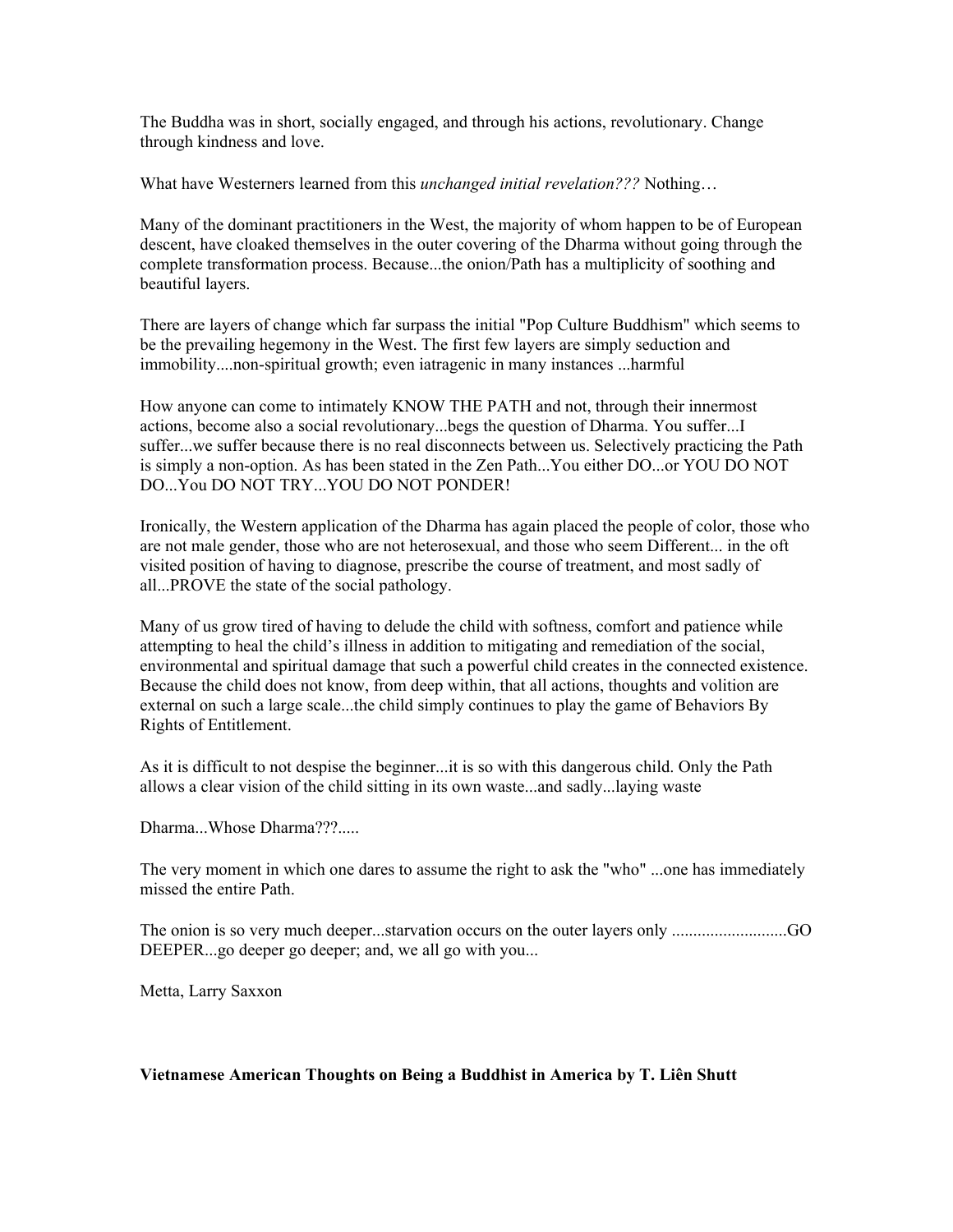The Buddha was in short, socially engaged, and through his actions, revolutionary. Change through kindness and love.

What have Westerners learned from this *unchanged initial revelation???* Nothing…

Many of the dominant practitioners in the West, the majority of whom happen to be of European descent, have cloaked themselves in the outer covering of the Dharma without going through the complete transformation process. Because...the onion/Path has a multiplicity of soothing and beautiful layers.

There are layers of change which far surpass the initial "Pop Culture Buddhism" which seems to be the prevailing hegemony in the West. The first few layers are simply seduction and immobility....non-spiritual growth; even iatragenic in many instances ...harmful

How anyone can come to intimately KNOW THE PATH and not, through their innermost actions, become also a social revolutionary...begs the question of Dharma. You suffer...I suffer...we suffer because there is no real disconnects between us. Selectively practicing the Path is simply a non-option. As has been stated in the Zen Path...You either DO...or YOU DO NOT DO...You DO NOT TRY...YOU DO NOT PONDER!

Ironically, the Western application of the Dharma has again placed the people of color, those who are not male gender, those who are not heterosexual, and those who seem Different... in the oft visited position of having to diagnose, prescribe the course of treatment, and most sadly of all...PROVE the state of the social pathology.

Many of us grow tired of having to delude the child with softness, comfort and patience while attempting to heal the child's illness in addition to mitigating and remediation of the social, environmental and spiritual damage that such a powerful child creates in the connected existence. Because the child does not know, from deep within, that all actions, thoughts and volition are external on such a large scale...the child simply continues to play the game of Behaviors By Rights of Entitlement.

As it is difficult to not despise the beginner...it is so with this dangerous child. Only the Path allows a clear vision of the child sitting in its own waste...and sadly...laying waste

Dharma...Whose Dharma???.....

The very moment in which one dares to assume the right to ask the "who" ...one has immediately missed the entire Path.

The onion is so very much deeper...starvation occurs on the outer layers only ..........................GO DEEPER...go deeper go deeper; and, we all go with you...

Metta, Larry Saxxon

**Vietnamese American Thoughts on Being a Buddhist in America by T. Liên Shutt**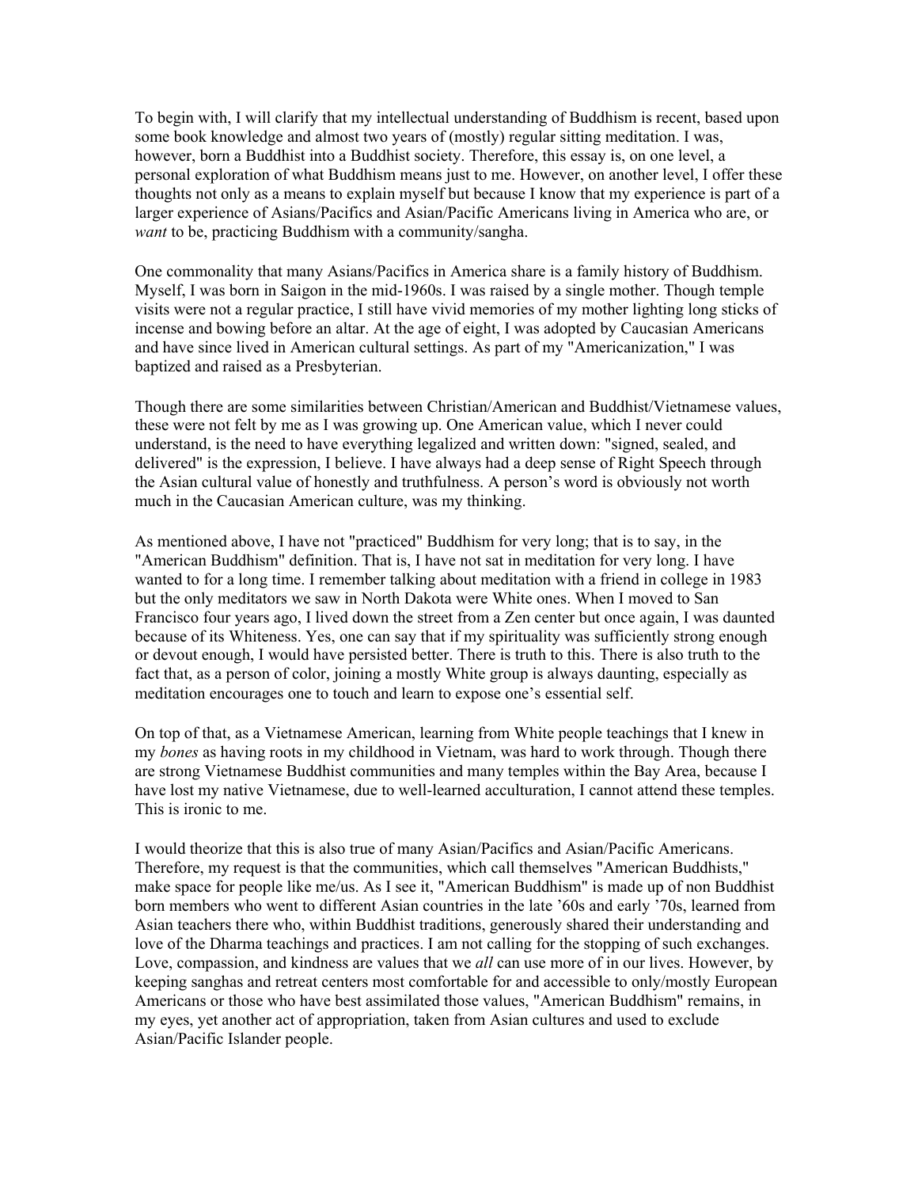To begin with, I will clarify that my intellectual understanding of Buddhism is recent, based upon some book knowledge and almost two years of (mostly) regular sitting meditation. I was, however, born a Buddhist into a Buddhist society. Therefore, this essay is, on one level, a personal exploration of what Buddhism means just to me. However, on another level, I offer these thoughts not only as a means to explain myself but because I know that my experience is part of a larger experience of Asians/Pacifics and Asian/Pacific Americans living in America who are, or *want* to be, practicing Buddhism with a community/sangha.

One commonality that many Asians/Pacifics in America share is a family history of Buddhism. Myself, I was born in Saigon in the mid-1960s. I was raised by a single mother. Though temple visits were not a regular practice, I still have vivid memories of my mother lighting long sticks of incense and bowing before an altar. At the age of eight, I was adopted by Caucasian Americans and have since lived in American cultural settings. As part of my "Americanization," I was baptized and raised as a Presbyterian.

Though there are some similarities between Christian/American and Buddhist/Vietnamese values, these were not felt by me as I was growing up. One American value, which I never could understand, is the need to have everything legalized and written down: "signed, sealed, and delivered" is the expression, I believe. I have always had a deep sense of Right Speech through the Asian cultural value of honestly and truthfulness. A person's word is obviously not worth much in the Caucasian American culture, was my thinking.

As mentioned above, I have not "practiced" Buddhism for very long; that is to say, in the "American Buddhism" definition. That is, I have not sat in meditation for very long. I have wanted to for a long time. I remember talking about meditation with a friend in college in 1983 but the only meditators we saw in North Dakota were White ones. When I moved to San Francisco four years ago, I lived down the street from a Zen center but once again, I was daunted because of its Whiteness. Yes, one can say that if my spirituality was sufficiently strong enough or devout enough, I would have persisted better. There is truth to this. There is also truth to the fact that, as a person of color, joining a mostly White group is always daunting, especially as meditation encourages one to touch and learn to expose one's essential self.

On top of that, as a Vietnamese American, learning from White people teachings that I knew in my *bones* as having roots in my childhood in Vietnam, was hard to work through. Though there are strong Vietnamese Buddhist communities and many temples within the Bay Area, because I have lost my native Vietnamese, due to well-learned acculturation, I cannot attend these temples. This is ironic to me.

I would theorize that this is also true of many Asian/Pacifics and Asian/Pacific Americans. Therefore, my request is that the communities, which call themselves "American Buddhists," make space for people like me/us. As I see it, "American Buddhism" is made up of non Buddhist born members who went to different Asian countries in the late '60s and early '70s, learned from Asian teachers there who, within Buddhist traditions, generously shared their understanding and love of the Dharma teachings and practices. I am not calling for the stopping of such exchanges. Love, compassion, and kindness are values that we *all* can use more of in our lives. However, by keeping sanghas and retreat centers most comfortable for and accessible to only/mostly European Americans or those who have best assimilated those values, "American Buddhism" remains, in my eyes, yet another act of appropriation, taken from Asian cultures and used to exclude Asian/Pacific Islander people.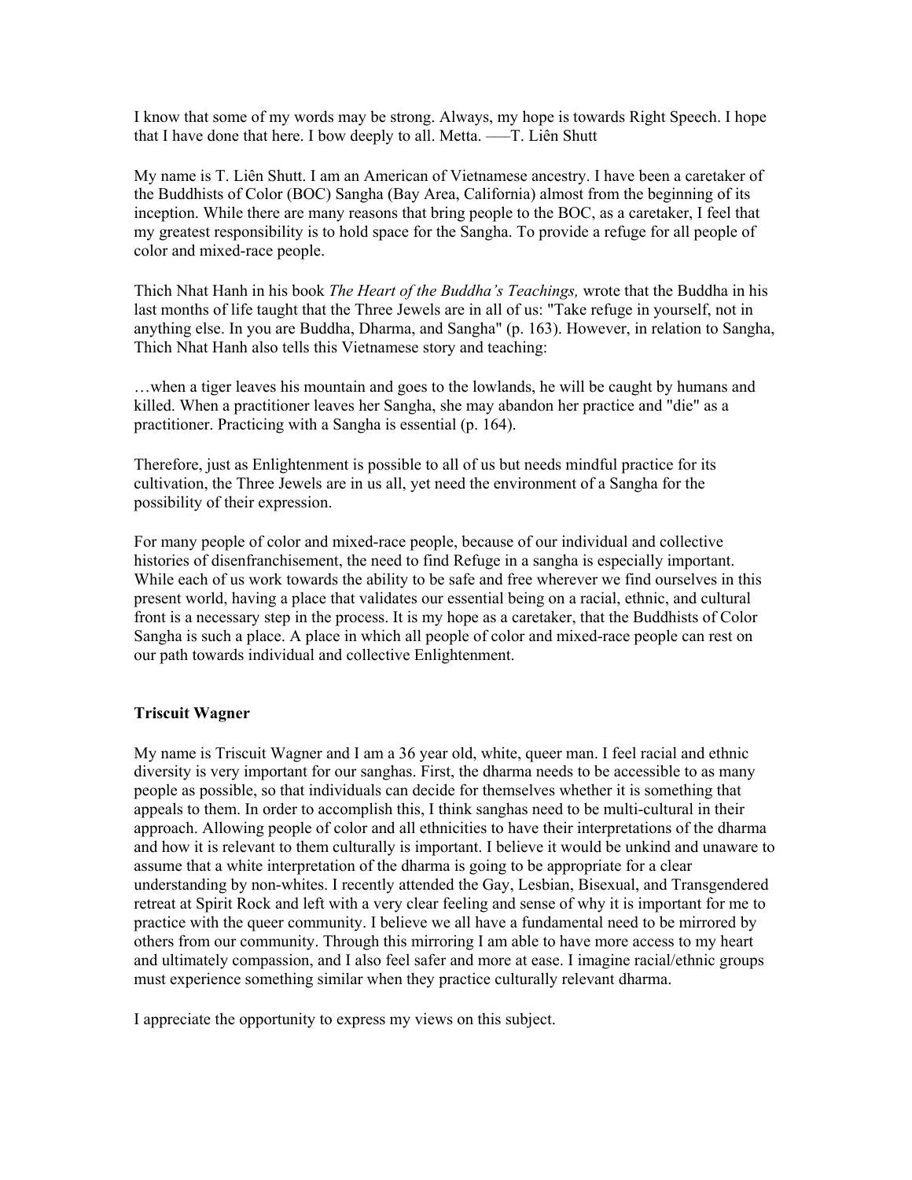I know that some of my words may be strong. Always, my hope is towards Right Speech. I hope that I have done that here. I bow deeply to all. Metta. —–T. Liên Shutt

My name is T. Liên Shutt. I am an American of Vietnamese ancestry. I have been a caretaker of the Buddhists of Color (BOC) Sangha (Bay Area, California) almost from the beginning of its inception. While there are many reasons that bring people to the BOC, as a caretaker, I feel that my greatest responsibility is to hold space for the Sangha. To provide a refuge for all people of color and mixed-race people.

Thich Nhat Hanh in his book *The Heart of the Buddha's Teachings,* wrote that the Buddha in his last months of life taught that the Three Jewels are in all of us: "Take refuge in yourself, not in anything else. In you are Buddha, Dharma, and Sangha" (p. 163). However, in relation to Sangha, Thich Nhat Hanh also tells this Vietnamese story and teaching:

…when a tiger leaves his mountain and goes to the lowlands, he will be caught by humans and killed. When a practitioner leaves her Sangha, she may abandon her practice and "die" as a practitioner. Practicing with a Sangha is essential (p. 164).

Therefore, just as Enlightenment is possible to all of us but needs mindful practice for its cultivation, the Three Jewels are in us all, yet need the environment of a Sangha for the possibility of their expression.

For many people of color and mixed-race people, because of our individual and collective histories of disenfranchisement, the need to find Refuge in a sangha is especially important. While each of us work towards the ability to be safe and free wherever we find ourselves in this present world, having a place that validates our essential being on a racial, ethnic, and cultural front is a necessary step in the process. It is my hope as a caretaker, that the Buddhists of Color Sangha is such a place. A place in which all people of color and mixed-race people can rest on our path towards individual and collective Enlightenment.

**Triscuit Wagner**

My name is Triscuit Wagner and I am a 36 year old, white, queer man. I feel racial and ethnic diversity is very important for our sanghas. First, the dharma needs to be accessible to as many people as possible, so that individuals can decide for themselves whether it is something that appeals to them. In order to accomplish this, I think sanghas need to be multi-cultural in their approach. Allowing people of color and all ethnicities to have their interpretations of the dharma and how it is relevant to them culturally is important. I believe it would be unkind and unaware to assume that a white interpretation of the dharma is going to be appropriate for a clear understanding by non-whites. I recently attended the Gay, Lesbian, Bisexual, and Transgendered retreat at Spirit Rock and left with a very clear feeling and sense of why it is important for me to practice with the queer community. I believe we all have a fundamental need to be mirrored by others from our community. Through this mirroring I am able to have more access to my heart and ultimately compassion, and I also feel safer and more at ease. I imagine racial/ethnic groups must experience something similar when they practice culturally relevant dharma.

I appreciate the opportunity to express my views on this subject.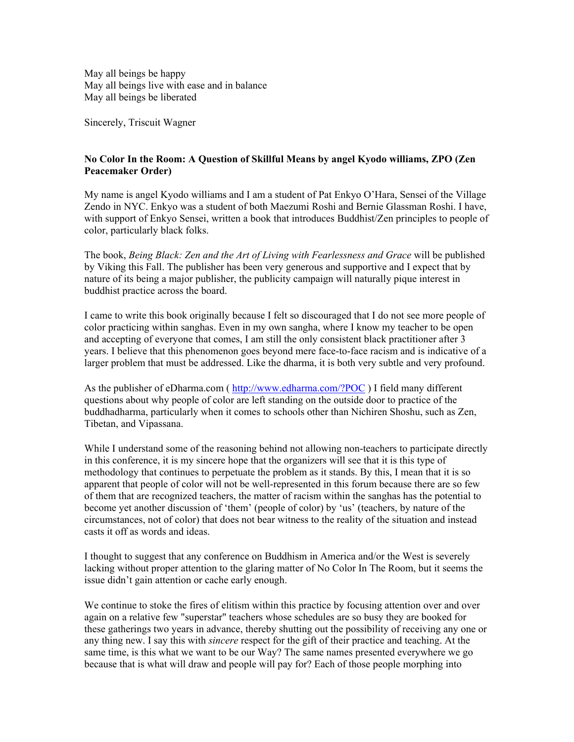May all beings be happy
May all beings live with ease and in balance
May all beings be liberated

Sincerely, Triscuit Wagner

**No Color In the Room: A Question of Skillful Means by angel Kyodo williams, ZPO (Zen Peacemaker Order)**

My name is angel Kyodo williams and I am a student of Pat Enkyo O'Hara, Sensei of the Village Zendo in NYC. Enkyo was a student of both Maezumi Roshi and Bernie Glassman Roshi. I have, with support of Enkyo Sensei, written a book that introduces Buddhist/Zen principles to people of color, particularly black folks.

The book, *Being Black: Zen and the Art of Living with Fearlessness and Grace* will be published by Viking this Fall. The publisher has been very generous and supportive and I expect that by nature of its being a major publisher, the publicity campaign will naturally pique interest in buddhist practice across the board.

I came to write this book originally because I felt so discouraged that I do not see more people of color practicing within sanghas. Even in my own sangha, where I know my teacher to be open and accepting of everyone that comes, I am still the only consistent black practitioner after 3 years. I believe that this phenomenon goes beyond mere face-to-face racism and is indicative of a larger problem that must be addressed. Like the dharma, it is both very subtle and very profound.

As the publisher of eDharma.com ( http://www.edharma.com/?POC ) I field many different questions about why people of color are left standing on the outside door to practice of the buddhadharma, particularly when it comes to schools other than Nichiren Shoshu, such as Zen, Tibetan, and Vipassana.

While I understand some of the reasoning behind not allowing non-teachers to participate directly in this conference, it is my sincere hope that the organizers will see that it is this type of methodology that continues to perpetuate the problem as it stands. By this, I mean that it is so apparent that people of color will not be well-represented in this forum because there are so few of them that are recognized teachers, the matter of racism within the sanghas has the potential to become yet another discussion of 'them' (people of color) by 'us' (teachers, by nature of the circumstances, not of color) that does not bear witness to the reality of the situation and instead casts it off as words and ideas.

I thought to suggest that any conference on Buddhism in America and/or the West is severely lacking without proper attention to the glaring matter of No Color In The Room, but it seems the issue didn't gain attention or cache early enough.

We continue to stoke the fires of elitism within this practice by focusing attention over and over again on a relative few "superstar" teachers whose schedules are so busy they are booked for these gatherings two years in advance, thereby shutting out the possibility of receiving any one or any thing new. I say this with *sincere* respect for the gift of their practice and teaching. At the same time, is this what we want to be our Way? The same names presented everywhere we go because that is what will draw and people will pay for? Each of those people morphing into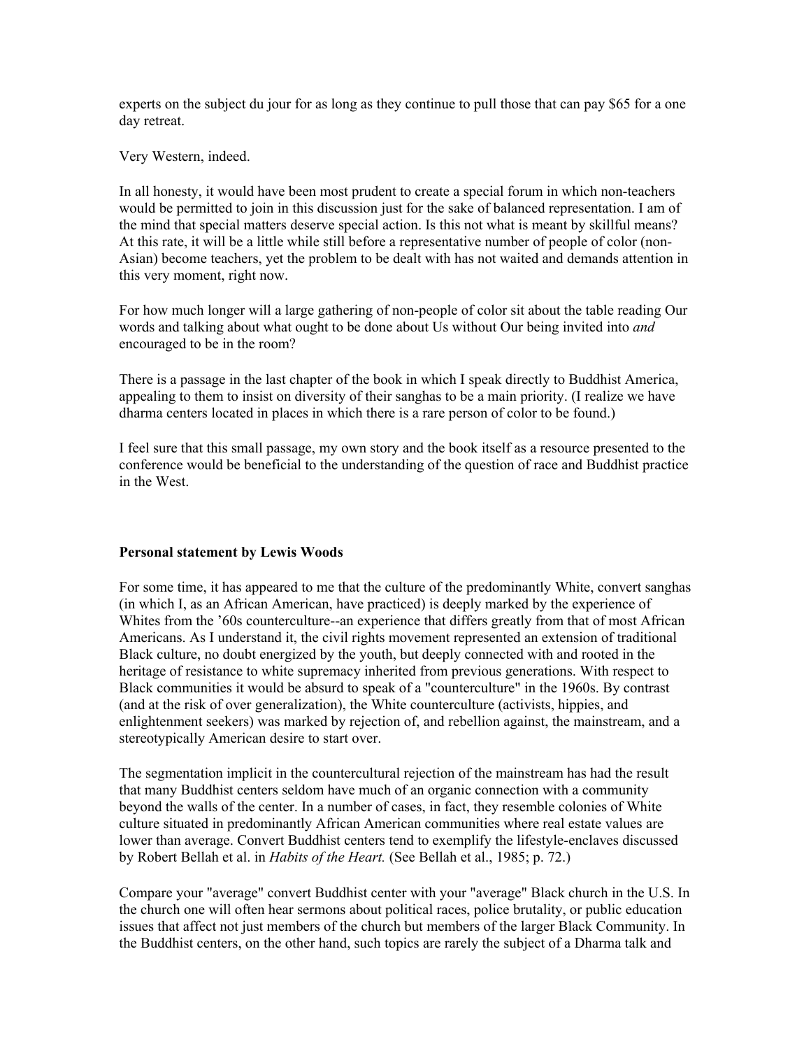experts on the subject du jour for as long as they continue to pull those that can pay $65 for a one day retreat.

Very Western, indeed.

In all honesty, it would have been most prudent to create a special forum in which non-teachers would be permitted to join in this discussion just for the sake of balanced representation. I am of the mind that special matters deserve special action. Is this not what is meant by skillful means? At this rate, it will be a little while still before a representative number of people of color (non-Asian) become teachers, yet the problem to be dealt with has not waited and demands attention in this very moment, right now.

For how much longer will a large gathering of non-people of color sit about the table reading Our words and talking about what ought to be done about Us without Our being invited into *and* encouraged to be in the room?

There is a passage in the last chapter of the book in which I speak directly to Buddhist America, appealing to them to insist on diversity of their sanghas to be a main priority. (I realize we have dharma centers located in places in which there is a rare person of color to be found.)

I feel sure that this small passage, my own story and the book itself as a resource presented to the conference would be beneficial to the understanding of the question of race and Buddhist practice in the West.

**Personal statement by Lewis Woods**

For some time, it has appeared to me that the culture of the predominantly White, convert sanghas (in which I, as an African American, have practiced) is deeply marked by the experience of Whites from the ’60s counterculture--an experience that differs greatly from that of most African Americans. As I understand it, the civil rights movement represented an extension of traditional Black culture, no doubt energized by the youth, but deeply connected with and rooted in the heritage of resistance to white supremacy inherited from previous generations. With respect to Black communities it would be absurd to speak of a "counterculture" in the 1960s. By contrast (and at the risk of over generalization), the White counterculture (activists, hippies, and enlightenment seekers) was marked by rejection of, and rebellion against, the mainstream, and a stereotypically American desire to start over.

The segmentation implicit in the countercultural rejection of the mainstream has had the result that many Buddhist centers seldom have much of an organic connection with a community beyond the walls of the center. In a number of cases, in fact, they resemble colonies of White culture situated in predominantly African American communities where real estate values are lower than average. Convert Buddhist centers tend to exemplify the lifestyle-enclaves discussed by Robert Bellah et al. in *Habits of the Heart.* (See Bellah et al., 1985; p. 72.)

Compare your "average" convert Buddhist center with your "average" Black church in the U.S. In the church one will often hear sermons about political races, police brutality, or public education issues that affect not just members of the church but members of the larger Black Community. In the Buddhist centers, on the other hand, such topics are rarely the subject of a Dharma talk and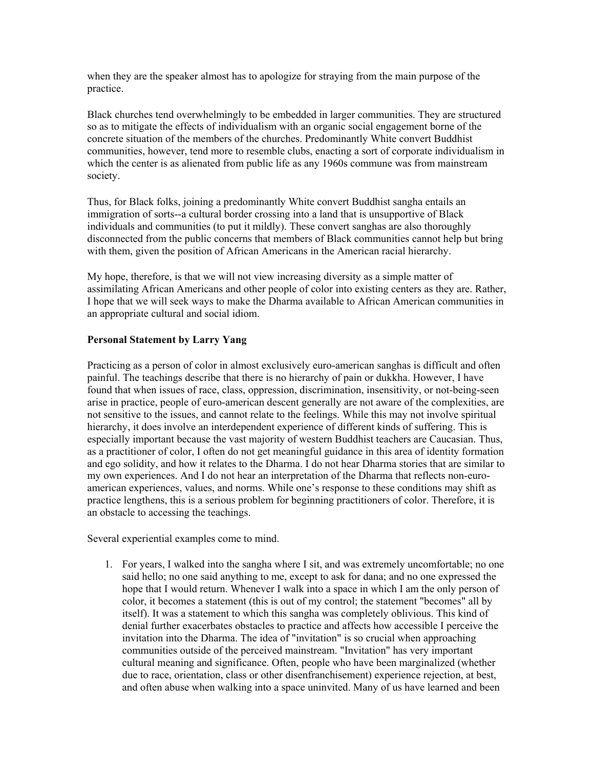when they are the speaker almost has to apologize for straying from the main purpose of the practice.

Black churches tend overwhelmingly to be embedded in larger communities. They are structured so as to mitigate the effects of individualism with an organic social engagement borne of the concrete situation of the members of the churches. Predominantly White convert Buddhist communities, however, tend more to resemble clubs, enacting a sort of corporate individualism in which the center is as alienated from public life as any 1960s commune was from mainstream society.

Thus, for Black folks, joining a predominantly White convert Buddhist sangha entails an immigration of sorts--a cultural border crossing into a land that is unsupportive of Black individuals and communities (to put it mildly). These convert sanghas are also thoroughly disconnected from the public concerns that members of Black communities cannot help but bring with them, given the position of African Americans in the American racial hierarchy.

My hope, therefore, is that we will not view increasing diversity as a simple matter of assimilating African Americans and other people of color into existing centers as they are. Rather, I hope that we will seek ways to make the Dharma available to African American communities in an appropriate cultural and social idiom.

**Personal Statement by Larry Yang**

Practicing as a person of color in almost exclusively euro-american sanghas is difficult and often painful. The teachings describe that there is no hierarchy of pain or dukkha. However, I have found that when issues of race, class, oppression, discrimination, insensitivity, or not-being-seen arise in practice, people of euro-american descent generally are not aware of the complexities, are not sensitive to the issues, and cannot relate to the feelings. While this may not involve spiritual hierarchy, it does involve an interdependent experience of different kinds of suffering. This is especially important because the vast majority of western Buddhist teachers are Caucasian. Thus, as a practitioner of color, I often do not get meaningful guidance in this area of identity formation and ego solidity, and how it relates to the Dharma. I do not hear Dharma stories that are similar to my own experiences. And I do not hear an interpretation of the Dharma that reflects non-euro-american experiences, values, and norms. While one's response to these conditions may shift as practice lengthens, this is a serious problem for beginning practitioners of color. Therefore, it is an obstacle to accessing the teachings.

Several experiential examples come to mind.

1. For years, I walked into the sangha where I sit, and was extremely uncomfortable; no one said hello; no one said anything to me, except to ask for dana; and no one expressed the hope that I would return. Whenever I walk into a space in which I am the only person of color, it becomes a statement (this is out of my control; the statement "becomes" all by itself). It was a statement to which this sangha was completely oblivious. This kind of denial further exacerbates obstacles to practice and affects how accessible I perceive the invitation into the Dharma. The idea of "invitation" is so crucial when approaching communities outside of the perceived mainstream. "Invitation" has very important cultural meaning and significance. Often, people who have been marginalized (whether due to race, orientation, class or other disenfranchisement) experience rejection, at best, and often abuse when walking into a space uninvited. Many of us have learned and been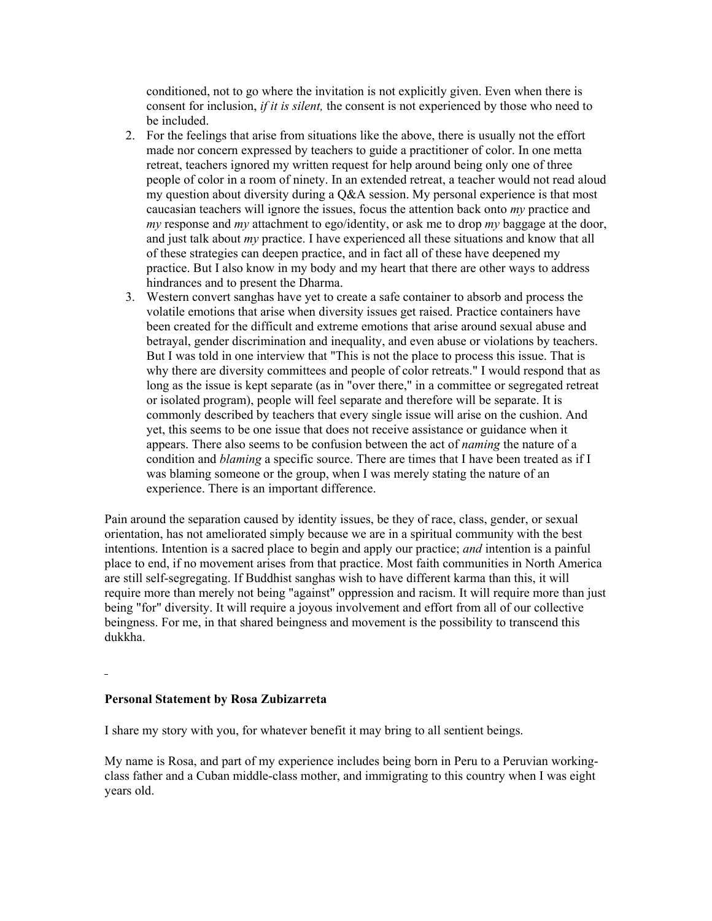conditioned, not to go where the invitation is not explicitly given. Even when there is consent for inclusion, *if it is silent,* the consent is not experienced by those who need to be included.

2. For the feelings that arise from situations like the above, there is usually not the effort made nor concern expressed by teachers to guide a practitioner of color. In one metta retreat, teachers ignored my written request for help around being only one of three people of color in a room of ninety. In an extended retreat, a teacher would not read aloud my question about diversity during a Q&A session. My personal experience is that most caucasian teachers will ignore the issues, focus the attention back onto *my* practice and *my* response and *my* attachment to ego/identity, or ask me to drop *my* baggage at the door, and just talk about *my* practice. I have experienced all these situations and know that all of these strategies can deepen practice, and in fact all of these have deepened my practice. But I also know in my body and my heart that there are other ways to address hindrances and to present the Dharma.
3. Western convert sanghas have yet to create a safe container to absorb and process the volatile emotions that arise when diversity issues get raised. Practice containers have been created for the difficult and extreme emotions that arise around sexual abuse and betrayal, gender discrimination and inequality, and even abuse or violations by teachers. But I was told in one interview that "This is not the place to process this issue. That is why there are diversity committees and people of color retreats." I would respond that as long as the issue is kept separate (as in "over there," in a committee or segregated retreat or isolated program), people will feel separate and therefore will be separate. It is commonly described by teachers that every single issue will arise on the cushion. And yet, this seems to be one issue that does not receive assistance or guidance when it appears. There also seems to be confusion between the act of *naming* the nature of a condition and *blaming* a specific source. There are times that I have been treated as if I was blaming someone or the group, when I was merely stating the nature of an experience. There is an important difference.

Pain around the separation caused by identity issues, be they of race, class, gender, or sexual orientation, has not ameliorated simply because we are in a spiritual community with the best intentions. Intention is a sacred place to begin and apply our practice; *and* intention is a painful place to end, if no movement arises from that practice. Most faith communities in North America are still self-segregating. If Buddhist sanghas wish to have different karma than this, it will require more than merely not being "against" oppression and racism. It will require more than just being "for" diversity. It will require a joyous involvement and effort from all of our collective beingness. For me, in that shared beingness and movement is the possibility to transcend this dukkha.

**Personal Statement by Rosa Zubizarreta**

I share my story with you, for whatever benefit it may bring to all sentient beings.

My name is Rosa, and part of my experience includes being born in Peru to a Peruvian working-class father and a Cuban middle-class mother, and immigrating to this country when I was eight years old.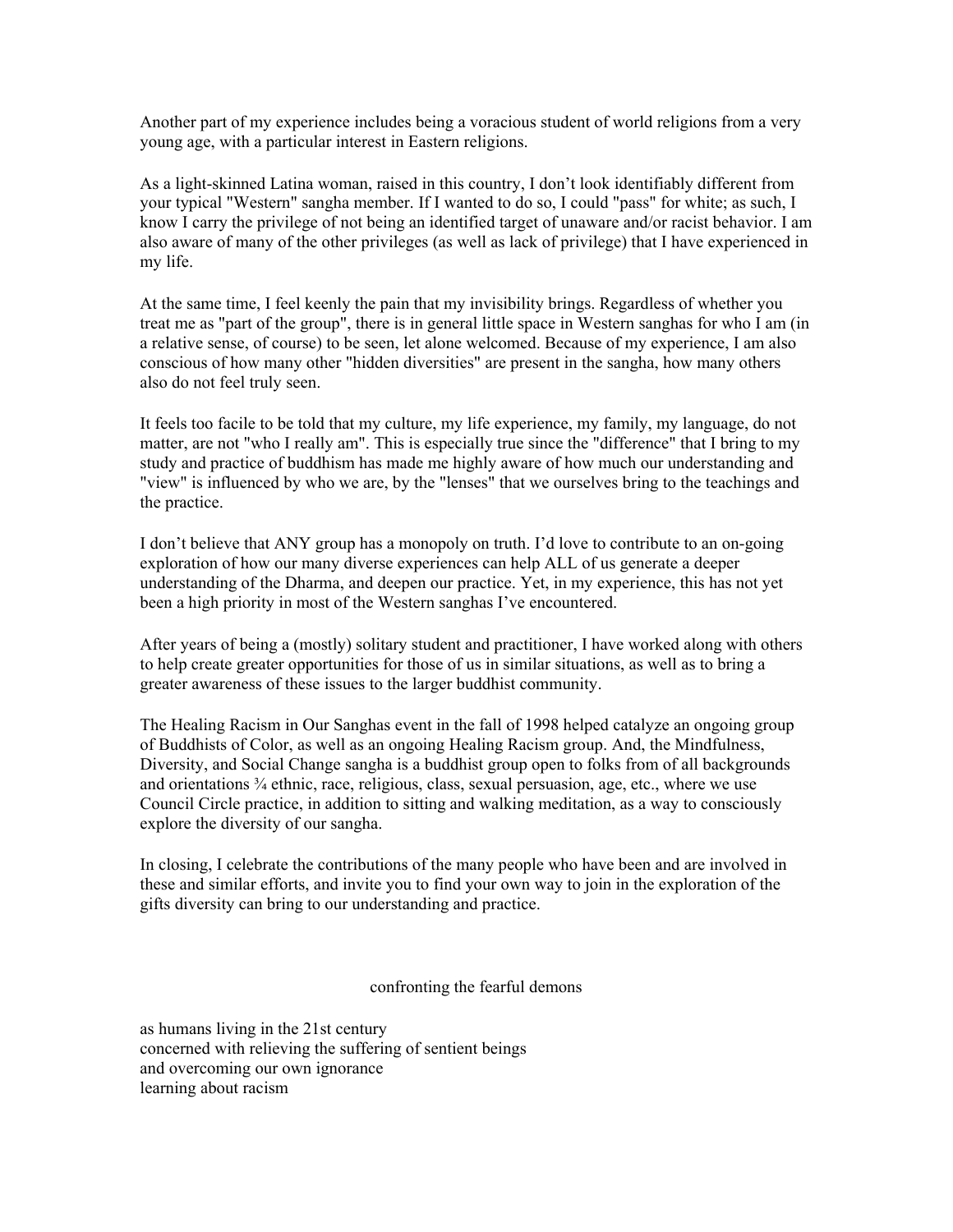Another part of my experience includes being a voracious student of world religions from a very young age, with a particular interest in Eastern religions.

As a light-skinned Latina woman, raised in this country, I don't look identifiably different from your typical "Western" sangha member. If I wanted to do so, I could "pass" for white; as such, I know I carry the privilege of not being an identified target of unaware and/or racist behavior. I am also aware of many of the other privileges (as well as lack of privilege) that I have experienced in my life.

At the same time, I feel keenly the pain that my invisibility brings. Regardless of whether you treat me as "part of the group", there is in general little space in Western sanghas for who I am (in a relative sense, of course) to be seen, let alone welcomed. Because of my experience, I am also conscious of how many other "hidden diversities" are present in the sangha, how many others also do not feel truly seen.

It feels too facile to be told that my culture, my life experience, my family, my language, do not matter, are not "who I really am". This is especially true since the "difference" that I bring to my study and practice of buddhism has made me highly aware of how much our understanding and "view" is influenced by who we are, by the "lenses" that we ourselves bring to the teachings and the practice.

I don't believe that ANY group has a monopoly on truth. I'd love to contribute to an on-going exploration of how our many diverse experiences can help ALL of us generate a deeper understanding of the Dharma, and deepen our practice. Yet, in my experience, this has not yet been a high priority in most of the Western sanghas I've encountered.

After years of being a (mostly) solitary student and practitioner, I have worked along with others to help create greater opportunities for those of us in similar situations, as well as to bring a greater awareness of these issues to the larger buddhist community.

The Healing Racism in Our Sanghas event in the fall of 1998 helped catalyze an ongoing group of Buddhists of Color, as well as an ongoing Healing Racism group. And, the Mindfulness, Diversity, and Social Change sangha is a buddhist group open to folks from of all backgrounds and orientations ¾ ethnic, race, religious, class, sexual persuasion, age, etc., where we use Council Circle practice, in addition to sitting and walking meditation, as a way to consciously explore the diversity of our sangha.

In closing, I celebrate the contributions of the many people who have been and are involved in these and similar efforts, and invite you to find your own way to join in the exploration of the gifts diversity can bring to our understanding and practice.

## confronting the fearful demons

as humans living in the 21st century
concerned with relieving the suffering of sentient beings
and overcoming our own ignorance
learning about racism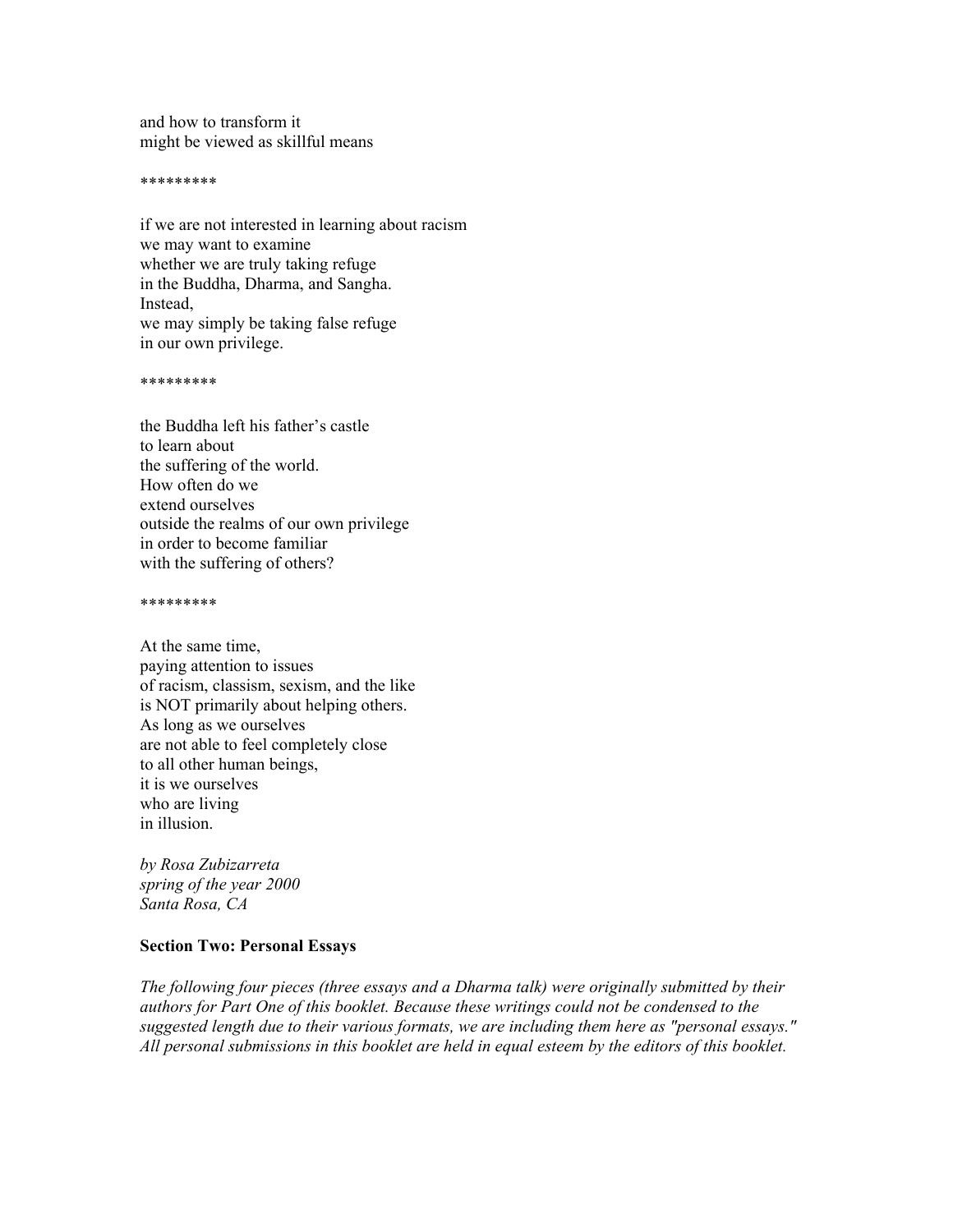and how to transform it  
might be viewed as skillful means

*********

if we are not interested in learning about racism  
we may want to examine  
whether we are truly taking refuge  
in the Buddha, Dharma, and Sangha.  
Instead,  
we may simply be taking false refuge  
in our own privilege.

*********

the Buddha left his father's castle  
to learn about  
the suffering of the world.  
How often do we  
extend ourselves  
outside the realms of our own privilege  
in order to become familiar  
with the suffering of others?

*********

At the same time,  
paying attention to issues  
of racism, classism, sexism, and the like  
is NOT primarily about helping others.  
As long as we ourselves  
are not able to feel completely close  
to all other human beings,  
it is we ourselves  
who are living  
in illusion.

*by Rosa Zubizarreta*  
*spring of the year 2000*  
*Santa Rosa, CA*

**Section Two: Personal Essays**

*The following four pieces (three essays and a Dharma talk) were originally submitted by their authors for Part One of this booklet. Because these writings could not be condensed to the suggested length due to their various formats, we are including them here as "personal essays." All personal submissions in this booklet are held in equal esteem by the editors of this booklet.*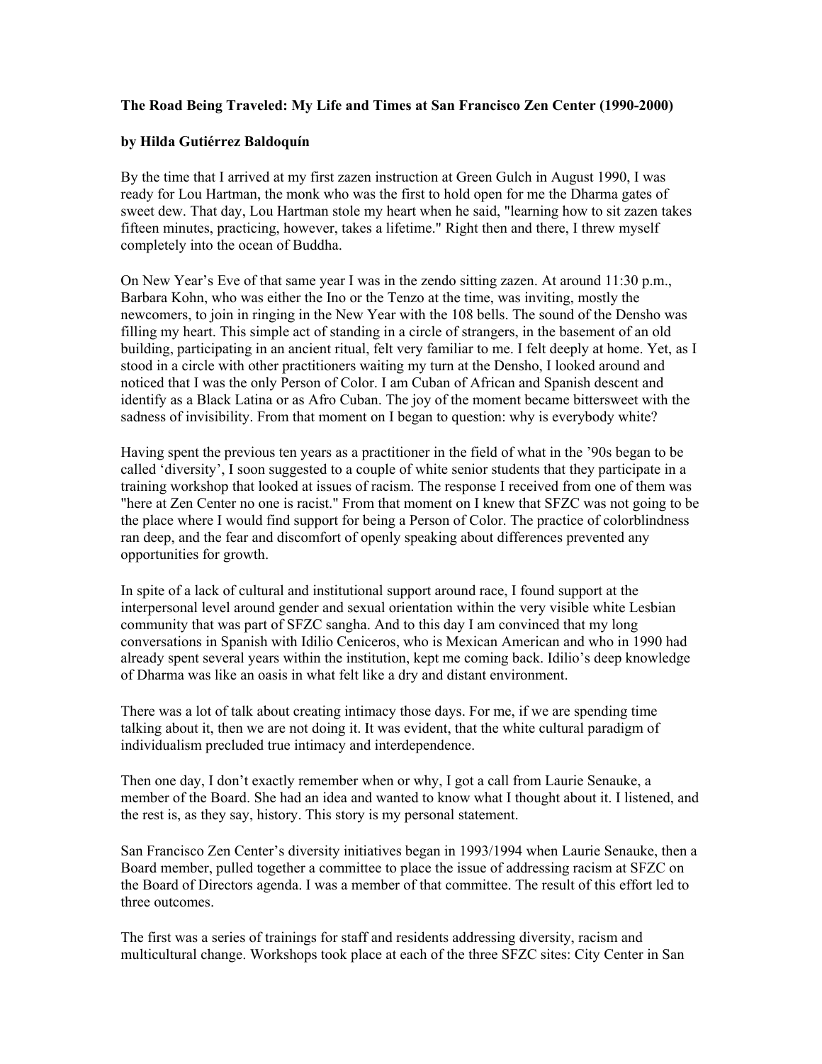**The Road Being Traveled: My Life and Times at San Francisco Zen Center (1990-2000)**

**by Hilda Gutiérrez Baldoquín**

By the time that I arrived at my first zazen instruction at Green Gulch in August 1990, I was ready for Lou Hartman, the monk who was the first to hold open for me the Dharma gates of sweet dew. That day, Lou Hartman stole my heart when he said, "learning how to sit zazen takes fifteen minutes, practicing, however, takes a lifetime." Right then and there, I threw myself completely into the ocean of Buddha.

On New Year's Eve of that same year I was in the zendo sitting zazen. At around 11:30 p.m., Barbara Kohn, who was either the Ino or the Tenzo at the time, was inviting, mostly the newcomers, to join in ringing in the New Year with the 108 bells. The sound of the Densho was filling my heart. This simple act of standing in a circle of strangers, in the basement of an old building, participating in an ancient ritual, felt very familiar to me. I felt deeply at home. Yet, as I stood in a circle with other practitioners waiting my turn at the Densho, I looked around and noticed that I was the only Person of Color. I am Cuban of African and Spanish descent and identify as a Black Latina or as Afro Cuban. The joy of the moment became bittersweet with the sadness of invisibility. From that moment on I began to question: why is everybody white?

Having spent the previous ten years as a practitioner in the field of what in the '90s began to be called 'diversity', I soon suggested to a couple of white senior students that they participate in a training workshop that looked at issues of racism. The response I received from one of them was "here at Zen Center no one is racist." From that moment on I knew that SFZC was not going to be the place where I would find support for being a Person of Color. The practice of colorblindness ran deep, and the fear and discomfort of openly speaking about differences prevented any opportunities for growth.

In spite of a lack of cultural and institutional support around race, I found support at the interpersonal level around gender and sexual orientation within the very visible white Lesbian community that was part of SFZC sangha. And to this day I am convinced that my long conversations in Spanish with Idilio Ceniceros, who is Mexican American and who in 1990 had already spent several years within the institution, kept me coming back. Idilio's deep knowledge of Dharma was like an oasis in what felt like a dry and distant environment.

There was a lot of talk about creating intimacy those days. For me, if we are spending time talking about it, then we are not doing it. It was evident, that the white cultural paradigm of individualism precluded true intimacy and interdependence.

Then one day, I don't exactly remember when or why, I got a call from Laurie Senauke, a member of the Board. She had an idea and wanted to know what I thought about it. I listened, and the rest is, as they say, history. This story is my personal statement.

San Francisco Zen Center's diversity initiatives began in 1993/1994 when Laurie Senauke, then a Board member, pulled together a committee to place the issue of addressing racism at SFZC on the Board of Directors agenda. I was a member of that committee. The result of this effort led to three outcomes.

The first was a series of trainings for staff and residents addressing diversity, racism and multicultural change. Workshops took place at each of the three SFZC sites: City Center in San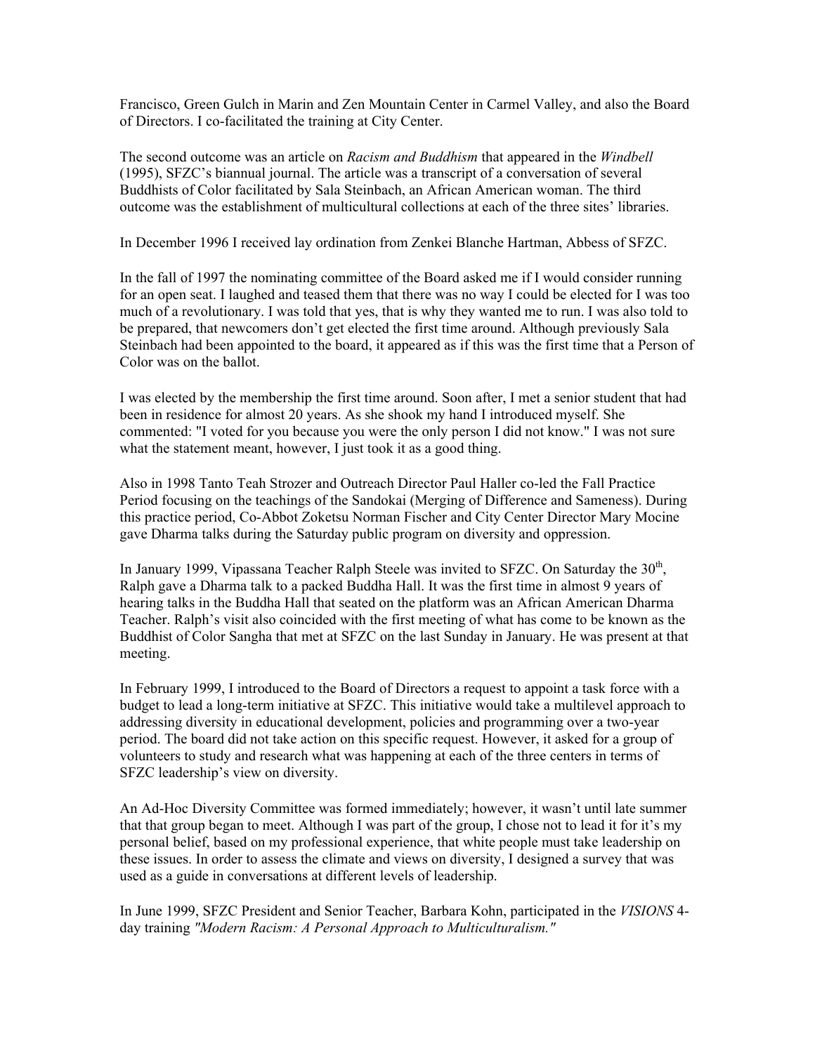Francisco, Green Gulch in Marin and Zen Mountain Center in Carmel Valley, and also the Board of Directors. I co-facilitated the training at City Center.

The second outcome was an article on *Racism and Buddhism* that appeared in the *Windbell* (1995), SFZC's biannual journal. The article was a transcript of a conversation of several Buddhists of Color facilitated by Sala Steinbach, an African American woman. The third outcome was the establishment of multicultural collections at each of the three sites' libraries.

In December 1996 I received lay ordination from Zenkei Blanche Hartman, Abbess of SFZC.

In the fall of 1997 the nominating committee of the Board asked me if I would consider running for an open seat. I laughed and teased them that there was no way I could be elected for I was too much of a revolutionary. I was told that yes, that is why they wanted me to run. I was also told to be prepared, that newcomers don't get elected the first time around. Although previously Sala Steinbach had been appointed to the board, it appeared as if this was the first time that a Person of Color was on the ballot.

I was elected by the membership the first time around. Soon after, I met a senior student that had been in residence for almost 20 years. As she shook my hand I introduced myself. She commented: "I voted for you because you were the only person I did not know." I was not sure what the statement meant, however, I just took it as a good thing.

Also in 1998 Tanto Teah Strozer and Outreach Director Paul Haller co-led the Fall Practice Period focusing on the teachings of the Sandokai (Merging of Difference and Sameness). During this practice period, Co-Abbot Zoketsu Norman Fischer and City Center Director Mary Mocine gave Dharma talks during the Saturday public program on diversity and oppression.

In January 1999, Vipassana Teacher Ralph Steele was invited to SFZC. On Saturday the 30th, Ralph gave a Dharma talk to a packed Buddha Hall. It was the first time in almost 9 years of hearing talks in the Buddha Hall that seated on the platform was an African American Dharma Teacher. Ralph's visit also coincided with the first meeting of what has come to be known as the Buddhist of Color Sangha that met at SFZC on the last Sunday in January. He was present at that meeting.

In February 1999, I introduced to the Board of Directors a request to appoint a task force with a budget to lead a long-term initiative at SFZC. This initiative would take a multilevel approach to addressing diversity in educational development, policies and programming over a two-year period. The board did not take action on this specific request. However, it asked for a group of volunteers to study and research what was happening at each of the three centers in terms of SFZC leadership's view on diversity.

An Ad-Hoc Diversity Committee was formed immediately; however, it wasn't until late summer that that group began to meet. Although I was part of the group, I chose not to lead it for it's my personal belief, based on my professional experience, that white people must take leadership on these issues. In order to assess the climate and views on diversity, I designed a survey that was used as a guide in conversations at different levels of leadership.

In June 1999, SFZC President and Senior Teacher, Barbara Kohn, participated in the *VISIONS* 4-day training *"Modern Racism: A Personal Approach to Multiculturalism."*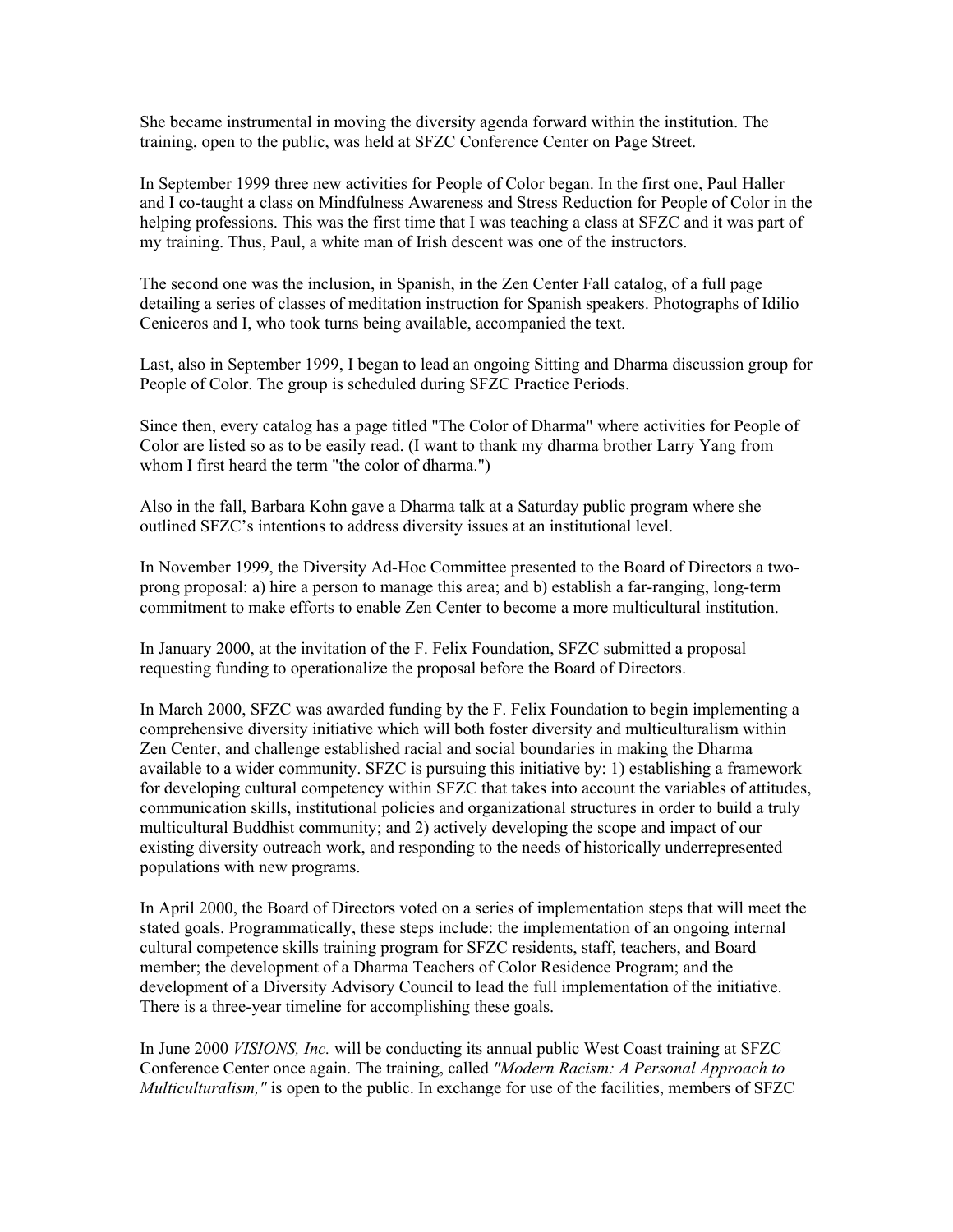She became instrumental in moving the diversity agenda forward within the institution. The training, open to the public, was held at SFZC Conference Center on Page Street.

In September 1999 three new activities for People of Color began. In the first one, Paul Haller and I co-taught a class on Mindfulness Awareness and Stress Reduction for People of Color in the helping professions. This was the first time that I was teaching a class at SFZC and it was part of my training. Thus, Paul, a white man of Irish descent was one of the instructors.

The second one was the inclusion, in Spanish, in the Zen Center Fall catalog, of a full page detailing a series of classes of meditation instruction for Spanish speakers. Photographs of Idilio Ceniceros and I, who took turns being available, accompanied the text.

Last, also in September 1999, I began to lead an ongoing Sitting and Dharma discussion group for People of Color. The group is scheduled during SFZC Practice Periods.

Since then, every catalog has a page titled "The Color of Dharma" where activities for People of Color are listed so as to be easily read. (I want to thank my dharma brother Larry Yang from whom I first heard the term "the color of dharma.")

Also in the fall, Barbara Kohn gave a Dharma talk at a Saturday public program where she outlined SFZC's intentions to address diversity issues at an institutional level.

In November 1999, the Diversity Ad-Hoc Committee presented to the Board of Directors a two-prong proposal: a) hire a person to manage this area; and b) establish a far-ranging, long-term commitment to make efforts to enable Zen Center to become a more multicultural institution.

In January 2000, at the invitation of the F. Felix Foundation, SFZC submitted a proposal requesting funding to operationalize the proposal before the Board of Directors.

In March 2000, SFZC was awarded funding by the F. Felix Foundation to begin implementing a comprehensive diversity initiative which will both foster diversity and multiculturalism within Zen Center, and challenge established racial and social boundaries in making the Dharma available to a wider community. SFZC is pursuing this initiative by: 1) establishing a framework for developing cultural competency within SFZC that takes into account the variables of attitudes, communication skills, institutional policies and organizational structures in order to build a truly multicultural Buddhist community; and 2) actively developing the scope and impact of our existing diversity outreach work, and responding to the needs of historically underrepresented populations with new programs.

In April 2000, the Board of Directors voted on a series of implementation steps that will meet the stated goals. Programmatically, these steps include: the implementation of an ongoing internal cultural competence skills training program for SFZC residents, staff, teachers, and Board member; the development of a Dharma Teachers of Color Residence Program; and the development of a Diversity Advisory Council to lead the full implementation of the initiative. There is a three-year timeline for accomplishing these goals.

In June 2000 *VISIONS, Inc.* will be conducting its annual public West Coast training at SFZC Conference Center once again. The training, called *"Modern Racism: A Personal Approach to Multiculturalism,"* is open to the public. In exchange for use of the facilities, members of SFZC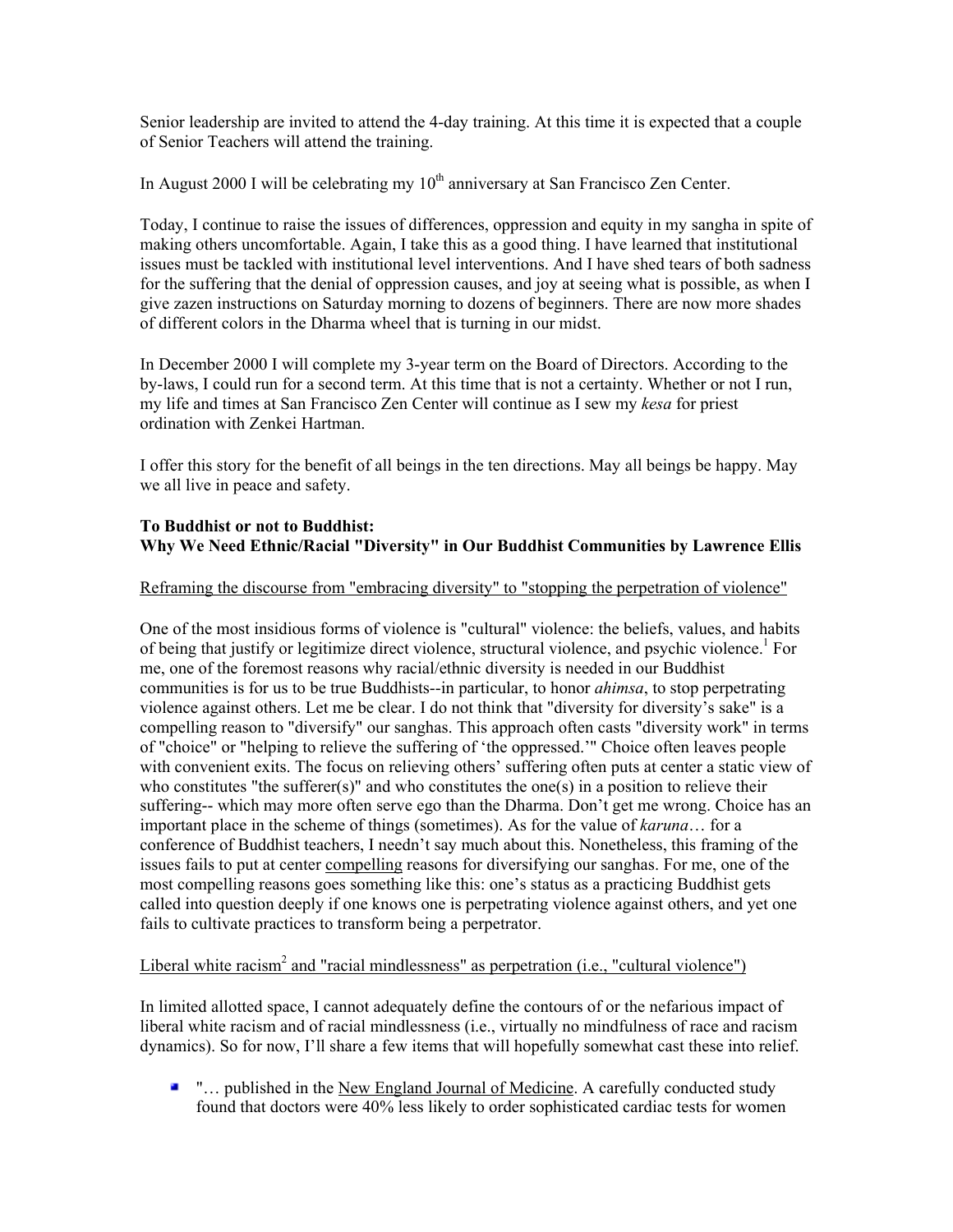Senior leadership are invited to attend the 4-day training. At this time it is expected that a couple of Senior Teachers will attend the training.

In August 2000 I will be celebrating my 10th anniversary at San Francisco Zen Center.

Today, I continue to raise the issues of differences, oppression and equity in my sangha in spite of making others uncomfortable. Again, I take this as a good thing. I have learned that institutional issues must be tackled with institutional level interventions. And I have shed tears of both sadness for the suffering that the denial of oppression causes, and joy at seeing what is possible, as when I give zazen instructions on Saturday morning to dozens of beginners. There are now more shades of different colors in the Dharma wheel that is turning in our midst.

In December 2000 I will complete my 3-year term on the Board of Directors. According to the by-laws, I could run for a second term. At this time that is not a certainty. Whether or not I run, my life and times at San Francisco Zen Center will continue as I sew my *kesa* for priest ordination with Zenkei Hartman.

I offer this story for the benefit of all beings in the ten directions. May all beings be happy. May we all live in peace and safety.

**To Buddhist or not to Buddhist:**
**Why We Need Ethnic/Racial "Diversity" in Our Buddhist Communities by Lawrence Ellis**

Reframing the discourse from "embracing diversity" to "stopping the perpetration of violence"

One of the most insidious forms of violence is "cultural" violence: the beliefs, values, and habits of being that justify or legitimize direct violence, structural violence, and psychic violence.[1] For me, one of the foremost reasons why racial/ethnic diversity is needed in our Buddhist communities is for us to be true Buddhists--in particular, to honor *ahimsa*, to stop perpetrating violence against others. Let me be clear. I do not think that "diversity for diversity's sake" is a compelling reason to "diversify" our sanghas. This approach often casts "diversity work" in terms of "choice" or "helping to relieve the suffering of 'the oppressed.'" Choice often leaves people with convenient exits. The focus on relieving others' suffering often puts at center a static view of who constitutes "the sufferer(s)" and who constitutes the one(s) in a position to relieve their suffering-- which may more often serve ego than the Dharma. Don't get me wrong. Choice has an important place in the scheme of things (sometimes). As for the value of *karuna*… for a conference of Buddhist teachers, I needn't say much about this. Nonetheless, this framing of the issues fails to put at center compelling reasons for diversifying our sanghas. For me, one of the most compelling reasons goes something like this: one's status as a practicing Buddhist gets called into question deeply if one knows one is perpetrating violence against others, and yet one fails to cultivate practices to transform being a perpetrator.

Liberal white racism[2] and "racial mindlessness" as perpetration (i.e., "cultural violence")

In limited allotted space, I cannot adequately define the contours of or the nefarious impact of liberal white racism and of racial mindlessness (i.e., virtually no mindfulness of race and racism dynamics). So for now, I'll share a few items that will hopefully somewhat cast these into relief.

- "… published in the New England Journal of Medicine. A carefully conducted study found that doctors were 40% less likely to order sophisticated cardiac tests for women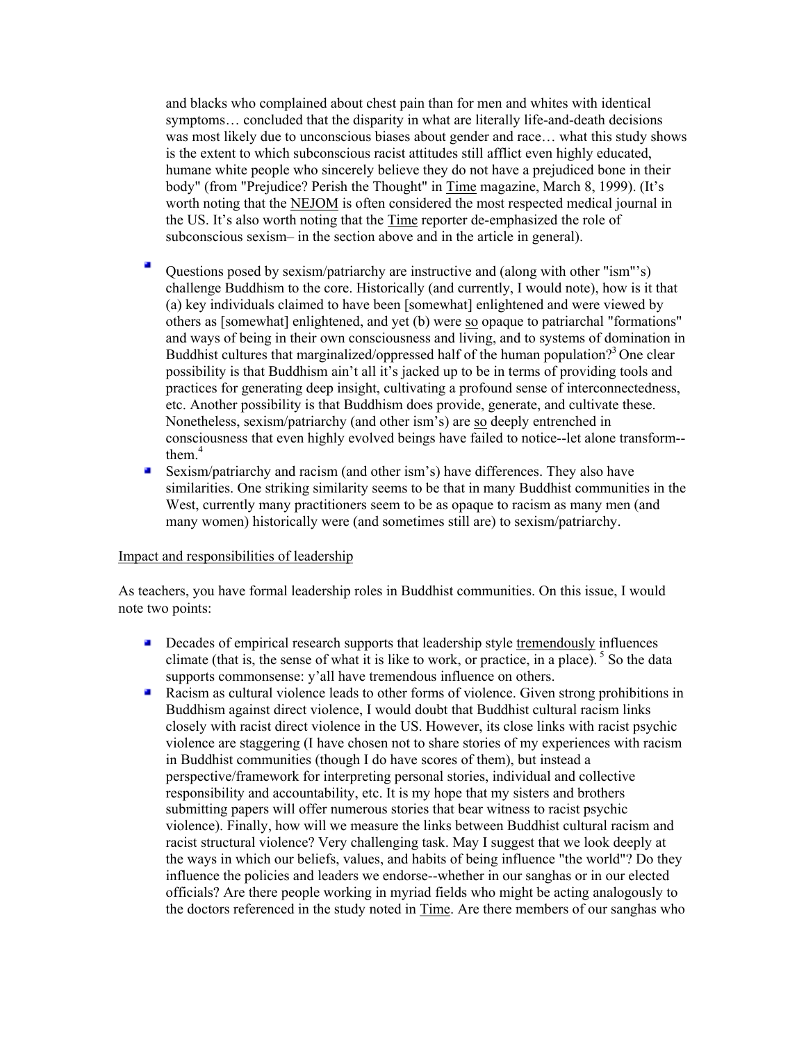and blacks who complained about chest pain than for men and whites with identical symptoms… concluded that the disparity in what are literally life-and-death decisions was most likely due to unconscious biases about gender and race… what this study shows is the extent to which subconscious racist attitudes still afflict even highly educated, humane white people who sincerely believe they do not have a prejudiced bone in their body" (from "Prejudice? Perish the Thought" in Time magazine, March 8, 1999). (It's worth noting that the NEJOM is often considered the most respected medical journal in the US. It's also worth noting that the Time reporter de-emphasized the role of subconscious sexism– in the section above and in the article in general).

- Questions posed by sexism/patriarchy are instructive and (along with other "ism"'s) challenge Buddhism to the core. Historically (and currently, I would note), how is it that (a) key individuals claimed to have been [somewhat] enlightened and were viewed by others as [somewhat] enlightened, and yet (b) were so opaque to patriarchal "formations" and ways of being in their own consciousness and living, and to systems of domination in Buddhist cultures that marginalized/oppressed half of the human population?[3] One clear possibility is that Buddhism ain't all it's jacked up to be in terms of providing tools and practices for generating deep insight, cultivating a profound sense of interconnectedness, etc. Another possibility is that Buddhism does provide, generate, and cultivate these. Nonetheless, sexism/patriarchy (and other ism's) are so deeply entrenched in consciousness that even highly evolved beings have failed to notice--let alone transform--them.[4]
- Sexism/patriarchy and racism (and other ism's) have differences. They also have similarities. One striking similarity seems to be that in many Buddhist communities in the West, currently many practitioners seem to be as opaque to racism as many men (and many women) historically were (and sometimes still are) to sexism/patriarchy.

Impact and responsibilities of leadership

As teachers, you have formal leadership roles in Buddhist communities. On this issue, I would note two points:

- Decades of empirical research supports that leadership style tremendously influences climate (that is, the sense of what it is like to work, or practice, in a place).[5] So the data supports commonsense: y'all have tremendous influence on others.
- Racism as cultural violence leads to other forms of violence. Given strong prohibitions in Buddhism against direct violence, I would doubt that Buddhist cultural racism links closely with racist direct violence in the US. However, its close links with racist psychic violence are staggering (I have chosen not to share stories of my experiences with racism in Buddhist communities (though I do have scores of them), but instead a perspective/framework for interpreting personal stories, individual and collective responsibility and accountability, etc. It is my hope that my sisters and brothers submitting papers will offer numerous stories that bear witness to racist psychic violence). Finally, how will we measure the links between Buddhist cultural racism and racist structural violence? Very challenging task. May I suggest that we look deeply at the ways in which our beliefs, values, and habits of being influence "the world"? Do they influence the policies and leaders we endorse--whether in our sanghas or in our elected officials? Are there people working in myriad fields who might be acting analogously to the doctors referenced in the study noted in Time. Are there members of our sanghas who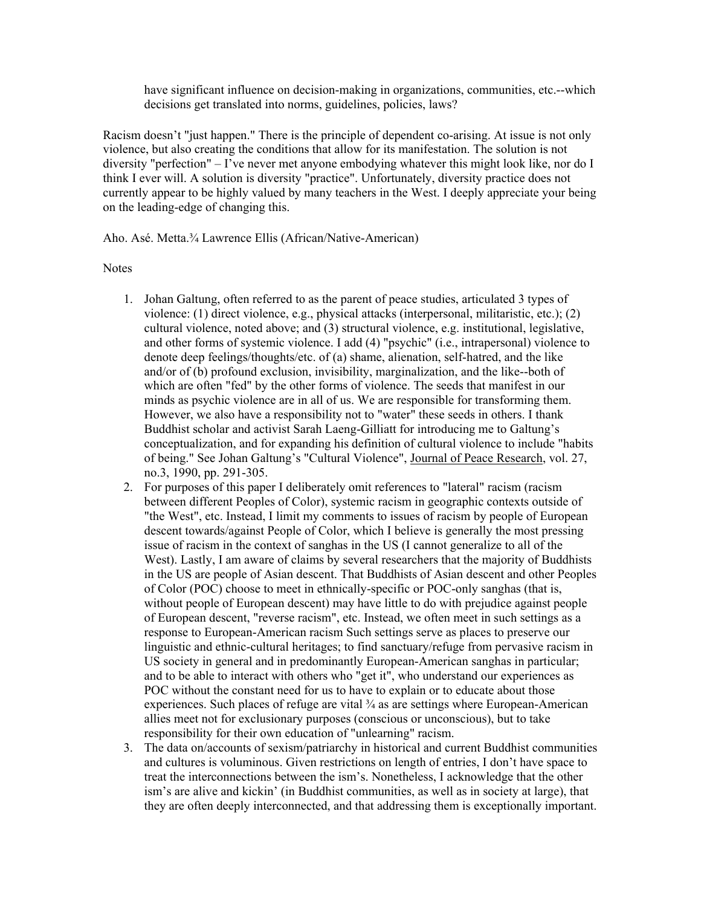have significant influence on decision-making in organizations, communities, etc.--which decisions get translated into norms, guidelines, policies, laws?

Racism doesn't "just happen." There is the principle of dependent co-arising. At issue is not only violence, but also creating the conditions that allow for its manifestation. The solution is not diversity "perfection" – I've never met anyone embodying whatever this might look like, nor do I think I ever will. A solution is diversity "practice". Unfortunately, diversity practice does not currently appear to be highly valued by many teachers in the West. I deeply appreciate your being on the leading-edge of changing this.

Aho. Asé. Metta.¾ Lawrence Ellis (African/Native-American)

Notes

1. Johan Galtung, often referred to as the parent of peace studies, articulated 3 types of violence: (1) direct violence, e.g., physical attacks (interpersonal, militaristic, etc.); (2) cultural violence, noted above; and (3) structural violence, e.g. institutional, legislative, and other forms of systemic violence. I add (4) "psychic" (i.e., intrapersonal) violence to denote deep feelings/thoughts/etc. of (a) shame, alienation, self-hatred, and the like and/or of (b) profound exclusion, invisibility, marginalization, and the like--both of which are often "fed" by the other forms of violence. The seeds that manifest in our minds as psychic violence are in all of us. We are responsible for transforming them. However, we also have a responsibility not to "water" these seeds in others. I thank Buddhist scholar and activist Sarah Laeng-Gilliatt for introducing me to Galtung's conceptualization, and for expanding his definition of cultural violence to include "habits of being." See Johan Galtung's "Cultural Violence", Journal of Peace Research, vol. 27, no.3, 1990, pp. 291-305.
2. For purposes of this paper I deliberately omit references to "lateral" racism (racism between different Peoples of Color), systemic racism in geographic contexts outside of "the West", etc. Instead, I limit my comments to issues of racism by people of European descent towards/against People of Color, which I believe is generally the most pressing issue of racism in the context of sanghas in the US (I cannot generalize to all of the West). Lastly, I am aware of claims by several researchers that the majority of Buddhists in the US are people of Asian descent. That Buddhists of Asian descent and other Peoples of Color (POC) choose to meet in ethnically-specific or POC-only sanghas (that is, without people of European descent) may have little to do with prejudice against people of European descent, "reverse racism", etc. Instead, we often meet in such settings as a response to European-American racism Such settings serve as places to preserve our linguistic and ethnic-cultural heritages; to find sanctuary/refuge from pervasive racism in US society in general and in predominantly European-American sanghas in particular; and to be able to interact with others who "get it", who understand our experiences as POC without the constant need for us to have to explain or to educate about those experiences. Such places of refuge are vital ¾ as are settings where European-American allies meet not for exclusionary purposes (conscious or unconscious), but to take responsibility for their own education of "unlearning" racism.
3. The data on/accounts of sexism/patriarchy in historical and current Buddhist communities and cultures is voluminous. Given restrictions on length of entries, I don't have space to treat the interconnections between the ism's. Nonetheless, I acknowledge that the other ism's are alive and kickin' (in Buddhist communities, as well as in society at large), that they are often deeply interconnected, and that addressing them is exceptionally important.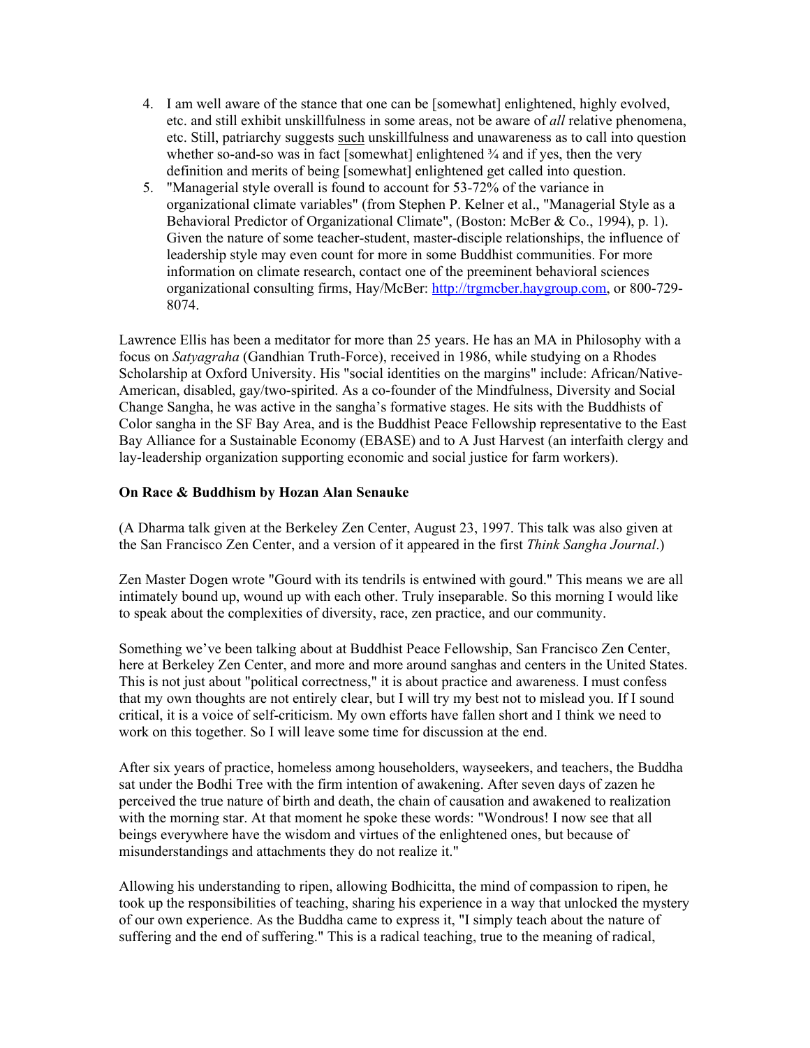4. I am well aware of the stance that one can be [somewhat] enlightened, highly evolved, etc. and still exhibit unskillfulness in some areas, not be aware of *all* relative phenomena, etc. Still, patriarchy suggests <u>such</u> unskillfulness and unawareness as to call into question whether so-and-so was in fact [somewhat] enlightened ¾ and if yes, then the very definition and merits of being [somewhat] enlightened get called into question.
5. "Managerial style overall is found to account for 53-72% of the variance in organizational climate variables" (from Stephen P. Kelner et al., "Managerial Style as a Behavioral Predictor of Organizational Climate", (Boston: McBer & Co., 1994), p. 1). Given the nature of some teacher-student, master-disciple relationships, the influence of leadership style may even count for more in some Buddhist communities. For more information on climate research, contact one of the preeminent behavioral sciences organizational consulting firms, Hay/McBer: http://trgmcber.haygroup.com, or 800-729-8074.

Lawrence Ellis has been a meditator for more than 25 years. He has an MA in Philosophy with a focus on *Satyagraha* (Gandhian Truth-Force), received in 1986, while studying on a Rhodes Scholarship at Oxford University. His "social identities on the margins" include: African/Native-American, disabled, gay/two-spirited. As a co-founder of the Mindfulness, Diversity and Social Change Sangha, he was active in the sangha's formative stages. He sits with the Buddhists of Color sangha in the SF Bay Area, and is the Buddhist Peace Fellowship representative to the East Bay Alliance for a Sustainable Economy (EBASE) and to A Just Harvest (an interfaith clergy and lay-leadership organization supporting economic and social justice for farm workers).

**On Race & Buddhism by Hozan Alan Senauke**

(A Dharma talk given at the Berkeley Zen Center, August 23, 1997. This talk was also given at the San Francisco Zen Center, and a version of it appeared in the first *Think Sangha Journal*.)

Zen Master Dogen wrote "Gourd with its tendrils is entwined with gourd." This means we are all intimately bound up, wound up with each other. Truly inseparable. So this morning I would like to speak about the complexities of diversity, race, zen practice, and our community.

Something we've been talking about at Buddhist Peace Fellowship, San Francisco Zen Center, here at Berkeley Zen Center, and more and more around sanghas and centers in the United States. This is not just about "political correctness," it is about practice and awareness. I must confess that my own thoughts are not entirely clear, but I will try my best not to mislead you. If I sound critical, it is a voice of self-criticism. My own efforts have fallen short and I think we need to work on this together. So I will leave some time for discussion at the end.

After six years of practice, homeless among householders, wayseekers, and teachers, the Buddha sat under the Bodhi Tree with the firm intention of awakening. After seven days of zazen he perceived the true nature of birth and death, the chain of causation and awakened to realization with the morning star. At that moment he spoke these words: "Wondrous! I now see that all beings everywhere have the wisdom and virtues of the enlightened ones, but because of misunderstandings and attachments they do not realize it."

Allowing his understanding to ripen, allowing Bodhicitta, the mind of compassion to ripen, he took up the responsibilities of teaching, sharing his experience in a way that unlocked the mystery of our own experience. As the Buddha came to express it, "I simply teach about the nature of suffering and the end of suffering." This is a radical teaching, true to the meaning of radical,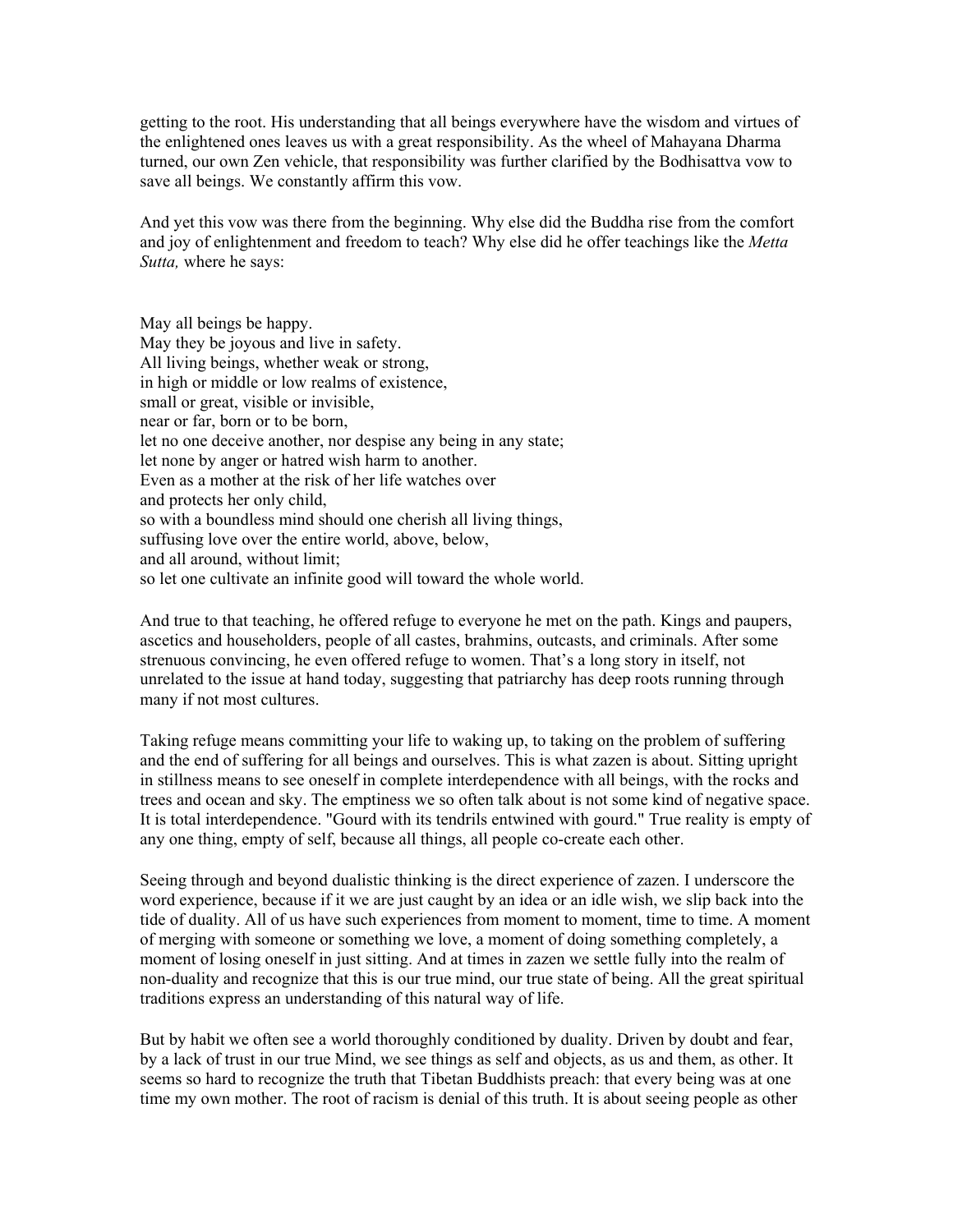getting to the root. His understanding that all beings everywhere have the wisdom and virtues of the enlightened ones leaves us with a great responsibility. As the wheel of Mahayana Dharma turned, our own Zen vehicle, that responsibility was further clarified by the Bodhisattva vow to save all beings. We constantly affirm this vow.

And yet this vow was there from the beginning. Why else did the Buddha rise from the comfort and joy of enlightenment and freedom to teach? Why else did he offer teachings like the *Metta Sutta,* where he says:

May all beings be happy.  
May they be joyous and live in safety.  
All living beings, whether weak or strong,  
in high or middle or low realms of existence,  
small or great, visible or invisible,  
near or far, born or to be born,  
let no one deceive another, nor despise any being in any state;  
let none by anger or hatred wish harm to another.  
Even as a mother at the risk of her life watches over  
and protects her only child,  
so with a boundless mind should one cherish all living things,  
suffusing love over the entire world, above, below,  
and all around, without limit;  
so let one cultivate an infinite good will toward the whole world.

And true to that teaching, he offered refuge to everyone he met on the path. Kings and paupers, ascetics and householders, people of all castes, brahmins, outcasts, and criminals. After some strenuous convincing, he even offered refuge to women. That's a long story in itself, not unrelated to the issue at hand today, suggesting that patriarchy has deep roots running through many if not most cultures.

Taking refuge means committing your life to waking up, to taking on the problem of suffering and the end of suffering for all beings and ourselves. This is what zazen is about. Sitting upright in stillness means to see oneself in complete interdependence with all beings, with the rocks and trees and ocean and sky. The emptiness we so often talk about is not some kind of negative space. It is total interdependence. "Gourd with its tendrils entwined with gourd." True reality is empty of any one thing, empty of self, because all things, all people co-create each other.

Seeing through and beyond dualistic thinking is the direct experience of zazen. I underscore the word experience, because if it we are just caught by an idea or an idle wish, we slip back into the tide of duality. All of us have such experiences from moment to moment, time to time. A moment of merging with someone or something we love, a moment of doing something completely, a moment of losing oneself in just sitting. And at times in zazen we settle fully into the realm of non-duality and recognize that this is our true mind, our true state of being. All the great spiritual traditions express an understanding of this natural way of life.

But by habit we often see a world thoroughly conditioned by duality. Driven by doubt and fear, by a lack of trust in our true Mind, we see things as self and objects, as us and them, as other. It seems so hard to recognize the truth that Tibetan Buddhists preach: that every being was at one time my own mother. The root of racism is denial of this truth. It is about seeing people as other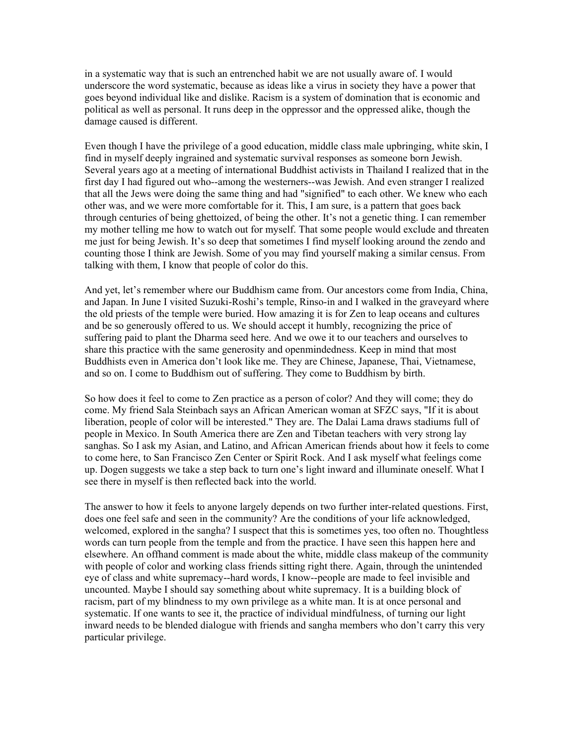in a systematic way that is such an entrenched habit we are not usually aware of. I would underscore the word systematic, because as ideas like a virus in society they have a power that goes beyond individual like and dislike. Racism is a system of domination that is economic and political as well as personal. It runs deep in the oppressor and the oppressed alike, though the damage caused is different.

Even though I have the privilege of a good education, middle class male upbringing, white skin, I find in myself deeply ingrained and systematic survival responses as someone born Jewish. Several years ago at a meeting of international Buddhist activists in Thailand I realized that in the first day I had figured out who--among the westerners--was Jewish. And even stranger I realized that all the Jews were doing the same thing and had "signified" to each other. We knew who each other was, and we were more comfortable for it. This, I am sure, is a pattern that goes back through centuries of being ghettoized, of being the other. It's not a genetic thing. I can remember my mother telling me how to watch out for myself. That some people would exclude and threaten me just for being Jewish. It's so deep that sometimes I find myself looking around the zendo and counting those I think are Jewish. Some of you may find yourself making a similar census. From talking with them, I know that people of color do this.

And yet, let's remember where our Buddhism came from. Our ancestors come from India, China, and Japan. In June I visited Suzuki-Roshi's temple, Rinso-in and I walked in the graveyard where the old priests of the temple were buried. How amazing it is for Zen to leap oceans and cultures and be so generously offered to us. We should accept it humbly, recognizing the price of suffering paid to plant the Dharma seed here. And we owe it to our teachers and ourselves to share this practice with the same generosity and openmindedness. Keep in mind that most Buddhists even in America don't look like me. They are Chinese, Japanese, Thai, Vietnamese, and so on. I come to Buddhism out of suffering. They come to Buddhism by birth.

So how does it feel to come to Zen practice as a person of color? And they will come; they do come. My friend Sala Steinbach says an African American woman at SFZC says, "If it is about liberation, people of color will be interested." They are. The Dalai Lama draws stadiums full of people in Mexico. In South America there are Zen and Tibetan teachers with very strong lay sanghas. So I ask my Asian, and Latino, and African American friends about how it feels to come to come here, to San Francisco Zen Center or Spirit Rock. And I ask myself what feelings come up. Dogen suggests we take a step back to turn one's light inward and illuminate oneself. What I see there in myself is then reflected back into the world.

The answer to how it feels to anyone largely depends on two further inter-related questions. First, does one feel safe and seen in the community? Are the conditions of your life acknowledged, welcomed, explored in the sangha? I suspect that this is sometimes yes, too often no. Thoughtless words can turn people from the temple and from the practice. I have seen this happen here and elsewhere. An offhand comment is made about the white, middle class makeup of the community with people of color and working class friends sitting right there. Again, through the unintended eye of class and white supremacy--hard words, I know--people are made to feel invisible and uncounted. Maybe I should say something about white supremacy. It is a building block of racism, part of my blindness to my own privilege as a white man. It is at once personal and systematic. If one wants to see it, the practice of individual mindfulness, of turning our light inward needs to be blended dialogue with friends and sangha members who don't carry this very particular privilege.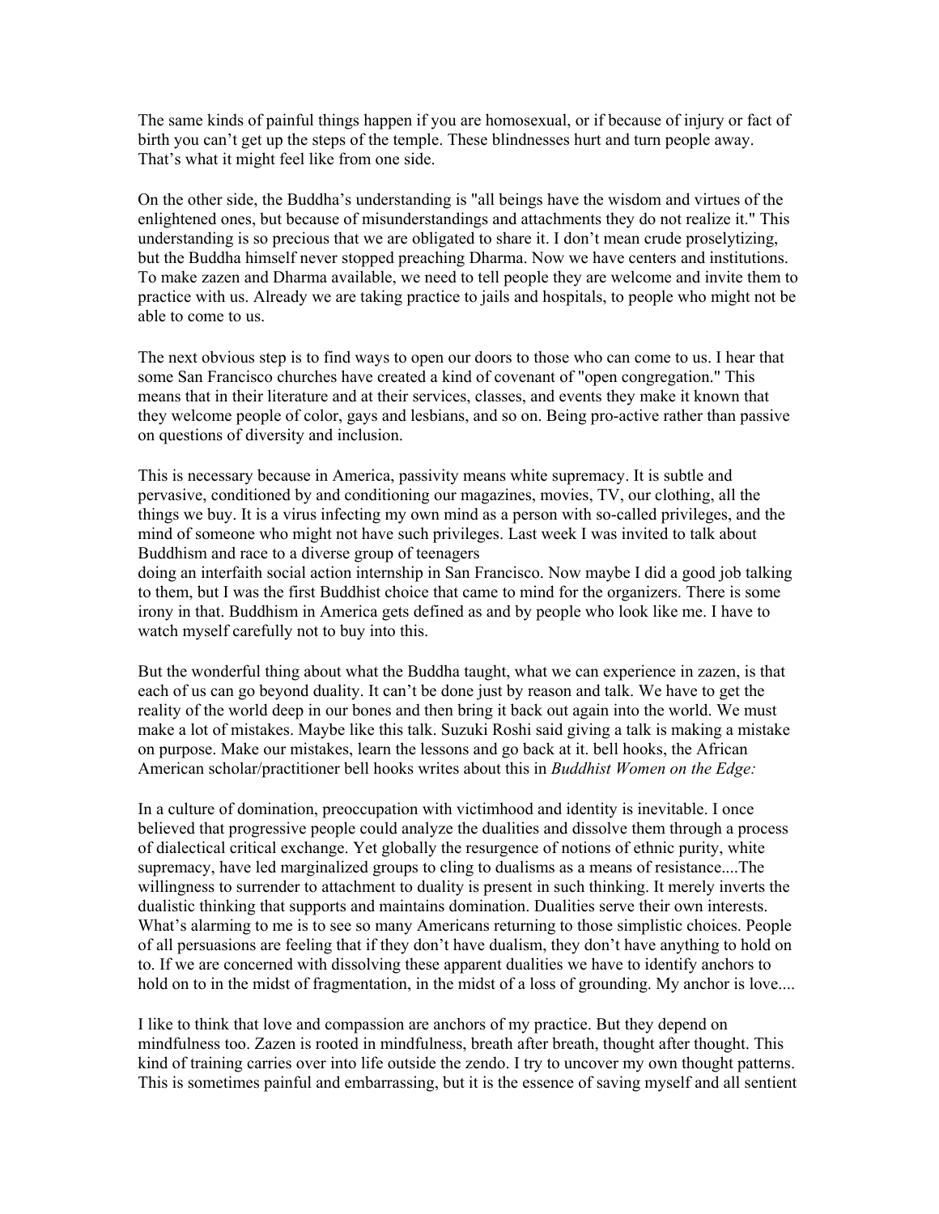The same kinds of painful things happen if you are homosexual, or if because of injury or fact of birth you can't get up the steps of the temple. These blindnesses hurt and turn people away. That's what it might feel like from one side.

On the other side, the Buddha's understanding is "all beings have the wisdom and virtues of the enlightened ones, but because of misunderstandings and attachments they do not realize it." This understanding is so precious that we are obligated to share it. I don't mean crude proselytizing, but the Buddha himself never stopped preaching Dharma. Now we have centers and institutions. To make zazen and Dharma available, we need to tell people they are welcome and invite them to practice with us. Already we are taking practice to jails and hospitals, to people who might not be able to come to us.

The next obvious step is to find ways to open our doors to those who can come to us. I hear that some San Francisco churches have created a kind of covenant of "open congregation." This means that in their literature and at their services, classes, and events they make it known that they welcome people of color, gays and lesbians, and so on. Being pro-active rather than passive on questions of diversity and inclusion.

This is necessary because in America, passivity means white supremacy. It is subtle and pervasive, conditioned by and conditioning our magazines, movies, TV, our clothing, all the things we buy. It is a virus infecting my own mind as a person with so-called privileges, and the mind of someone who might not have such privileges. Last week I was invited to talk about Buddhism and race to a diverse group of teenagers
doing an interfaith social action internship in San Francisco. Now maybe I did a good job talking to them, but I was the first Buddhist choice that came to mind for the organizers. There is some irony in that. Buddhism in America gets defined as and by people who look like me. I have to watch myself carefully not to buy into this.

But the wonderful thing about what the Buddha taught, what we can experience in zazen, is that each of us can go beyond duality. It can't be done just by reason and talk. We have to get the reality of the world deep in our bones and then bring it back out again into the world. We must make a lot of mistakes. Maybe like this talk. Suzuki Roshi said giving a talk is making a mistake on purpose. Make our mistakes, learn the lessons and go back at it. bell hooks, the African American scholar/practitioner bell hooks writes about this in *Buddhist Women on the Edge:*

In a culture of domination, preoccupation with victimhood and identity is inevitable. I once believed that progressive people could analyze the dualities and dissolve them through a process of dialectical critical exchange. Yet globally the resurgence of notions of ethnic purity, white supremacy, have led marginalized groups to cling to dualisms as a means of resistance....The willingness to surrender to attachment to duality is present in such thinking. It merely inverts the dualistic thinking that supports and maintains domination. Dualities serve their own interests. What's alarming to me is to see so many Americans returning to those simplistic choices. People of all persuasions are feeling that if they don't have dualism, they don't have anything to hold on to. If we are concerned with dissolving these apparent dualities we have to identify anchors to hold on to in the midst of fragmentation, in the midst of a loss of grounding. My anchor is love....

I like to think that love and compassion are anchors of my practice. But they depend on mindfulness too. Zazen is rooted in mindfulness, breath after breath, thought after thought. This kind of training carries over into life outside the zendo. I try to uncover my own thought patterns. This is sometimes painful and embarrassing, but it is the essence of saving myself and all sentient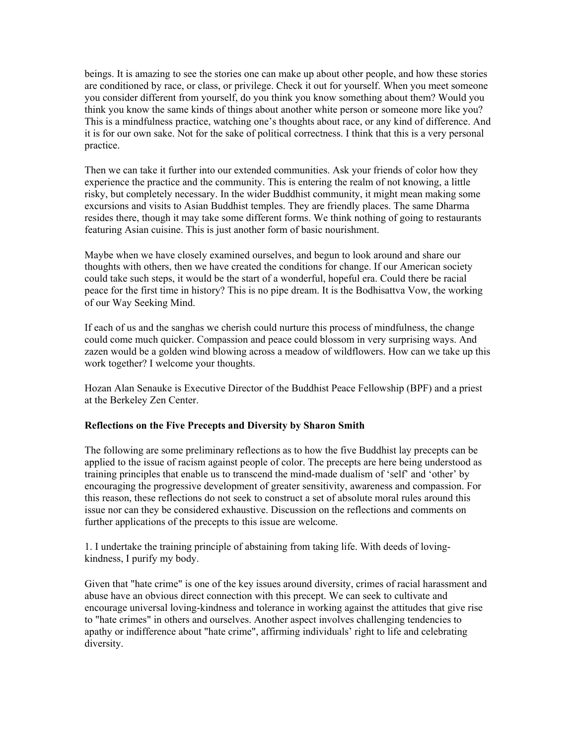beings. It is amazing to see the stories one can make up about other people, and how these stories are conditioned by race, or class, or privilege. Check it out for yourself. When you meet someone you consider different from yourself, do you think you know something about them? Would you think you know the same kinds of things about another white person or someone more like you? This is a mindfulness practice, watching one's thoughts about race, or any kind of difference. And it is for our own sake. Not for the sake of political correctness. I think that this is a very personal practice.

Then we can take it further into our extended communities. Ask your friends of color how they experience the practice and the community. This is entering the realm of not knowing, a little risky, but completely necessary. In the wider Buddhist community, it might mean making some excursions and visits to Asian Buddhist temples. They are friendly places. The same Dharma resides there, though it may take some different forms. We think nothing of going to restaurants featuring Asian cuisine. This is just another form of basic nourishment.

Maybe when we have closely examined ourselves, and begun to look around and share our thoughts with others, then we have created the conditions for change. If our American society could take such steps, it would be the start of a wonderful, hopeful era. Could there be racial peace for the first time in history? This is no pipe dream. It is the Bodhisattva Vow, the working of our Way Seeking Mind.

If each of us and the sanghas we cherish could nurture this process of mindfulness, the change could come much quicker. Compassion and peace could blossom in very surprising ways. And zazen would be a golden wind blowing across a meadow of wildflowers. How can we take up this work together? I welcome your thoughts.

Hozan Alan Senauke is Executive Director of the Buddhist Peace Fellowship (BPF) and a priest at the Berkeley Zen Center.

**Reflections on the Five Precepts and Diversity by Sharon Smith**

The following are some preliminary reflections as to how the five Buddhist lay precepts can be applied to the issue of racism against people of color. The precepts are here being understood as training principles that enable us to transcend the mind-made dualism of 'self' and 'other' by encouraging the progressive development of greater sensitivity, awareness and compassion. For this reason, these reflections do not seek to construct a set of absolute moral rules around this issue nor can they be considered exhaustive. Discussion on the reflections and comments on further applications of the precepts to this issue are welcome.

1. I undertake the training principle of abstaining from taking life. With deeds of loving-kindness, I purify my body.

Given that "hate crime" is one of the key issues around diversity, crimes of racial harassment and abuse have an obvious direct connection with this precept. We can seek to cultivate and encourage universal loving-kindness and tolerance in working against the attitudes that give rise to "hate crimes" in others and ourselves. Another aspect involves challenging tendencies to apathy or indifference about "hate crime", affirming individuals' right to life and celebrating diversity.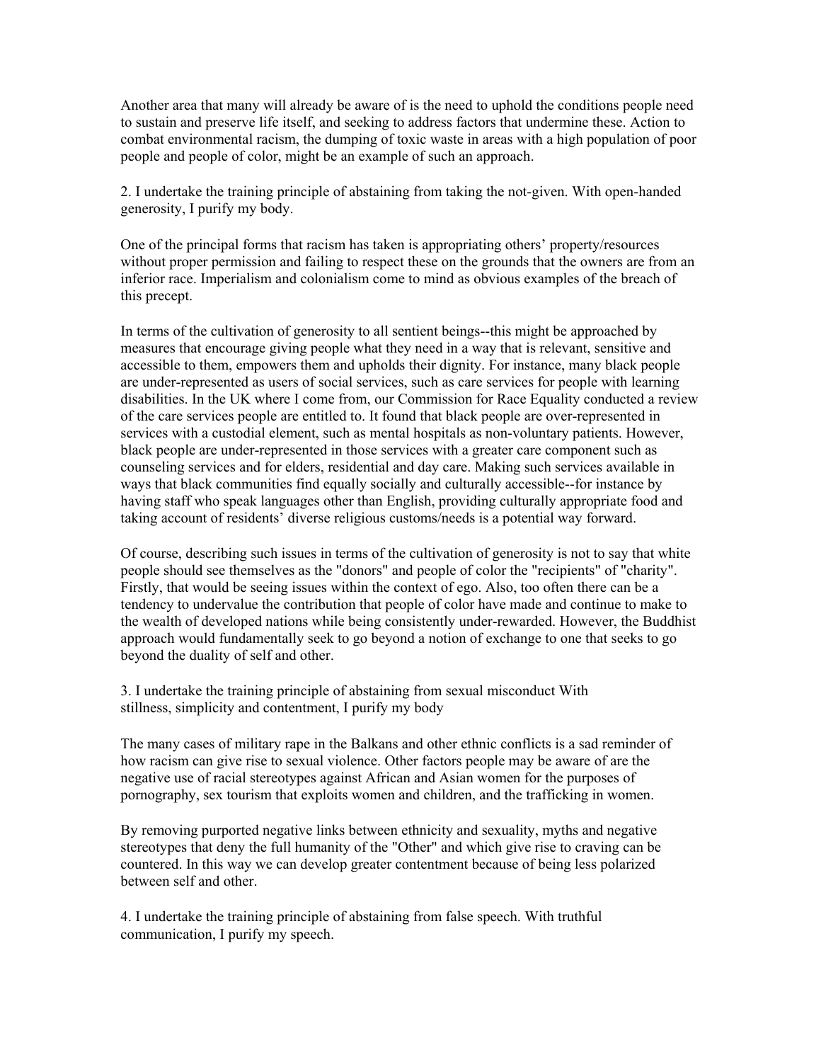Another area that many will already be aware of is the need to uphold the conditions people need to sustain and preserve life itself, and seeking to address factors that undermine these. Action to combat environmental racism, the dumping of toxic waste in areas with a high population of poor people and people of color, might be an example of such an approach.

2. I undertake the training principle of abstaining from taking the not-given. With open-handed generosity, I purify my body.

One of the principal forms that racism has taken is appropriating others' property/resources without proper permission and failing to respect these on the grounds that the owners are from an inferior race. Imperialism and colonialism come to mind as obvious examples of the breach of this precept.

In terms of the cultivation of generosity to all sentient beings--this might be approached by measures that encourage giving people what they need in a way that is relevant, sensitive and accessible to them, empowers them and upholds their dignity. For instance, many black people are under-represented as users of social services, such as care services for people with learning disabilities. In the UK where I come from, our Commission for Race Equality conducted a review of the care services people are entitled to. It found that black people are over-represented in services with a custodial element, such as mental hospitals as non-voluntary patients. However, black people are under-represented in those services with a greater care component such as counseling services and for elders, residential and day care. Making such services available in ways that black communities find equally socially and culturally accessible--for instance by having staff who speak languages other than English, providing culturally appropriate food and taking account of residents' diverse religious customs/needs is a potential way forward.

Of course, describing such issues in terms of the cultivation of generosity is not to say that white people should see themselves as the "donors" and people of color the "recipients" of "charity". Firstly, that would be seeing issues within the context of ego. Also, too often there can be a tendency to undervalue the contribution that people of color have made and continue to make to the wealth of developed nations while being consistently under-rewarded. However, the Buddhist approach would fundamentally seek to go beyond a notion of exchange to one that seeks to go beyond the duality of self and other.

3. I undertake the training principle of abstaining from sexual misconduct With stillness, simplicity and contentment, I purify my body

The many cases of military rape in the Balkans and other ethnic conflicts is a sad reminder of how racism can give rise to sexual violence. Other factors people may be aware of are the negative use of racial stereotypes against African and Asian women for the purposes of pornography, sex tourism that exploits women and children, and the trafficking in women.

By removing purported negative links between ethnicity and sexuality, myths and negative stereotypes that deny the full humanity of the "Other" and which give rise to craving can be countered. In this way we can develop greater contentment because of being less polarized between self and other.

4. I undertake the training principle of abstaining from false speech. With truthful communication, I purify my speech.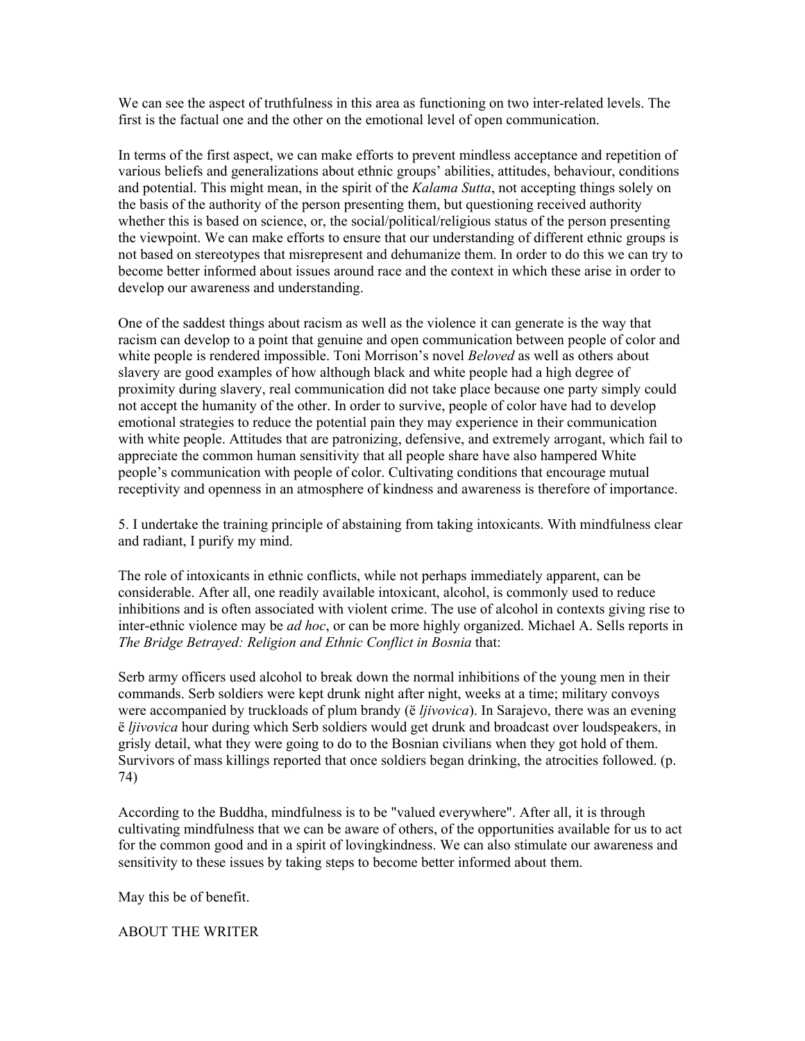We can see the aspect of truthfulness in this area as functioning on two inter-related levels. The first is the factual one and the other on the emotional level of open communication.

In terms of the first aspect, we can make efforts to prevent mindless acceptance and repetition of various beliefs and generalizations about ethnic groups' abilities, attitudes, behaviour, conditions and potential. This might mean, in the spirit of the *Kalama Sutta*, not accepting things solely on the basis of the authority of the person presenting them, but questioning received authority whether this is based on science, or, the social/political/religious status of the person presenting the viewpoint. We can make efforts to ensure that our understanding of different ethnic groups is not based on stereotypes that misrepresent and dehumanize them. In order to do this we can try to become better informed about issues around race and the context in which these arise in order to develop our awareness and understanding.

One of the saddest things about racism as well as the violence it can generate is the way that racism can develop to a point that genuine and open communication between people of color and white people is rendered impossible. Toni Morrison's novel *Beloved* as well as others about slavery are good examples of how although black and white people had a high degree of proximity during slavery, real communication did not take place because one party simply could not accept the humanity of the other. In order to survive, people of color have had to develop emotional strategies to reduce the potential pain they may experience in their communication with white people. Attitudes that are patronizing, defensive, and extremely arrogant, which fail to appreciate the common human sensitivity that all people share have also hampered White people's communication with people of color. Cultivating conditions that encourage mutual receptivity and openness in an atmosphere of kindness and awareness is therefore of importance.

5. I undertake the training principle of abstaining from taking intoxicants. With mindfulness clear and radiant, I purify my mind.

The role of intoxicants in ethnic conflicts, while not perhaps immediately apparent, can be considerable. After all, one readily available intoxicant, alcohol, is commonly used to reduce inhibitions and is often associated with violent crime. The use of alcohol in contexts giving rise to inter-ethnic violence may be *ad hoc*, or can be more highly organized. Michael A. Sells reports in *The Bridge Betrayed: Religion and Ethnic Conflict in Bosnia* that:

Serb army officers used alcohol to break down the normal inhibitions of the young men in their commands. Serb soldiers were kept drunk night after night, weeks at a time; military convoys were accompanied by truckloads of plum brandy (ë *ljivovica*). In Sarajevo, there was an evening ë *ljivovica* hour during which Serb soldiers would get drunk and broadcast over loudspeakers, in grisly detail, what they were going to do to the Bosnian civilians when they got hold of them. Survivors of mass killings reported that once soldiers began drinking, the atrocities followed. (p. 74)

According to the Buddha, mindfulness is to be "valued everywhere". After all, it is through cultivating mindfulness that we can be aware of others, of the opportunities available for us to act for the common good and in a spirit of lovingkindness. We can also stimulate our awareness and sensitivity to these issues by taking steps to become better informed about them.

May this be of benefit.

ABOUT THE WRITER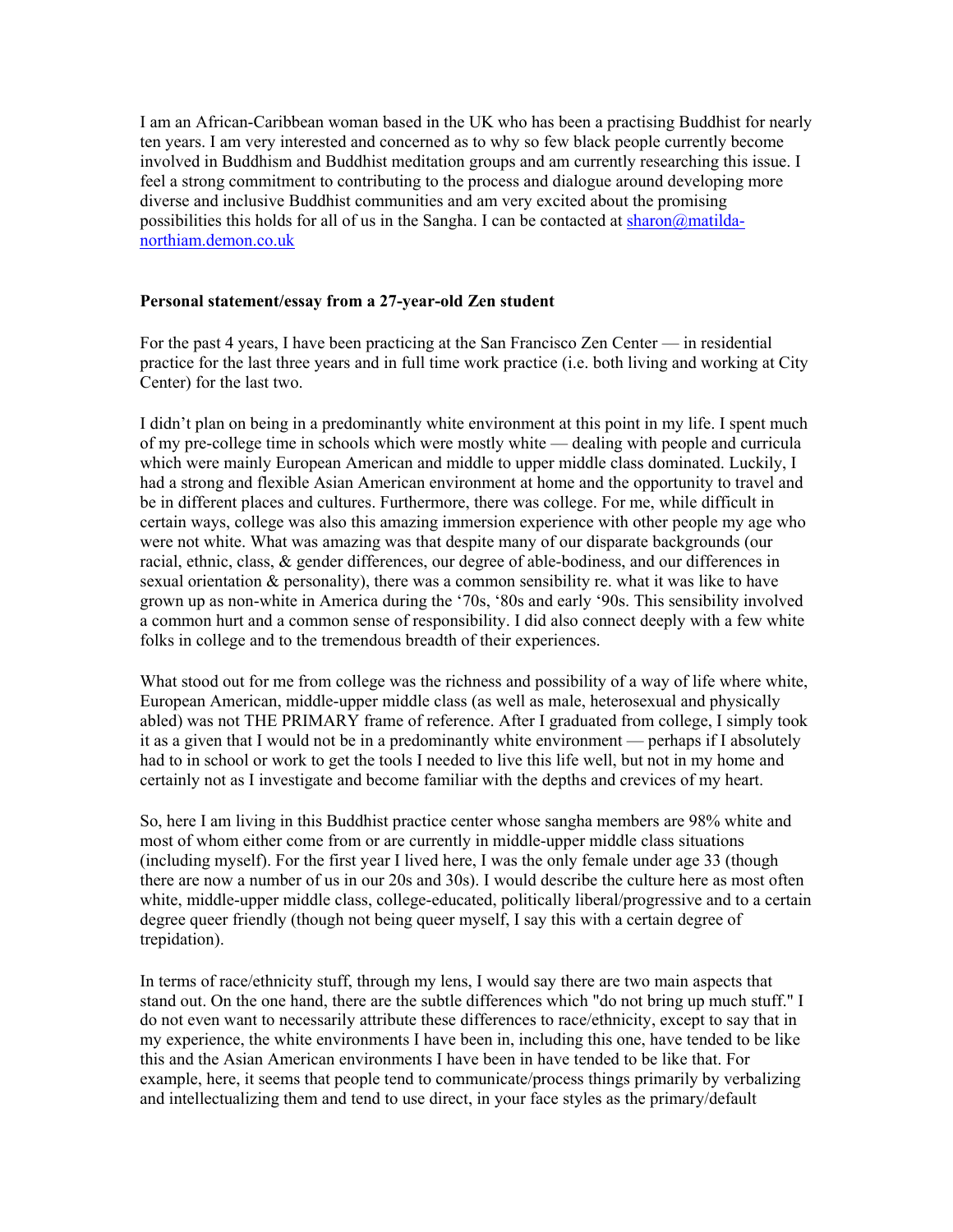I am an African-Caribbean woman based in the UK who has been a practising Buddhist for nearly ten years. I am very interested and concerned as to why so few black people currently become involved in Buddhism and Buddhist meditation groups and am currently researching this issue. I feel a strong commitment to contributing to the process and dialogue around developing more diverse and inclusive Buddhist communities and am very excited about the promising possibilities this holds for all of us in the Sangha. I can be contacted at sharon@matilda-northiam.demon.co.uk

**Personal statement/essay from a 27-year-old Zen student**

For the past 4 years, I have been practicing at the San Francisco Zen Center — in residential practice for the last three years and in full time work practice (i.e. both living and working at City Center) for the last two.

I didn't plan on being in a predominantly white environment at this point in my life. I spent much of my pre-college time in schools which were mostly white — dealing with people and curricula which were mainly European American and middle to upper middle class dominated. Luckily, I had a strong and flexible Asian American environment at home and the opportunity to travel and be in different places and cultures. Furthermore, there was college. For me, while difficult in certain ways, college was also this amazing immersion experience with other people my age who were not white. What was amazing was that despite many of our disparate backgrounds (our racial, ethnic, class, & gender differences, our degree of able-bodiness, and our differences in sexual orientation & personality), there was a common sensibility re. what it was like to have grown up as non-white in America during the '70s, '80s and early '90s. This sensibility involved a common hurt and a common sense of responsibility. I did also connect deeply with a few white folks in college and to the tremendous breadth of their experiences.

What stood out for me from college was the richness and possibility of a way of life where white, European American, middle-upper middle class (as well as male, heterosexual and physically abled) was not THE PRIMARY frame of reference. After I graduated from college, I simply took it as a given that I would not be in a predominantly white environment — perhaps if I absolutely had to in school or work to get the tools I needed to live this life well, but not in my home and certainly not as I investigate and become familiar with the depths and crevices of my heart.

So, here I am living in this Buddhist practice center whose sangha members are 98% white and most of whom either come from or are currently in middle-upper middle class situations (including myself). For the first year I lived here, I was the only female under age 33 (though there are now a number of us in our 20s and 30s). I would describe the culture here as most often white, middle-upper middle class, college-educated, politically liberal/progressive and to a certain degree queer friendly (though not being queer myself, I say this with a certain degree of trepidation).

In terms of race/ethnicity stuff, through my lens, I would say there are two main aspects that stand out. On the one hand, there are the subtle differences which "do not bring up much stuff." I do not even want to necessarily attribute these differences to race/ethnicity, except to say that in my experience, the white environments I have been in, including this one, have tended to be like this and the Asian American environments I have been in have tended to be like that. For example, here, it seems that people tend to communicate/process things primarily by verbalizing and intellectualizing them and tend to use direct, in your face styles as the primary/default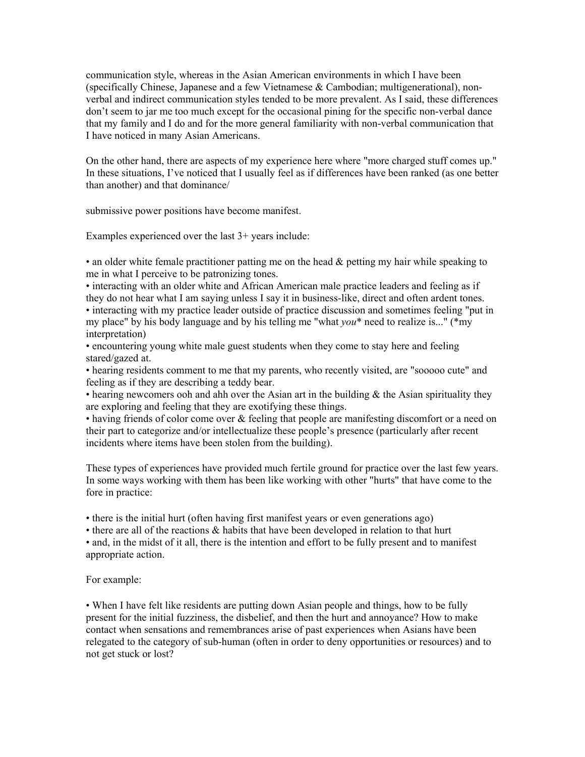communication style, whereas in the Asian American environments in which I have been (specifically Chinese, Japanese and a few Vietnamese & Cambodian; multigenerational), non-verbal and indirect communication styles tended to be more prevalent. As I said, these differences don't seem to jar me too much except for the occasional pining for the specific non-verbal dance that my family and I do and for the more general familiarity with non-verbal communication that I have noticed in many Asian Americans.

On the other hand, there are aspects of my experience here where "more charged stuff comes up." In these situations, I've noticed that I usually feel as if differences have been ranked (as one better than another) and that dominance/

submissive power positions have become manifest.

Examples experienced over the last 3+ years include:

- an older white female practitioner patting me on the head & petting my hair while speaking to me in what I perceive to be patronizing tones.
- interacting with an older white and African American male practice leaders and feeling as if they do not hear what I am saying unless I say it in business-like, direct and often ardent tones.
- interacting with my practice leader outside of practice discussion and sometimes feeling "put in my place" by his body language and by his telling me "what *you** need to realize is..." (*my interpretation)
- encountering young white male guest students when they come to stay here and feeling stared/gazed at.
- hearing residents comment to me that my parents, who recently visited, are "sooooo cute" and feeling as if they are describing a teddy bear.
- hearing newcomers ooh and ahh over the Asian art in the building & the Asian spirituality they are exploring and feeling that they are exotifying these things.
- having friends of color come over & feeling that people are manifesting discomfort or a need on their part to categorize and/or intellectualize these people's presence (particularly after recent incidents where items have been stolen from the building).

These types of experiences have provided much fertile ground for practice over the last few years. In some ways working with them has been like working with other "hurts" that have come to the fore in practice:

- there is the initial hurt (often having first manifest years or even generations ago)
- there are all of the reactions & habits that have been developed in relation to that hurt
- and, in the midst of it all, there is the intention and effort to be fully present and to manifest appropriate action.

For example:

- When I have felt like residents are putting down Asian people and things, how to be fully present for the initial fuzziness, the disbelief, and then the hurt and annoyance? How to make contact when sensations and remembrances arise of past experiences when Asians have been relegated to the category of sub-human (often in order to deny opportunities or resources) and to not get stuck or lost?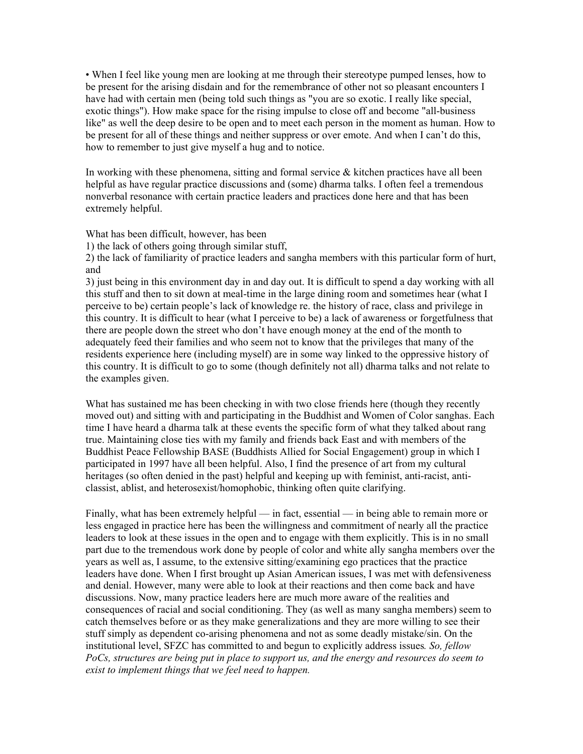- When I feel like young men are looking at me through their stereotype pumped lenses, how to be present for the arising disdain and for the remembrance of other not so pleasant encounters I have had with certain men (being told such things as "you are so exotic. I really like special, exotic things"). How make space for the rising impulse to close off and become "all-business like" as well the deep desire to be open and to meet each person in the moment as human. How to be present for all of these things and neither suppress or over emote. And when I can't do this, how to remember to just give myself a hug and to notice.

In working with these phenomena, sitting and formal service & kitchen practices have all been helpful as have regular practice discussions and (some) dharma talks. I often feel a tremendous nonverbal resonance with certain practice leaders and practices done here and that has been extremely helpful.

What has been difficult, however, has been
1) the lack of others going through similar stuff,
2) the lack of familiarity of practice leaders and sangha members with this particular form of hurt, and
3) just being in this environment day in and day out. It is difficult to spend a day working with all this stuff and then to sit down at meal-time in the large dining room and sometimes hear (what I perceive to be) certain people's lack of knowledge re. the history of race, class and privilege in this country. It is difficult to hear (what I perceive to be) a lack of awareness or forgetfulness that there are people down the street who don't have enough money at the end of the month to adequately feed their families and who seem not to know that the privileges that many of the residents experience here (including myself) are in some way linked to the oppressive history of this country. It is difficult to go to some (though definitely not all) dharma talks and not relate to the examples given.

What has sustained me has been checking in with two close friends here (though they recently moved out) and sitting with and participating in the Buddhist and Women of Color sanghas. Each time I have heard a dharma talk at these events the specific form of what they talked about rang true. Maintaining close ties with my family and friends back East and with members of the Buddhist Peace Fellowship BASE (Buddhists Allied for Social Engagement) group in which I participated in 1997 have all been helpful. Also, I find the presence of art from my cultural heritages (so often denied in the past) helpful and keeping up with feminist, anti-racist, anti-classist, ablist, and heterosexist/homophobic, thinking often quite clarifying.

Finally, what has been extremely helpful — in fact, essential — in being able to remain more or less engaged in practice here has been the willingness and commitment of nearly all the practice leaders to look at these issues in the open and to engage with them explicitly. This is in no small part due to the tremendous work done by people of color and white ally sangha members over the years as well as, I assume, to the extensive sitting/examining ego practices that the practice leaders have done. When I first brought up Asian American issues, I was met with defensiveness and denial. However, many were able to look at their reactions and then come back and have discussions. Now, many practice leaders here are much more aware of the realities and consequences of racial and social conditioning. They (as well as many sangha members) seem to catch themselves before or as they make generalizations and they are more willing to see their stuff simply as dependent co-arising phenomena and not as some deadly mistake/sin. On the institutional level, SFZC has committed to and begun to explicitly address issues*. So, fellow PoCs, structures are being put in place to support us, and the energy and resources do seem to exist to implement things that we feel need to happen.*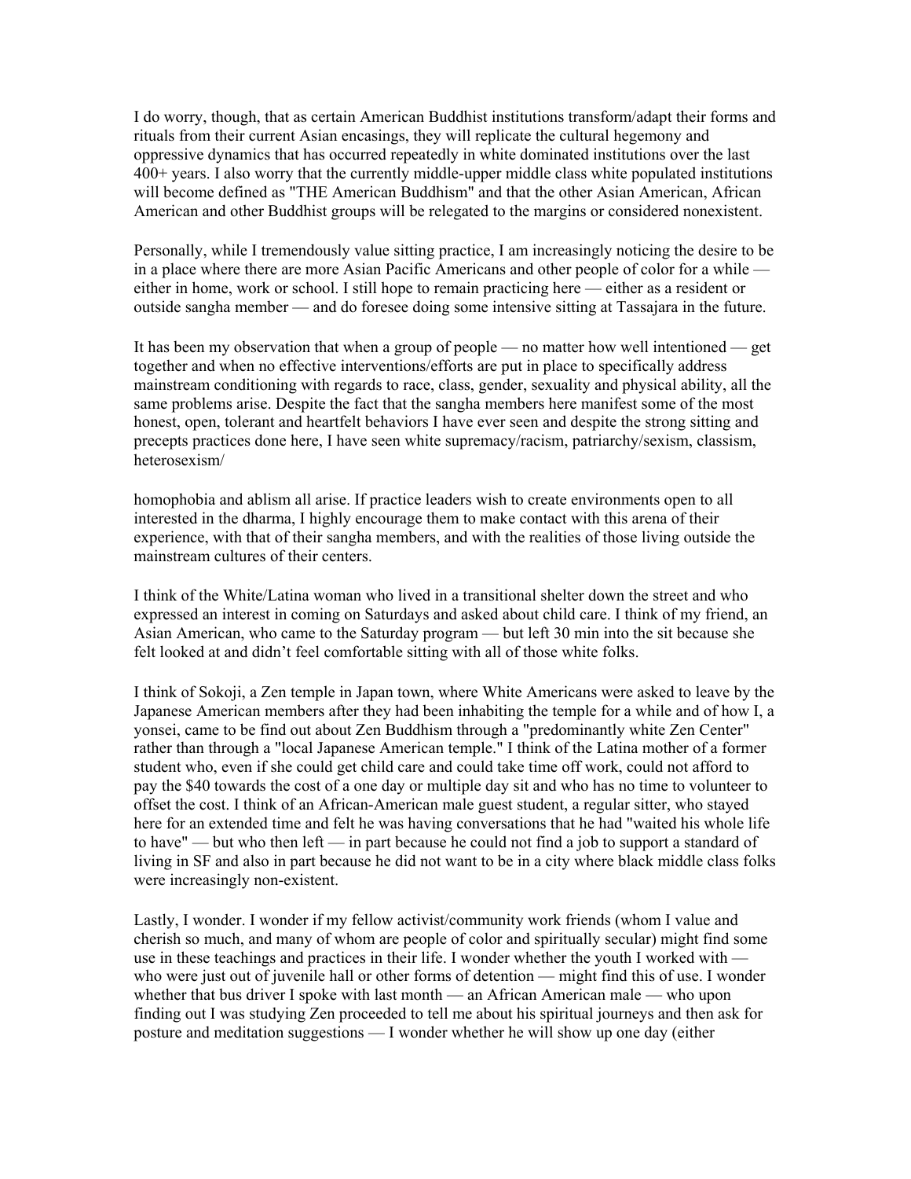I do worry, though, that as certain American Buddhist institutions transform/adapt their forms and rituals from their current Asian encasings, they will replicate the cultural hegemony and oppressive dynamics that has occurred repeatedly in white dominated institutions over the last 400+ years. I also worry that the currently middle-upper middle class white populated institutions will become defined as "THE American Buddhism" and that the other Asian American, African American and other Buddhist groups will be relegated to the margins or considered nonexistent.

Personally, while I tremendously value sitting practice, I am increasingly noticing the desire to be in a place where there are more Asian Pacific Americans and other people of color for a while — either in home, work or school. I still hope to remain practicing here — either as a resident or outside sangha member — and do foresee doing some intensive sitting at Tassajara in the future.

It has been my observation that when a group of people — no matter how well intentioned — get together and when no effective interventions/efforts are put in place to specifically address mainstream conditioning with regards to race, class, gender, sexuality and physical ability, all the same problems arise. Despite the fact that the sangha members here manifest some of the most honest, open, tolerant and heartfelt behaviors I have ever seen and despite the strong sitting and precepts practices done here, I have seen white supremacy/racism, patriarchy/sexism, classism, heterosexism/homophobia and ablism all arise. If practice leaders wish to create environments open to all interested in the dharma, I highly encourage them to make contact with this arena of their experience, with that of their sangha members, and with the realities of those living outside the mainstream cultures of their centers.

I think of the White/Latina woman who lived in a transitional shelter down the street and who expressed an interest in coming on Saturdays and asked about child care. I think of my friend, an Asian American, who came to the Saturday program — but left 30 min into the sit because she felt looked at and didn't feel comfortable sitting with all of those white folks.

I think of Sokoji, a Zen temple in Japan town, where White Americans were asked to leave by the Japanese American members after they had been inhabiting the temple for a while and of how I, a yonsei, came to be find out about Zen Buddhism through a "predominantly white Zen Center" rather than through a "local Japanese American temple." I think of the Latina mother of a former student who, even if she could get child care and could take time off work, could not afford to pay the $40 towards the cost of a one day or multiple day sit and who has no time to volunteer to offset the cost. I think of an African-American male guest student, a regular sitter, who stayed here for an extended time and felt he was having conversations that he had "waited his whole life to have" — but who then left — in part because he could not find a job to support a standard of living in SF and also in part because he did not want to be in a city where black middle class folks were increasingly non-existent.

Lastly, I wonder. I wonder if my fellow activist/community work friends (whom I value and cherish so much, and many of whom are people of color and spiritually secular) might find some use in these teachings and practices in their life. I wonder whether the youth I worked with — who were just out of juvenile hall or other forms of detention — might find this of use. I wonder whether that bus driver I spoke with last month — an African American male — who upon finding out I was studying Zen proceeded to tell me about his spiritual journeys and then ask for posture and meditation suggestions — I wonder whether he will show up one day (either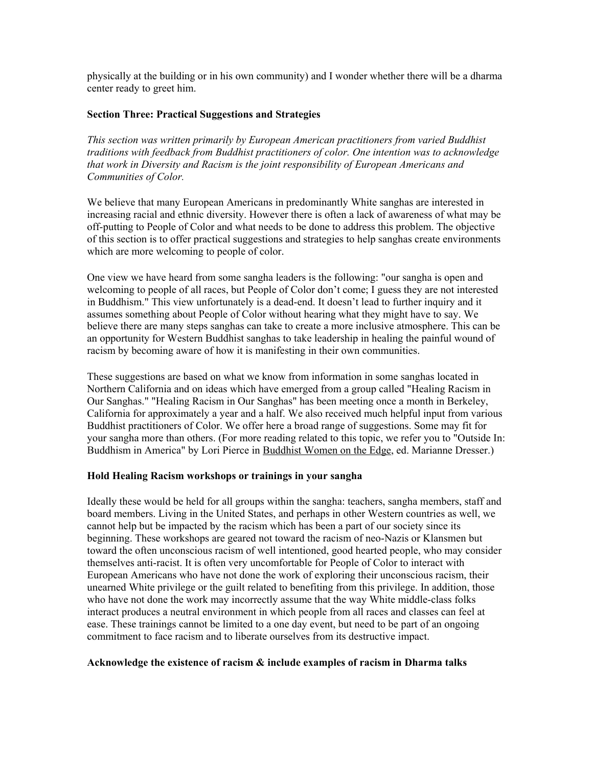physically at the building or in his own community) and I wonder whether there will be a dharma center ready to greet him.

**Section Three: Practical Suggestions and Strategies**

*This section was written primarily by European American practitioners from varied Buddhist traditions with feedback from Buddhist practitioners of color. One intention was to acknowledge that work in Diversity and Racism is the joint responsibility of European Americans and Communities of Color.*

We believe that many European Americans in predominantly White sanghas are interested in increasing racial and ethnic diversity. However there is often a lack of awareness of what may be off-putting to People of Color and what needs to be done to address this problem. The objective of this section is to offer practical suggestions and strategies to help sanghas create environments which are more welcoming to people of color.

One view we have heard from some sangha leaders is the following: "our sangha is open and welcoming to people of all races, but People of Color don't come; I guess they are not interested in Buddhism." This view unfortunately is a dead-end. It doesn't lead to further inquiry and it assumes something about People of Color without hearing what they might have to say. We believe there are many steps sanghas can take to create a more inclusive atmosphere. This can be an opportunity for Western Buddhist sanghas to take leadership in healing the painful wound of racism by becoming aware of how it is manifesting in their own communities.

These suggestions are based on what we know from information in some sanghas located in Northern California and on ideas which have emerged from a group called "Healing Racism in Our Sanghas." "Healing Racism in Our Sanghas" has been meeting once a month in Berkeley, California for approximately a year and a half. We also received much helpful input from various Buddhist practitioners of Color. We offer here a broad range of suggestions. Some may fit for your sangha more than others. (For more reading related to this topic, we refer you to "Outside In: Buddhism in America" by Lori Pierce in Buddhist Women on the Edge, ed. Marianne Dresser.)

**Hold Healing Racism workshops or trainings in your sangha**

Ideally these would be held for all groups within the sangha: teachers, sangha members, staff and board members. Living in the United States, and perhaps in other Western countries as well, we cannot help but be impacted by the racism which has been a part of our society since its beginning. These workshops are geared not toward the racism of neo-Nazis or Klansmen but toward the often unconscious racism of well intentioned, good hearted people, who may consider themselves anti-racist. It is often very uncomfortable for People of Color to interact with European Americans who have not done the work of exploring their unconscious racism, their unearned White privilege or the guilt related to benefiting from this privilege. In addition, those who have not done the work may incorrectly assume that the way White middle-class folks interact produces a neutral environment in which people from all races and classes can feel at ease. These trainings cannot be limited to a one day event, but need to be part of an ongoing commitment to face racism and to liberate ourselves from its destructive impact.

**Acknowledge the existence of racism & include examples of racism in Dharma talks**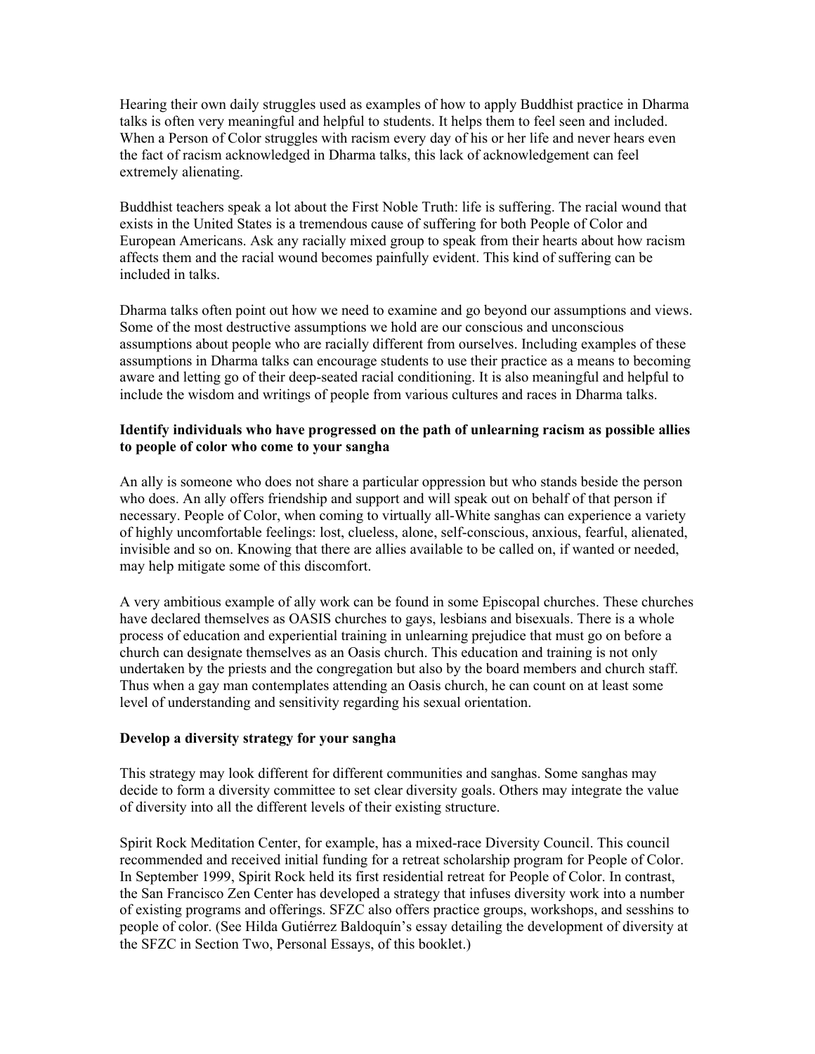Hearing their own daily struggles used as examples of how to apply Buddhist practice in Dharma talks is often very meaningful and helpful to students. It helps them to feel seen and included. When a Person of Color struggles with racism every day of his or her life and never hears even the fact of racism acknowledged in Dharma talks, this lack of acknowledgement can feel extremely alienating.

Buddhist teachers speak a lot about the First Noble Truth: life is suffering. The racial wound that exists in the United States is a tremendous cause of suffering for both People of Color and European Americans. Ask any racially mixed group to speak from their hearts about how racism affects them and the racial wound becomes painfully evident. This kind of suffering can be included in talks.

Dharma talks often point out how we need to examine and go beyond our assumptions and views. Some of the most destructive assumptions we hold are our conscious and unconscious assumptions about people who are racially different from ourselves. Including examples of these assumptions in Dharma talks can encourage students to use their practice as a means to becoming aware and letting go of their deep-seated racial conditioning. It is also meaningful and helpful to include the wisdom and writings of people from various cultures and races in Dharma talks.

**Identify individuals who have progressed on the path of unlearning racism as possible allies to people of color who come to your sangha**

An ally is someone who does not share a particular oppression but who stands beside the person who does. An ally offers friendship and support and will speak out on behalf of that person if necessary. People of Color, when coming to virtually all-White sanghas can experience a variety of highly uncomfortable feelings: lost, clueless, alone, self-conscious, anxious, fearful, alienated, invisible and so on. Knowing that there are allies available to be called on, if wanted or needed, may help mitigate some of this discomfort.

A very ambitious example of ally work can be found in some Episcopal churches. These churches have declared themselves as OASIS churches to gays, lesbians and bisexuals. There is a whole process of education and experiential training in unlearning prejudice that must go on before a church can designate themselves as an Oasis church. This education and training is not only undertaken by the priests and the congregation but also by the board members and church staff. Thus when a gay man contemplates attending an Oasis church, he can count on at least some level of understanding and sensitivity regarding his sexual orientation.

**Develop a diversity strategy for your sangha**

This strategy may look different for different communities and sanghas. Some sanghas may decide to form a diversity committee to set clear diversity goals. Others may integrate the value of diversity into all the different levels of their existing structure.

Spirit Rock Meditation Center, for example, has a mixed-race Diversity Council. This council recommended and received initial funding for a retreat scholarship program for People of Color. In September 1999, Spirit Rock held its first residential retreat for People of Color. In contrast, the San Francisco Zen Center has developed a strategy that infuses diversity work into a number of existing programs and offerings. SFZC also offers practice groups, workshops, and sesshins to people of color. (See Hilda Gutiérrez Baldoquín's essay detailing the development of diversity at the SFZC in Section Two, Personal Essays, of this booklet.)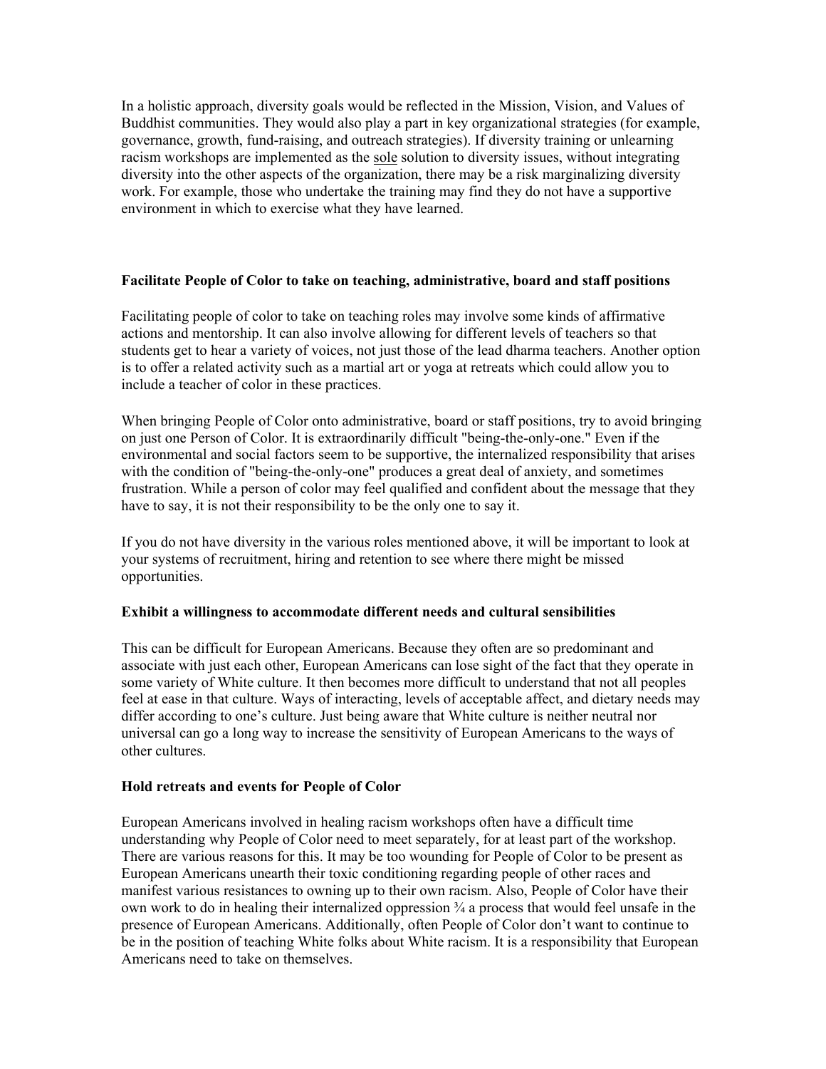In a holistic approach, diversity goals would be reflected in the Mission, Vision, and Values of Buddhist communities. They would also play a part in key organizational strategies (for example, governance, growth, fund-raising, and outreach strategies). If diversity training or unlearning racism workshops are implemented as the <u>sole</u> solution to diversity issues, without integrating diversity into the other aspects of the organization, there may be a risk marginalizing diversity work. For example, those who undertake the training may find they do not have a supportive environment in which to exercise what they have learned.

**Facilitate People of Color to take on teaching, administrative, board and staff positions**

Facilitating people of color to take on teaching roles may involve some kinds of affirmative actions and mentorship. It can also involve allowing for different levels of teachers so that students get to hear a variety of voices, not just those of the lead dharma teachers. Another option is to offer a related activity such as a martial art or yoga at retreats which could allow you to include a teacher of color in these practices.

When bringing People of Color onto administrative, board or staff positions, try to avoid bringing on just one Person of Color. It is extraordinarily difficult "being-the-only-one." Even if the environmental and social factors seem to be supportive, the internalized responsibility that arises with the condition of "being-the-only-one" produces a great deal of anxiety, and sometimes frustration. While a person of color may feel qualified and confident about the message that they have to say, it is not their responsibility to be the only one to say it.

If you do not have diversity in the various roles mentioned above, it will be important to look at your systems of recruitment, hiring and retention to see where there might be missed opportunities.

**Exhibit a willingness to accommodate different needs and cultural sensibilities**

This can be difficult for European Americans. Because they often are so predominant and associate with just each other, European Americans can lose sight of the fact that they operate in some variety of White culture. It then becomes more difficult to understand that not all peoples feel at ease in that culture. Ways of interacting, levels of acceptable affect, and dietary needs may differ according to one's culture. Just being aware that White culture is neither neutral nor universal can go a long way to increase the sensitivity of European Americans to the ways of other cultures.

**Hold retreats and events for People of Color**

European Americans involved in healing racism workshops often have a difficult time understanding why People of Color need to meet separately, for at least part of the workshop. There are various reasons for this. It may be too wounding for People of Color to be present as European Americans unearth their toxic conditioning regarding people of other races and manifest various resistances to owning up to their own racism. Also, People of Color have their own work to do in healing their internalized oppression ¾ a process that would feel unsafe in the presence of European Americans. Additionally, often People of Color don't want to continue to be in the position of teaching White folks about White racism. It is a responsibility that European Americans need to take on themselves.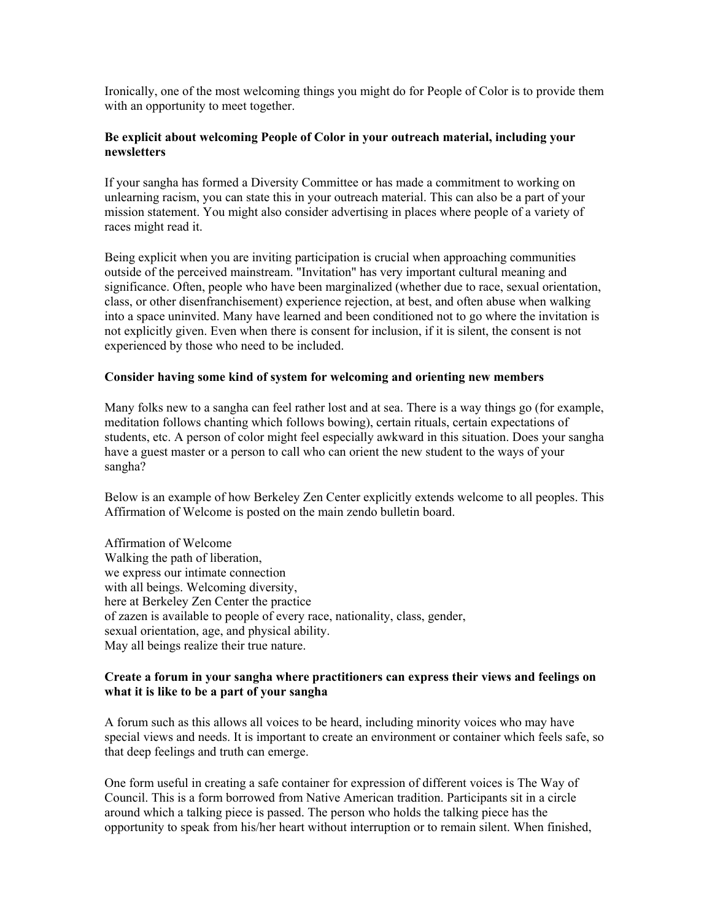Ironically, one of the most welcoming things you might do for People of Color is to provide them with an opportunity to meet together.

**Be explicit about welcoming People of Color in your outreach material, including your newsletters**

If your sangha has formed a Diversity Committee or has made a commitment to working on unlearning racism, you can state this in your outreach material. This can also be a part of your mission statement. You might also consider advertising in places where people of a variety of races might read it.

Being explicit when you are inviting participation is crucial when approaching communities outside of the perceived mainstream. "Invitation" has very important cultural meaning and significance. Often, people who have been marginalized (whether due to race, sexual orientation, class, or other disenfranchisement) experience rejection, at best, and often abuse when walking into a space uninvited. Many have learned and been conditioned not to go where the invitation is not explicitly given. Even when there is consent for inclusion, if it is silent, the consent is not experienced by those who need to be included.

**Consider having some kind of system for welcoming and orienting new members**

Many folks new to a sangha can feel rather lost and at sea. There is a way things go (for example, meditation follows chanting which follows bowing), certain rituals, certain expectations of students, etc. A person of color might feel especially awkward in this situation. Does your sangha have a guest master or a person to call who can orient the new student to the ways of your sangha?

Below is an example of how Berkeley Zen Center explicitly extends welcome to all peoples. This Affirmation of Welcome is posted on the main zendo bulletin board.

Affirmation of Welcome
Walking the path of liberation,
we express our intimate connection
with all beings. Welcoming diversity,
here at Berkeley Zen Center the practice
of zazen is available to people of every race, nationality, class, gender,
sexual orientation, age, and physical ability.
May all beings realize their true nature.

**Create a forum in your sangha where practitioners can express their views and feelings on what it is like to be a part of your sangha**

A forum such as this allows all voices to be heard, including minority voices who may have special views and needs. It is important to create an environment or container which feels safe, so that deep feelings and truth can emerge.

One form useful in creating a safe container for expression of different voices is The Way of Council. This is a form borrowed from Native American tradition. Participants sit in a circle around which a talking piece is passed. The person who holds the talking piece has the opportunity to speak from his/her heart without interruption or to remain silent. When finished,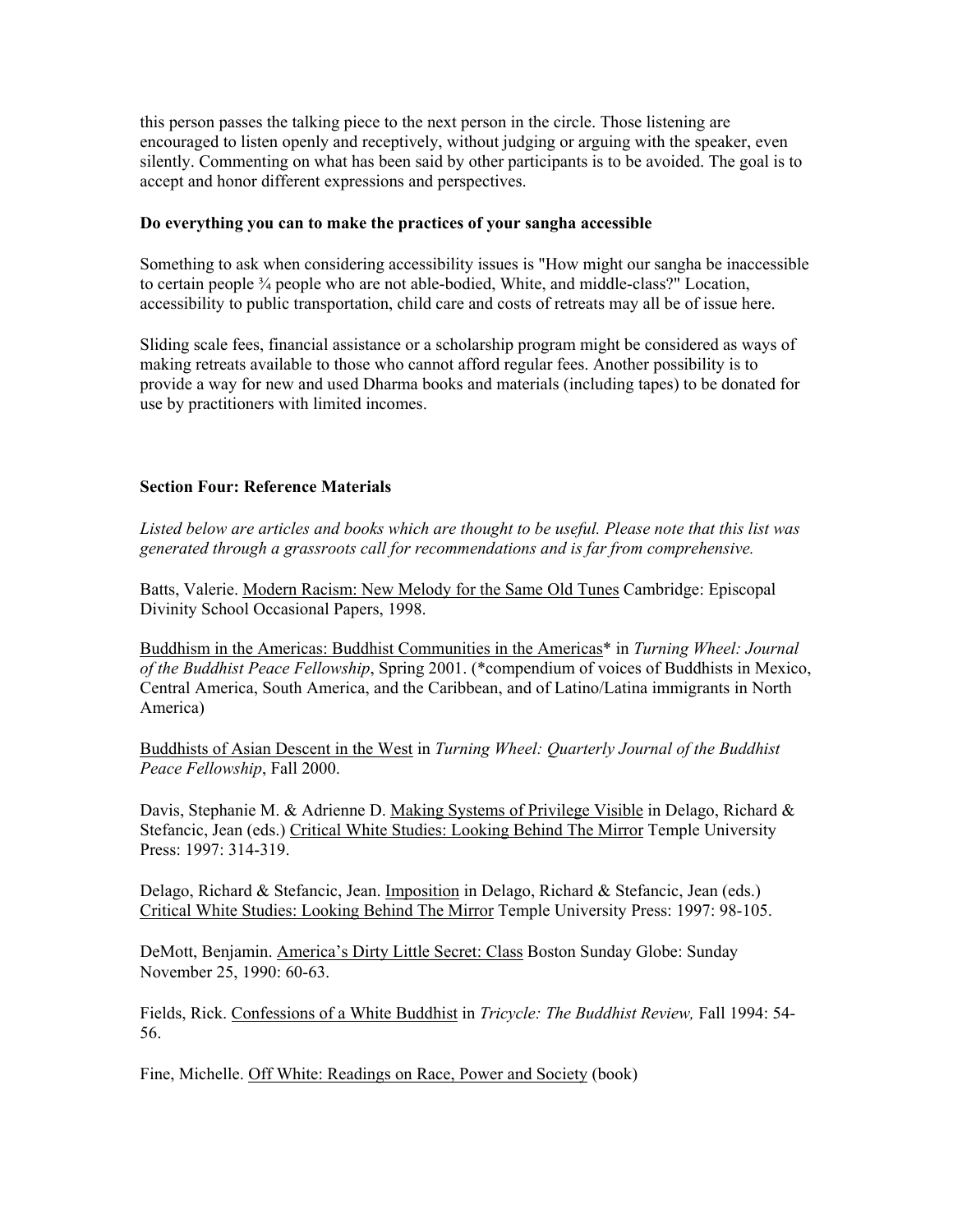this person passes the talking piece to the next person in the circle. Those listening are encouraged to listen openly and receptively, without judging or arguing with the speaker, even silently. Commenting on what has been said by other participants is to be avoided. The goal is to accept and honor different expressions and perspectives.

**Do everything you can to make the practices of your sangha accessible**

Something to ask when considering accessibility issues is "How might our sangha be inaccessible to certain people ¾ people who are not able-bodied, White, and middle-class?" Location, accessibility to public transportation, child care and costs of retreats may all be of issue here.

Sliding scale fees, financial assistance or a scholarship program might be considered as ways of making retreats available to those who cannot afford regular fees. Another possibility is to provide a way for new and used Dharma books and materials (including tapes) to be donated for use by practitioners with limited incomes.

**Section Four: Reference Materials**

*Listed below are articles and books which are thought to be useful. Please note that this list was generated through a grassroots call for recommendations and is far from comprehensive.*

Batts, Valerie. Modern Racism: New Melody for the Same Old Tunes Cambridge: Episcopal Divinity School Occasional Papers, 1998.

Buddhism in the Americas: Buddhist Communities in the Americas* in *Turning Wheel: Journal of the Buddhist Peace Fellowship*, Spring 2001. (*compendium of voices of Buddhists in Mexico, Central America, South America, and the Caribbean, and of Latino/Latina immigrants in North America)

Buddhists of Asian Descent in the West in *Turning Wheel: Quarterly Journal of the Buddhist Peace Fellowship*, Fall 2000.

Davis, Stephanie M. & Adrienne D. Making Systems of Privilege Visible in Delago, Richard & Stefancic, Jean (eds.) Critical White Studies: Looking Behind The Mirror Temple University Press: 1997: 314-319.

Delago, Richard & Stefancic, Jean. Imposition in Delago, Richard & Stefancic, Jean (eds.) Critical White Studies: Looking Behind The Mirror Temple University Press: 1997: 98-105.

DeMott, Benjamin. America's Dirty Little Secret: Class Boston Sunday Globe: Sunday November 25, 1990: 60-63.

Fields, Rick. Confessions of a White Buddhist in *Tricycle: The Buddhist Review,* Fall 1994: 54-56.

Fine, Michelle. Off White: Readings on Race, Power and Society (book)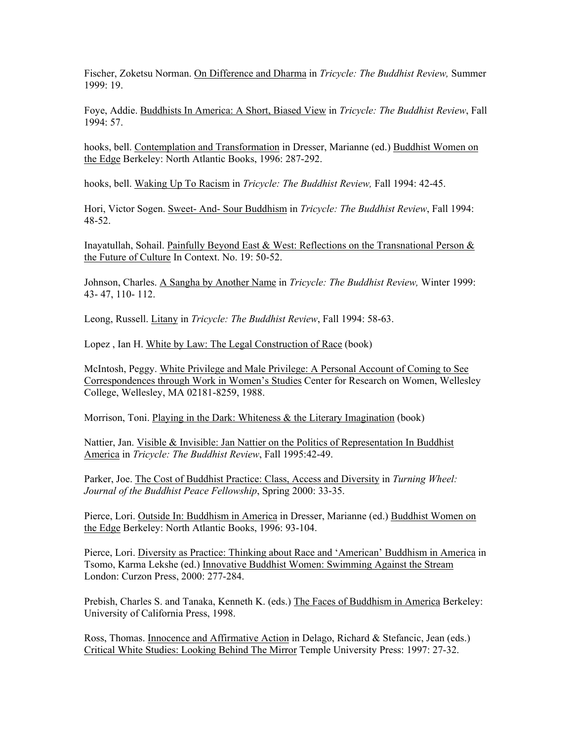Fischer, Zoketsu Norman. On Difference and Dharma in *Tricycle: The Buddhist Review,* Summer 1999: 19.

Foye, Addie. Buddhists In America: A Short, Biased View in *Tricycle: The Buddhist Review*, Fall 1994: 57.

hooks, bell. Contemplation and Transformation in Dresser, Marianne (ed.) Buddhist Women on the Edge Berkeley: North Atlantic Books, 1996: 287-292.

hooks, bell. Waking Up To Racism in *Tricycle: The Buddhist Review,* Fall 1994: 42-45.

Hori, Victor Sogen. Sweet- And- Sour Buddhism in *Tricycle: The Buddhist Review*, Fall 1994: 48-52.

Inayatullah, Sohail. Painfully Beyond East & West: Reflections on the Transnational Person & the Future of Culture In Context. No. 19: 50-52.

Johnson, Charles. A Sangha by Another Name in *Tricycle: The Buddhist Review,* Winter 1999: 43- 47, 110- 112.

Leong, Russell. Litany in *Tricycle: The Buddhist Review*, Fall 1994: 58-63.

Lopez , Ian H. White by Law: The Legal Construction of Race (book)

McIntosh, Peggy. White Privilege and Male Privilege: A Personal Account of Coming to See Correspondences through Work in Women's Studies Center for Research on Women, Wellesley College, Wellesley, MA 02181-8259, 1988.

Morrison, Toni. Playing in the Dark: Whiteness & the Literary Imagination (book)

Nattier, Jan. Visible & Invisible: Jan Nattier on the Politics of Representation In Buddhist America in *Tricycle: The Buddhist Review*, Fall 1995:42-49.

Parker, Joe. The Cost of Buddhist Practice: Class, Access and Diversity in *Turning Wheel: Journal of the Buddhist Peace Fellowship*, Spring 2000: 33-35.

Pierce, Lori. Outside In: Buddhism in America in Dresser, Marianne (ed.) Buddhist Women on the Edge Berkeley: North Atlantic Books, 1996: 93-104.

Pierce, Lori. Diversity as Practice: Thinking about Race and 'American' Buddhism in America in Tsomo, Karma Lekshe (ed.) Innovative Buddhist Women: Swimming Against the Stream London: Curzon Press, 2000: 277-284.

Prebish, Charles S. and Tanaka, Kenneth K. (eds.) The Faces of Buddhism in America Berkeley: University of California Press, 1998.

Ross, Thomas. Innocence and Affirmative Action in Delago, Richard & Stefancic, Jean (eds.) Critical White Studies: Looking Behind The Mirror Temple University Press: 1997: 27-32.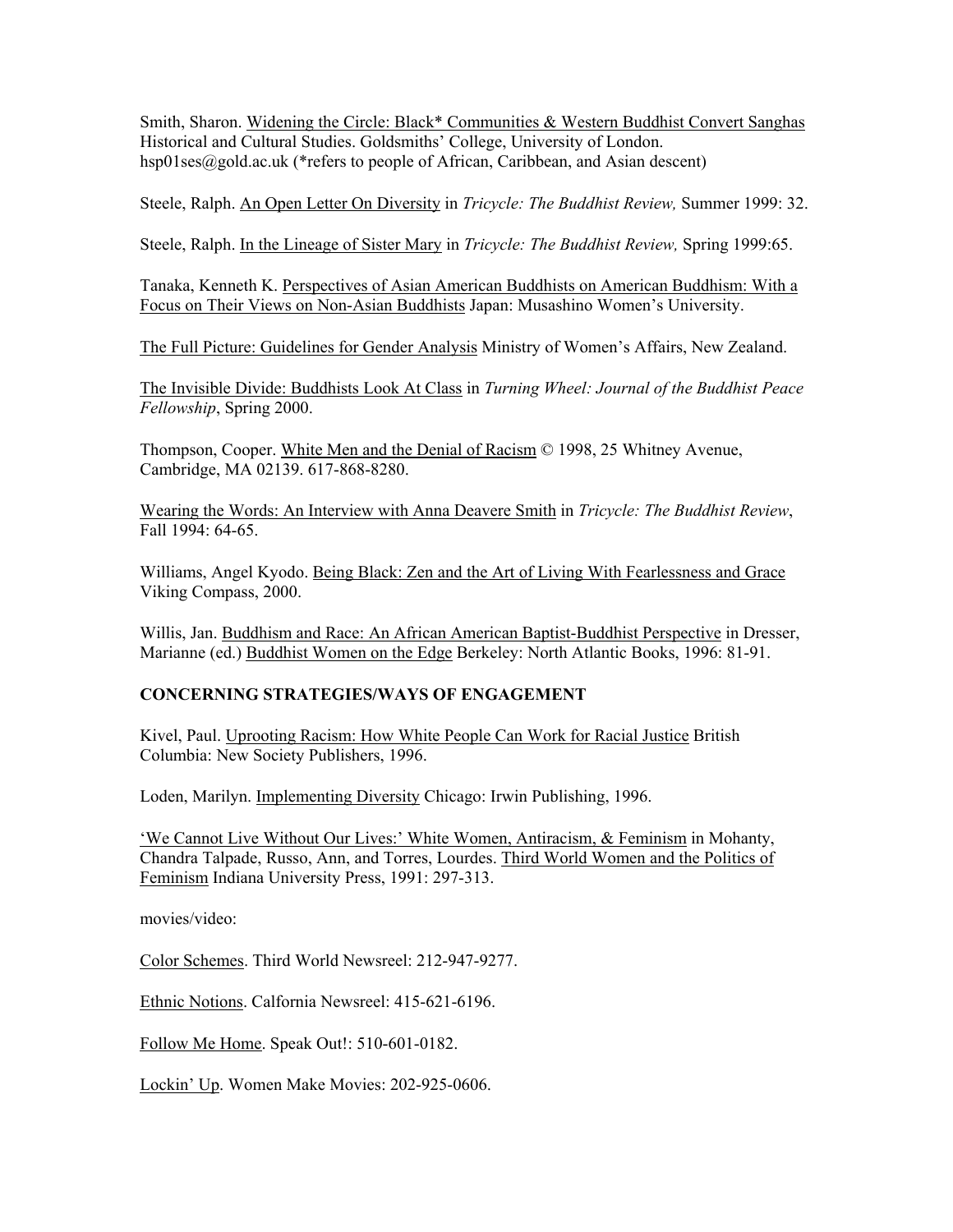Smith, Sharon. Widening the Circle: Black* Communities & Western Buddhist Convert Sanghas Historical and Cultural Studies. Goldsmiths' College, University of London. hsp01ses@gold.ac.uk (*refers to people of African, Caribbean, and Asian descent)

Steele, Ralph. An Open Letter On Diversity in *Tricycle: The Buddhist Review,* Summer 1999: 32.

Steele, Ralph. In the Lineage of Sister Mary in *Tricycle: The Buddhist Review,* Spring 1999:65.

Tanaka, Kenneth K. Perspectives of Asian American Buddhists on American Buddhism: With a Focus on Their Views on Non-Asian Buddhists Japan: Musashino Women's University.

The Full Picture: Guidelines for Gender Analysis Ministry of Women's Affairs, New Zealand.

The Invisible Divide: Buddhists Look At Class in *Turning Wheel: Journal of the Buddhist Peace Fellowship*, Spring 2000.

Thompson, Cooper. White Men and the Denial of Racism © 1998, 25 Whitney Avenue, Cambridge, MA 02139. 617-868-8280.

Wearing the Words: An Interview with Anna Deavere Smith in *Tricycle: The Buddhist Review*, Fall 1994: 64-65.

Williams, Angel Kyodo. Being Black: Zen and the Art of Living With Fearlessness and Grace Viking Compass, 2000.

Willis, Jan. Buddhism and Race: An African American Baptist-Buddhist Perspective in Dresser, Marianne (ed.) Buddhist Women on the Edge Berkeley: North Atlantic Books, 1996: 81-91.

**CONCERNING STRATEGIES/WAYS OF ENGAGEMENT**

Kivel, Paul. Uprooting Racism: How White People Can Work for Racial Justice British Columbia: New Society Publishers, 1996.

Loden, Marilyn. Implementing Diversity Chicago: Irwin Publishing, 1996.

'We Cannot Live Without Our Lives:' White Women, Antiracism, & Feminism in Mohanty, Chandra Talpade, Russo, Ann, and Torres, Lourdes. Third World Women and the Politics of Feminism Indiana University Press, 1991: 297-313.

movies/video:

Color Schemes. Third World Newsreel: 212-947-9277.

Ethnic Notions. Calfornia Newsreel: 415-621-6196.

Follow Me Home. Speak Out!: 510-601-0182.

Lockin' Up. Women Make Movies: 202-925-0606.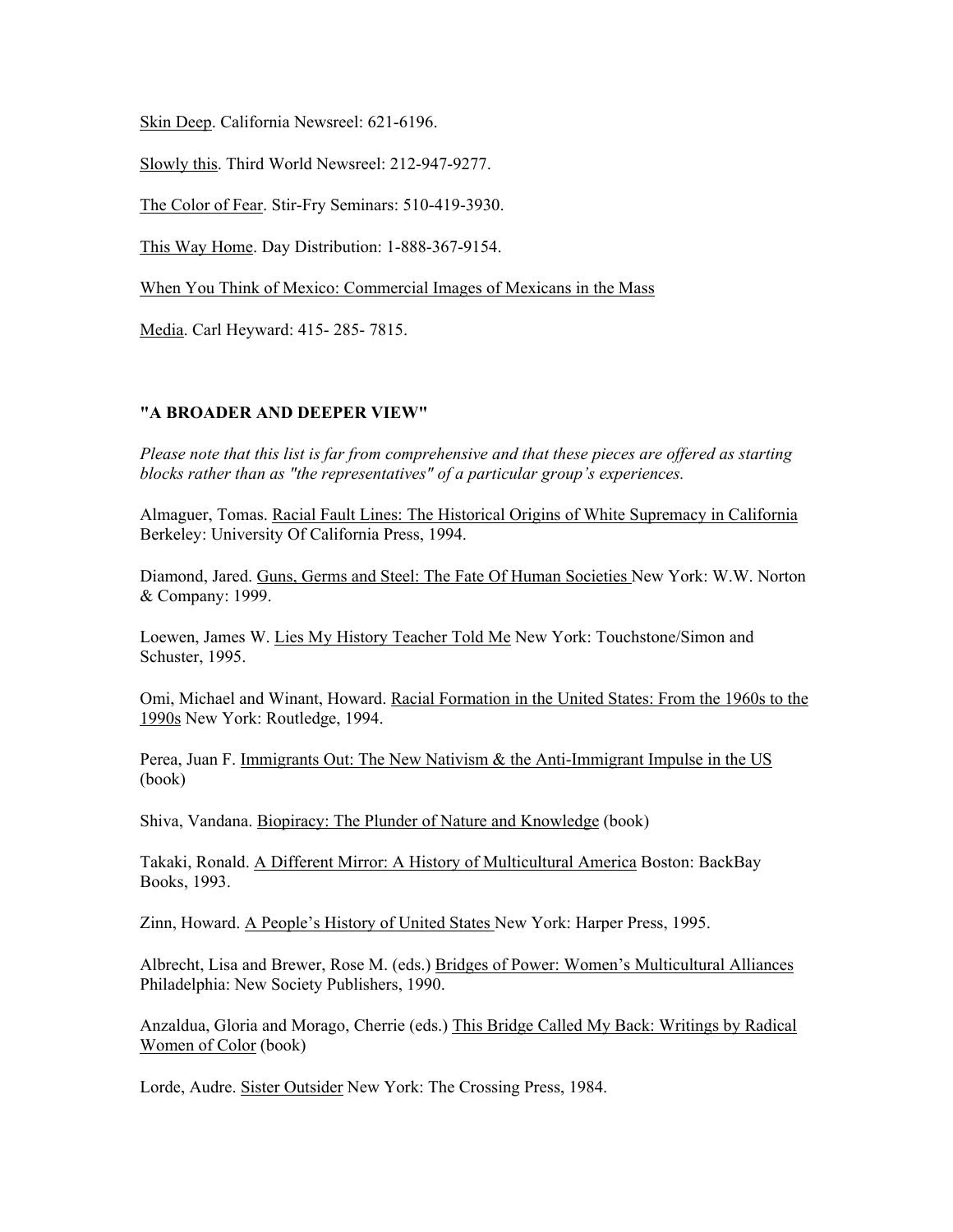Skin Deep. California Newsreel: 621-6196.

Slowly this. Third World Newsreel: 212-947-9277.

The Color of Fear. Stir-Fry Seminars: 510-419-3930.

This Way Home. Day Distribution: 1-888-367-9154.

When You Think of Mexico: Commercial Images of Mexicans in the Mass

Media. Carl Heyward: 415- 285- 7815.

**"A BROADER AND DEEPER VIEW"**

*Please note that this list is far from comprehensive and that these pieces are offered as starting blocks rather than as "the representatives" of a particular group's experiences.*

Almaguer, Tomas. Racial Fault Lines: The Historical Origins of White Supremacy in California Berkeley: University Of California Press, 1994.

Diamond, Jared. Guns, Germs and Steel: The Fate Of Human Societies New York: W.W. Norton & Company: 1999.

Loewen, James W. Lies My History Teacher Told Me New York: Touchstone/Simon and Schuster, 1995.

Omi, Michael and Winant, Howard. Racial Formation in the United States: From the 1960s to the 1990s New York: Routledge, 1994.

Perea, Juan F. Immigrants Out: The New Nativism & the Anti-Immigrant Impulse in the US (book)

Shiva, Vandana. Biopiracy: The Plunder of Nature and Knowledge (book)

Takaki, Ronald. A Different Mirror: A History of Multicultural America Boston: BackBay Books, 1993.

Zinn, Howard. A People's History of United States New York: Harper Press, 1995.

Albrecht, Lisa and Brewer, Rose M. (eds.) Bridges of Power: Women's Multicultural Alliances Philadelphia: New Society Publishers, 1990.

Anzaldua, Gloria and Morago, Cherrie (eds.) This Bridge Called My Back: Writings by Radical Women of Color (book)

Lorde, Audre. Sister Outsider New York: The Crossing Press, 1984.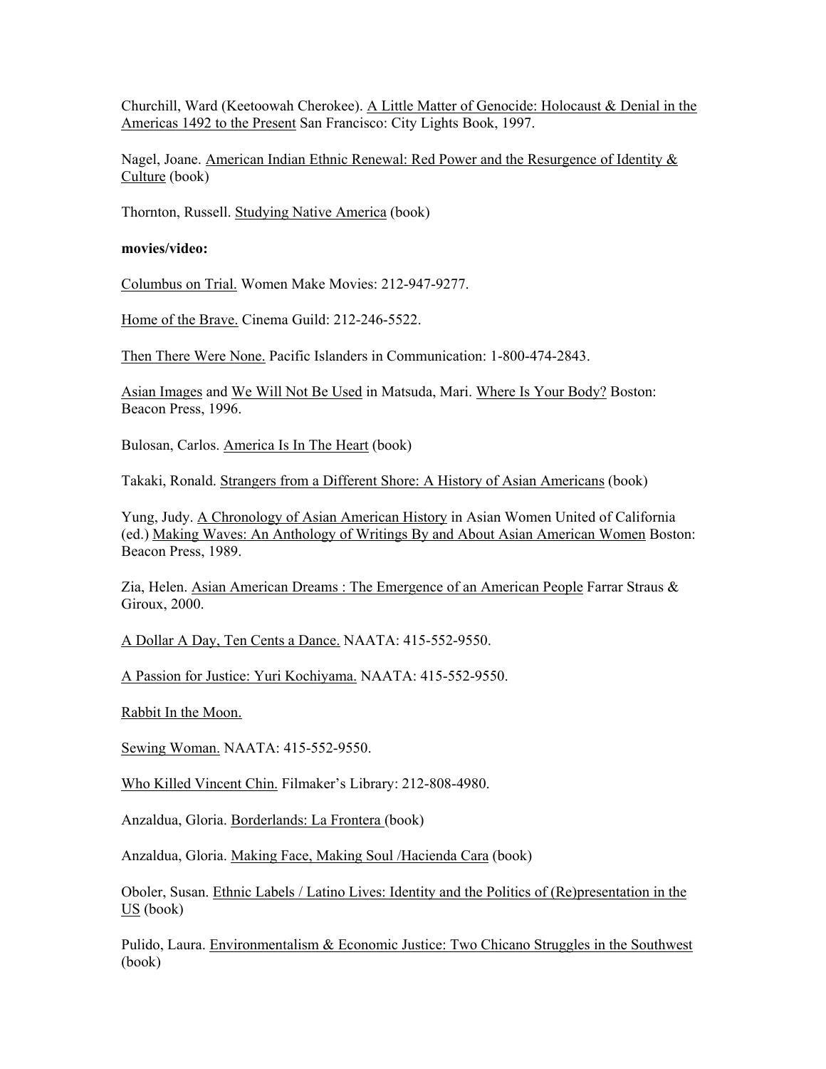Churchill, Ward (Keetoowah Cherokee). A Little Matter of Genocide: Holocaust & Denial in the Americas 1492 to the Present San Francisco: City Lights Book, 1997.

Nagel, Joane. American Indian Ethnic Renewal: Red Power and the Resurgence of Identity & Culture (book)

Thornton, Russell. Studying Native America (book)

**movies/video:**

Columbus on Trial. Women Make Movies: 212-947-9277.

Home of the Brave. Cinema Guild: 212-246-5522.

Then There Were None. Pacific Islanders in Communication: 1-800-474-2843.

Asian Images and We Will Not Be Used in Matsuda, Mari. Where Is Your Body? Boston: Beacon Press, 1996.

Bulosan, Carlos. America Is In The Heart (book)

Takaki, Ronald. Strangers from a Different Shore: A History of Asian Americans (book)

Yung, Judy. A Chronology of Asian American History in Asian Women United of California (ed.) Making Waves: An Anthology of Writings By and About Asian American Women Boston: Beacon Press, 1989.

Zia, Helen. Asian American Dreams : The Emergence of an American People Farrar Straus & Giroux, 2000.

A Dollar A Day, Ten Cents a Dance. NAATA: 415-552-9550.

A Passion for Justice: Yuri Kochiyama. NAATA: 415-552-9550.

Rabbit In the Moon.

Sewing Woman. NAATA: 415-552-9550.

Who Killed Vincent Chin. Filmaker's Library: 212-808-4980.

Anzaldua, Gloria. Borderlands: La Frontera (book)

Anzaldua, Gloria. Making Face, Making Soul /Hacienda Cara (book)

Oboler, Susan. Ethnic Labels / Latino Lives: Identity and the Politics of (Re)presentation in the US (book)

Pulido, Laura. Environmentalism & Economic Justice: Two Chicano Struggles in the Southwest (book)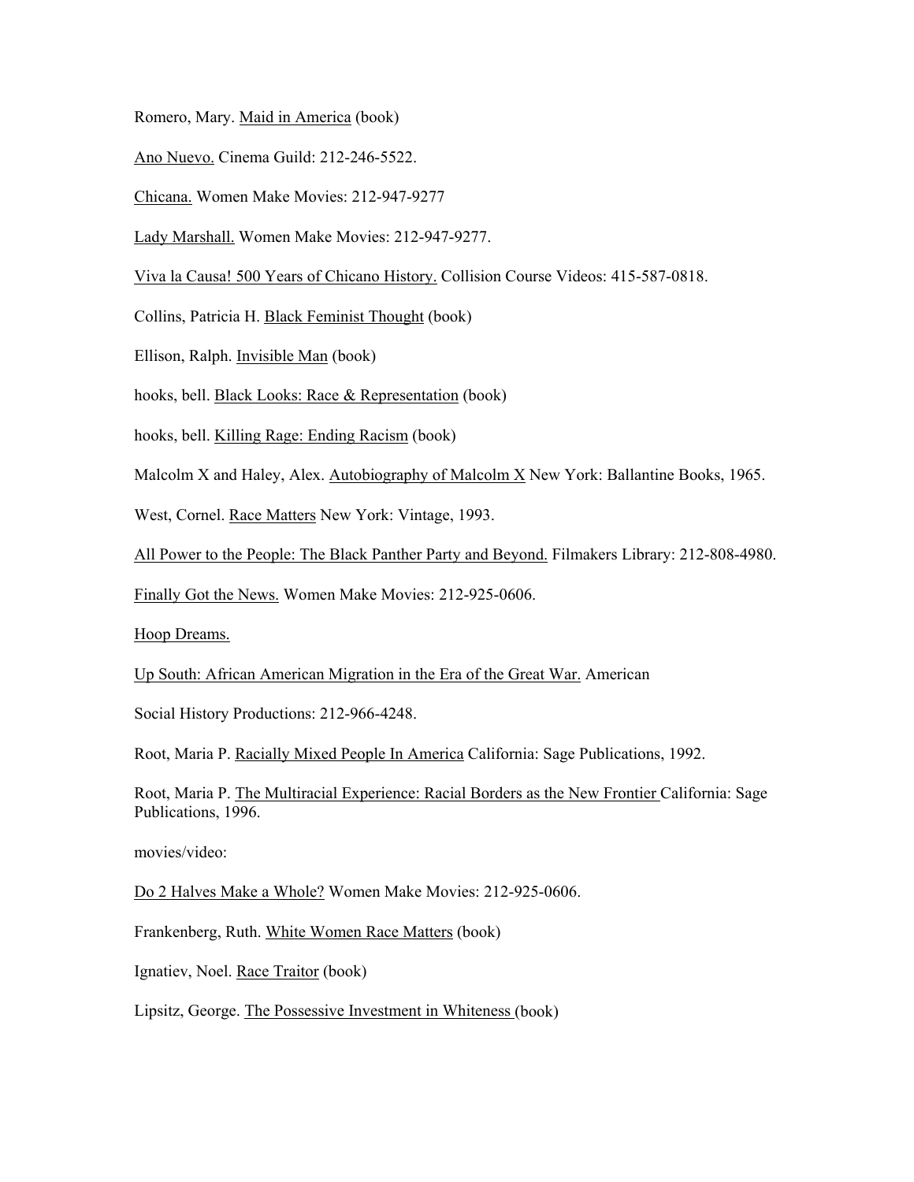Romero, Mary. Maid in America (book)

Ano Nuevo. Cinema Guild: 212-246-5522.

Chicana. Women Make Movies: 212-947-9277

Lady Marshall. Women Make Movies: 212-947-9277.

Viva la Causa! 500 Years of Chicano History. Collision Course Videos: 415-587-0818.

Collins, Patricia H. Black Feminist Thought (book)

Ellison, Ralph. Invisible Man (book)

hooks, bell. Black Looks: Race & Representation (book)

hooks, bell. Killing Rage: Ending Racism (book)

Malcolm X and Haley, Alex. Autobiography of Malcolm X New York: Ballantine Books, 1965.

West, Cornel. Race Matters New York: Vintage, 1993.

All Power to the People: The Black Panther Party and Beyond. Filmakers Library: 212-808-4980.

Finally Got the News. Women Make Movies: 212-925-0606.

Hoop Dreams.

Up South: African American Migration in the Era of the Great War. American

Social History Productions: 212-966-4248.

Root, Maria P. Racially Mixed People In America California: Sage Publications, 1992.

Root, Maria P. The Multiracial Experience: Racial Borders as the New Frontier California: Sage Publications, 1996.

movies/video:

Do 2 Halves Make a Whole? Women Make Movies: 212-925-0606.

Frankenberg, Ruth. White Women Race Matters (book)

Ignatiev, Noel. Race Traitor (book)

Lipsitz, George. The Possessive Investment in Whiteness (book)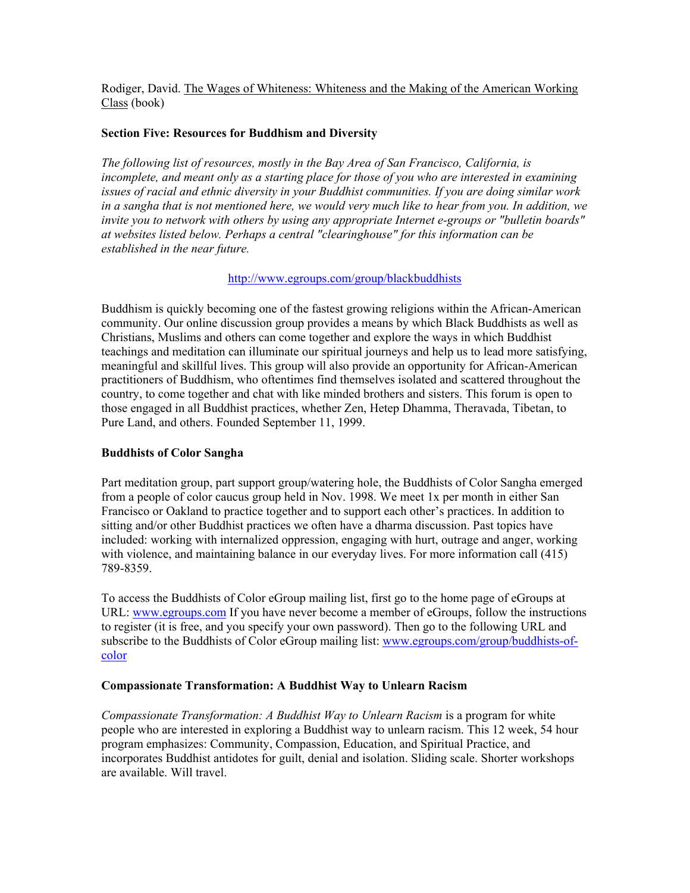Rodiger, David. The Wages of Whiteness: Whiteness and the Making of the American Working Class (book)

**Section Five: Resources for Buddhism and Diversity**

*The following list of resources, mostly in the Bay Area of San Francisco, California, is incomplete, and meant only as a starting place for those of you who are interested in examining issues of racial and ethnic diversity in your Buddhist communities. If you are doing similar work in a sangha that is not mentioned here, we would very much like to hear from you. In addition, we invite you to network with others by using any appropriate Internet e-groups or "bulletin boards" at websites listed below. Perhaps a central "clearinghouse" for this information can be established in the near future.*

http://www.egroups.com/group/blackbuddhists

Buddhism is quickly becoming one of the fastest growing religions within the African-American community. Our online discussion group provides a means by which Black Buddhists as well as Christians, Muslims and others can come together and explore the ways in which Buddhist teachings and meditation can illuminate our spiritual journeys and help us to lead more satisfying, meaningful and skillful lives. This group will also provide an opportunity for African-American practitioners of Buddhism, who oftentimes find themselves isolated and scattered throughout the country, to come together and chat with like minded brothers and sisters. This forum is open to those engaged in all Buddhist practices, whether Zen, Hetep Dhamma, Theravada, Tibetan, to Pure Land, and others. Founded September 11, 1999.

**Buddhists of Color Sangha**

Part meditation group, part support group/watering hole, the Buddhists of Color Sangha emerged from a people of color caucus group held in Nov. 1998. We meet 1x per month in either San Francisco or Oakland to practice together and to support each other's practices. In addition to sitting and/or other Buddhist practices we often have a dharma discussion. Past topics have included: working with internalized oppression, engaging with hurt, outrage and anger, working with violence, and maintaining balance in our everyday lives. For more information call (415) 789-8359.

To access the Buddhists of Color eGroup mailing list, first go to the home page of eGroups at URL: www.egroups.com If you have never become a member of eGroups, follow the instructions to register (it is free, and you specify your own password). Then go to the following URL and subscribe to the Buddhists of Color eGroup mailing list: www.egroups.com/group/buddhists-of-color

**Compassionate Transformation: A Buddhist Way to Unlearn Racism**

*Compassionate Transformation: A Buddhist Way to Unlearn Racism* is a program for white people who are interested in exploring a Buddhist way to unlearn racism. This 12 week, 54 hour program emphasizes: Community, Compassion, Education, and Spiritual Practice, and incorporates Buddhist antidotes for guilt, denial and isolation. Sliding scale. Shorter workshops are available. Will travel.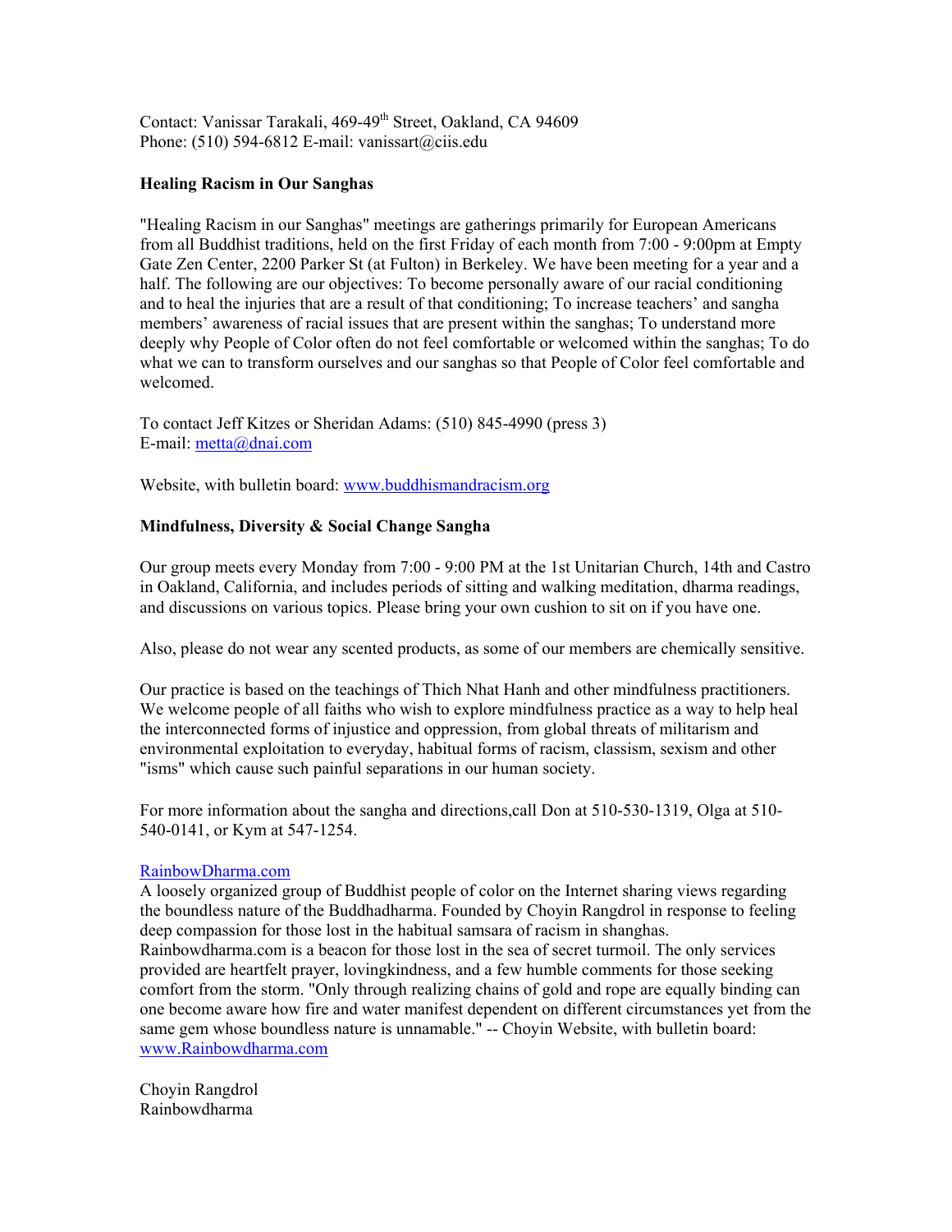Contact: Vanissar Tarakali, 469-49th Street, Oakland, CA 94609
Phone: (510) 594-6812 E-mail: vanissart@ciis.edu

**Healing Racism in Our Sanghas**

"Healing Racism in our Sanghas" meetings are gatherings primarily for European Americans from all Buddhist traditions, held on the first Friday of each month from 7:00 - 9:00pm at Empty Gate Zen Center, 2200 Parker St (at Fulton) in Berkeley. We have been meeting for a year and a half. The following are our objectives: To become personally aware of our racial conditioning and to heal the injuries that are a result of that conditioning; To increase teachers' and sangha members' awareness of racial issues that are present within the sanghas; To understand more deeply why People of Color often do not feel comfortable or welcomed within the sanghas; To do what we can to transform ourselves and our sanghas so that People of Color feel comfortable and welcomed.

To contact Jeff Kitzes or Sheridan Adams: (510) 845-4990 (press 3)
E-mail: metta@dnai.com

Website, with bulletin board: www.buddhismandracism.org

**Mindfulness, Diversity & Social Change Sangha**

Our group meets every Monday from 7:00 - 9:00 PM at the 1st Unitarian Church, 14th and Castro in Oakland, California, and includes periods of sitting and walking meditation, dharma readings, and discussions on various topics. Please bring your own cushion to sit on if you have one.

Also, please do not wear any scented products, as some of our members are chemically sensitive.

Our practice is based on the teachings of Thich Nhat Hanh and other mindfulness practitioners. We welcome people of all faiths who wish to explore mindfulness practice as a way to help heal the interconnected forms of injustice and oppression, from global threats of militarism and environmental exploitation to everyday, habitual forms of racism, classism, sexism and other "isms" which cause such painful separations in our human society.

For more information about the sangha and directions,call Don at 510-530-1319, Olga at 510-540-0141, or Kym at 547-1254.

RainbowDharma.com
A loosely organized group of Buddhist people of color on the Internet sharing views regarding the boundless nature of the Buddhadharma. Founded by Choyin Rangdrol in response to feeling deep compassion for those lost in the habitual samsara of racism in shanghas. Rainbowdharma.com is a beacon for those lost in the sea of secret turmoil. The only services provided are heartfelt prayer, lovingkindness, and a few humble comments for those seeking comfort from the storm. "Only through realizing chains of gold and rope are equally binding can one become aware how fire and water manifest dependent on different circumstances yet from the same gem whose boundless nature is unnamable." -- Choyin Website, with bulletin board: www.Rainbowdharma.com

Choyin Rangdrol
Rainbowdharma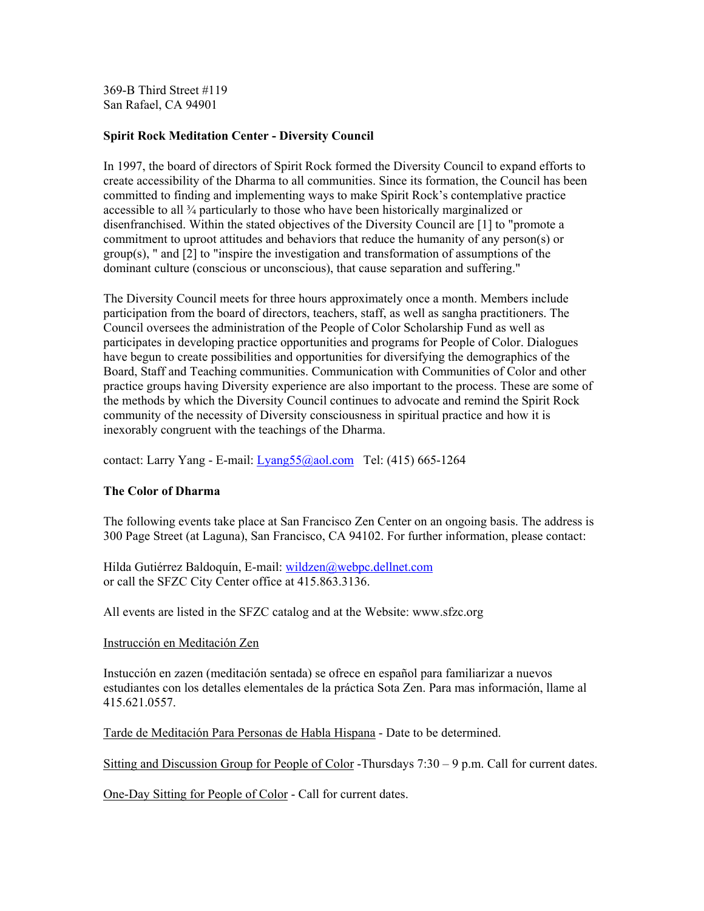369-B Third Street #119
San Rafael, CA 94901

**Spirit Rock Meditation Center - Diversity Council**

In 1997, the board of directors of Spirit Rock formed the Diversity Council to expand efforts to create accessibility of the Dharma to all communities. Since its formation, the Council has been committed to finding and implementing ways to make Spirit Rock's contemplative practice accessible to all ¾ particularly to those who have been historically marginalized or disenfranchised. Within the stated objectives of the Diversity Council are [1] to "promote a commitment to uproot attitudes and behaviors that reduce the humanity of any person(s) or group(s), " and [2] to "inspire the investigation and transformation of assumptions of the dominant culture (conscious or unconscious), that cause separation and suffering."

The Diversity Council meets for three hours approximately once a month. Members include participation from the board of directors, teachers, staff, as well as sangha practitioners. The Council oversees the administration of the People of Color Scholarship Fund as well as participates in developing practice opportunities and programs for People of Color. Dialogues have begun to create possibilities and opportunities for diversifying the demographics of the Board, Staff and Teaching communities. Communication with Communities of Color and other practice groups having Diversity experience are also important to the process. These are some of the methods by which the Diversity Council continues to advocate and remind the Spirit Rock community of the necessity of Diversity consciousness in spiritual practice and how it is inexorably congruent with the teachings of the Dharma.

contact: Larry Yang - E-mail: Lyang55@aol.com   Tel: (415) 665-1264

**The Color of Dharma**

The following events take place at San Francisco Zen Center on an ongoing basis. The address is 300 Page Street (at Laguna), San Francisco, CA 94102. For further information, please contact:

Hilda Gutiérrez Baldoquín, E-mail: wildzen@webpc.dellnet.com
or call the SFZC City Center office at 415.863.3136.

All events are listed in the SFZC catalog and at the Website: www.sfzc.org

Instrucción en Meditación Zen

Instucción en zazen (meditación sentada) se ofrece en español para familiarizar a nuevos estudiantes con los detalles elementales de la práctica Sota Zen. Para mas información, llame al 415.621.0557.

Tarde de Meditación Para Personas de Habla Hispana - Date to be determined.

Sitting and Discussion Group for People of Color -Thursdays 7:30 – 9 p.m. Call for current dates.

One-Day Sitting for People of Color - Call for current dates.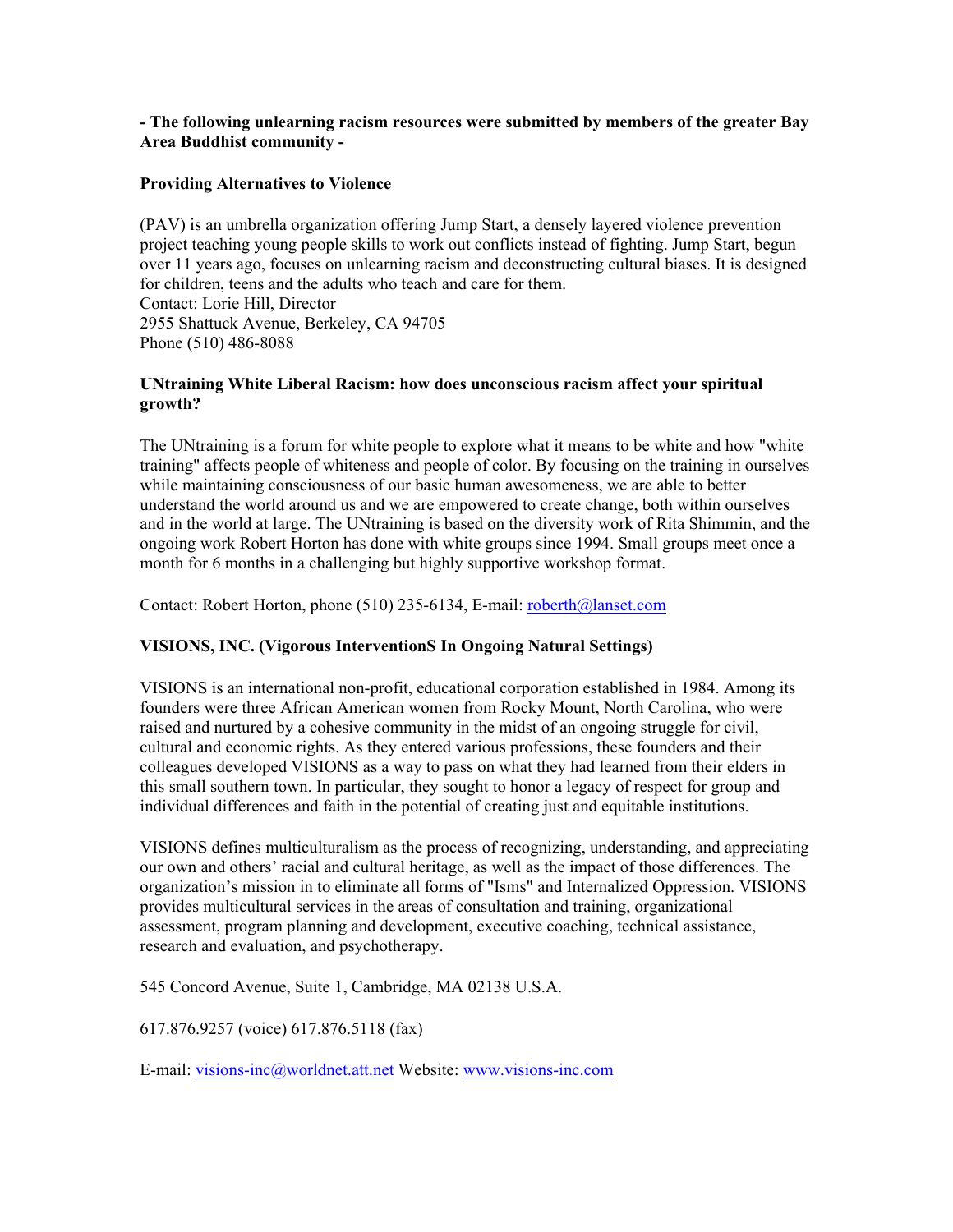**- The following unlearning racism resources were submitted by members of the greater Bay Area Buddhist community -**

**Providing Alternatives to Violence**

(PAV) is an umbrella organization offering Jump Start, a densely layered violence prevention project teaching young people skills to work out conflicts instead of fighting. Jump Start, begun over 11 years ago, focuses on unlearning racism and deconstructing cultural biases. It is designed for children, teens and the adults who teach and care for them.
Contact: Lorie Hill, Director
2955 Shattuck Avenue, Berkeley, CA 94705
Phone (510) 486-8088

**UNtraining White Liberal Racism: how does unconscious racism affect your spiritual growth?**

The UNtraining is a forum for white people to explore what it means to be white and how "white training" affects people of whiteness and people of color. By focusing on the training in ourselves while maintaining consciousness of our basic human awesomeness, we are able to better understand the world around us and we are empowered to create change, both within ourselves and in the world at large. The UNtraining is based on the diversity work of Rita Shimmin, and the ongoing work Robert Horton has done with white groups since 1994. Small groups meet once a month for 6 months in a challenging but highly supportive workshop format.

Contact: Robert Horton, phone (510) 235-6134, E-mail: roberth@lanset.com

**VISIONS, INC. (Vigorous InterventionS In Ongoing Natural Settings)**

VISIONS is an international non-profit, educational corporation established in 1984. Among its founders were three African American women from Rocky Mount, North Carolina, who were raised and nurtured by a cohesive community in the midst of an ongoing struggle for civil, cultural and economic rights. As they entered various professions, these founders and their colleagues developed VISIONS as a way to pass on what they had learned from their elders in this small southern town. In particular, they sought to honor a legacy of respect for group and individual differences and faith in the potential of creating just and equitable institutions.

VISIONS defines multiculturalism as the process of recognizing, understanding, and appreciating our own and others' racial and cultural heritage, as well as the impact of those differences. The organization's mission in to eliminate all forms of "Isms" and Internalized Oppression. VISIONS provides multicultural services in the areas of consultation and training, organizational assessment, program planning and development, executive coaching, technical assistance, research and evaluation, and psychotherapy.

545 Concord Avenue, Suite 1, Cambridge, MA 02138 U.S.A.

617.876.9257 (voice) 617.876.5118 (fax)

E-mail: visions-inc@worldnet.att.net Website: www.visions-inc.com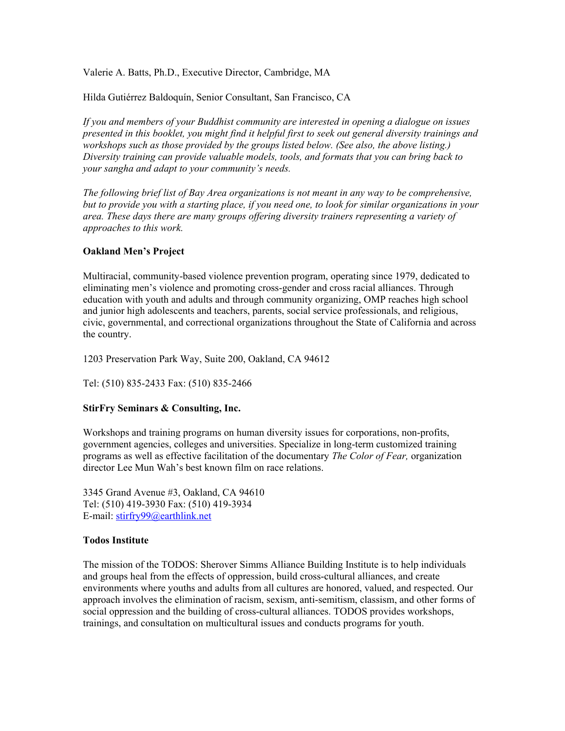Valerie A. Batts, Ph.D., Executive Director, Cambridge, MA

Hilda Gutiérrez Baldoquín, Senior Consultant, San Francisco, CA

*If you and members of your Buddhist community are interested in opening a dialogue on issues presented in this booklet, you might find it helpful first to seek out general diversity trainings and workshops such as those provided by the groups listed below. (See also, the above listing.) Diversity training can provide valuable models, tools, and formats that you can bring back to your sangha and adapt to your community's needs.*

*The following brief list of Bay Area organizations is not meant in any way to be comprehensive, but to provide you with a starting place, if you need one, to look for similar organizations in your area. These days there are many groups offering diversity trainers representing a variety of approaches to this work.*

**Oakland Men's Project**

Multiracial, community-based violence prevention program, operating since 1979, dedicated to eliminating men's violence and promoting cross-gender and cross racial alliances. Through education with youth and adults and through community organizing, OMP reaches high school and junior high adolescents and teachers, parents, social service professionals, and religious, civic, governmental, and correctional organizations throughout the State of California and across the country.

1203 Preservation Park Way, Suite 200, Oakland, CA 94612

Tel: (510) 835-2433 Fax: (510) 835-2466

**StirFry Seminars & Consulting, Inc.**

Workshops and training programs on human diversity issues for corporations, non-profits, government agencies, colleges and universities. Specialize in long-term customized training programs as well as effective facilitation of the documentary *The Color of Fear,* organization director Lee Mun Wah's best known film on race relations.

3345 Grand Avenue #3, Oakland, CA 94610
Tel: (510) 419-3930 Fax: (510) 419-3934
E-mail: stirfry99@earthlink.net

**Todos Institute**

The mission of the TODOS: Sherover Simms Alliance Building Institute is to help individuals and groups heal from the effects of oppression, build cross-cultural alliances, and create environments where youths and adults from all cultures are honored, valued, and respected. Our approach involves the elimination of racism, sexism, anti-semitism, classism, and other forms of social oppression and the building of cross-cultural alliances. TODOS provides workshops, trainings, and consultation on multicultural issues and conducts programs for youth.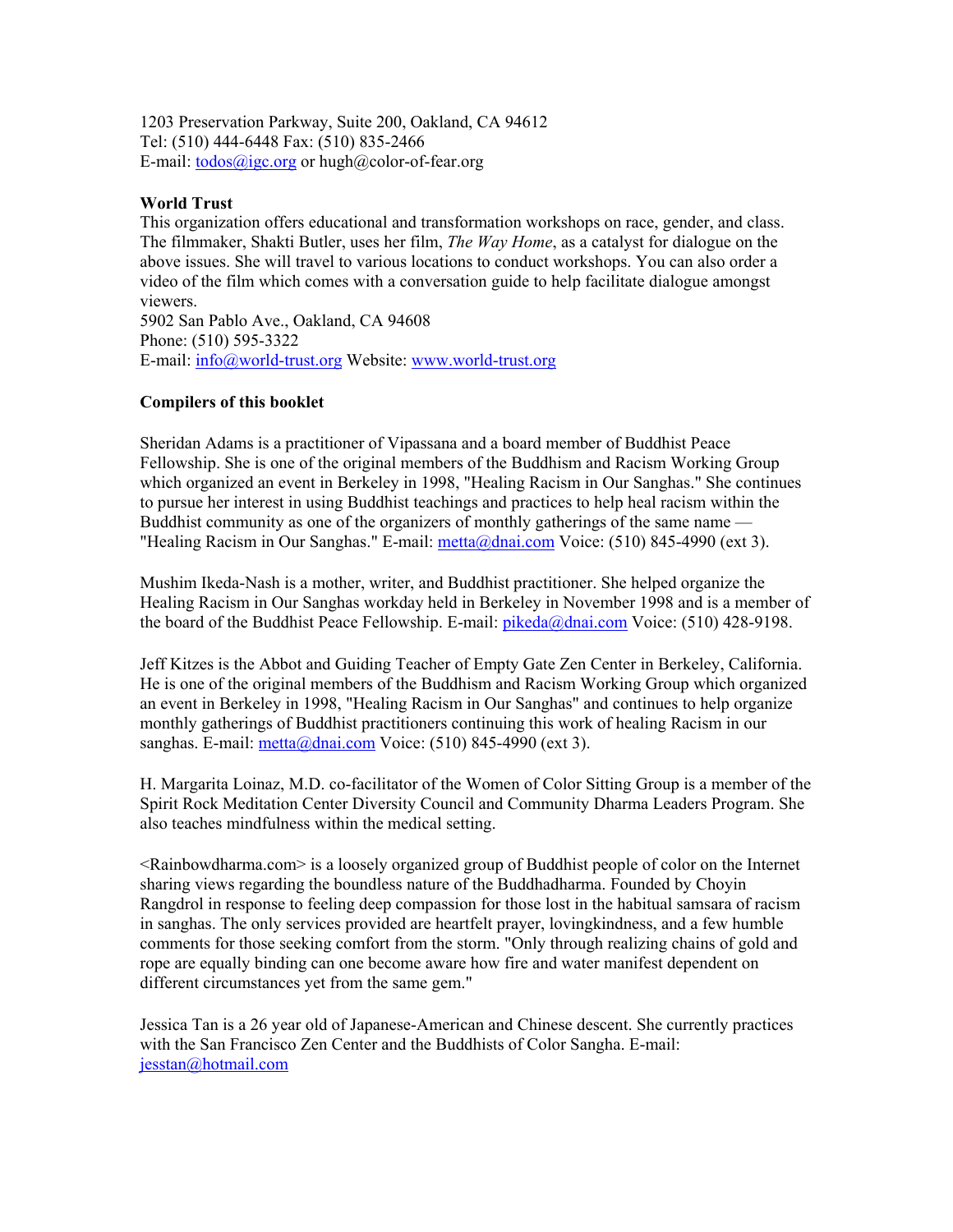1203 Preservation Parkway, Suite 200, Oakland, CA 94612
Tel: (510) 444-6448 Fax: (510) 835-2466
E-mail: todos@igc.org or hugh@color-of-fear.org

**World Trust**
This organization offers educational and transformation workshops on race, gender, and class. The filmmaker, Shakti Butler, uses her film, *The Way Home*, as a catalyst for dialogue on the above issues. She will travel to various locations to conduct workshops. You can also order a video of the film which comes with a conversation guide to help facilitate dialogue amongst viewers.
5902 San Pablo Ave., Oakland, CA 94608
Phone: (510) 595-3322
E-mail: info@world-trust.org Website: www.world-trust.org

**Compilers of this booklet**

Sheridan Adams is a practitioner of Vipassana and a board member of Buddhist Peace Fellowship. She is one of the original members of the Buddhism and Racism Working Group which organized an event in Berkeley in 1998, "Healing Racism in Our Sanghas." She continues to pursue her interest in using Buddhist teachings and practices to help heal racism within the Buddhist community as one of the organizers of monthly gatherings of the same name — "Healing Racism in Our Sanghas." E-mail: metta@dnai.com Voice: (510) 845-4990 (ext 3).

Mushim Ikeda-Nash is a mother, writer, and Buddhist practitioner. She helped organize the Healing Racism in Our Sanghas workday held in Berkeley in November 1998 and is a member of the board of the Buddhist Peace Fellowship. E-mail: pikeda@dnai.com Voice: (510) 428-9198.

Jeff Kitzes is the Abbot and Guiding Teacher of Empty Gate Zen Center in Berkeley, California. He is one of the original members of the Buddhism and Racism Working Group which organized an event in Berkeley in 1998, "Healing Racism in Our Sanghas" and continues to help organize monthly gatherings of Buddhist practitioners continuing this work of healing Racism in our sanghas. E-mail: metta@dnai.com Voice: (510) 845-4990 (ext 3).

H. Margarita Loinaz, M.D. co-facilitator of the Women of Color Sitting Group is a member of the Spirit Rock Meditation Center Diversity Council and Community Dharma Leaders Program. She also teaches mindfulness within the medical setting.

<Rainbowdharma.com> is a loosely organized group of Buddhist people of color on the Internet sharing views regarding the boundless nature of the Buddhadharma. Founded by Choyin Rangdrol in response to feeling deep compassion for those lost in the habitual samsara of racism in sanghas. The only services provided are heartfelt prayer, lovingkindness, and a few humble comments for those seeking comfort from the storm. "Only through realizing chains of gold and rope are equally binding can one become aware how fire and water manifest dependent on different circumstances yet from the same gem."

Jessica Tan is a 26 year old of Japanese-American and Chinese descent. She currently practices with the San Francisco Zen Center and the Buddhists of Color Sangha. E-mail: jesstan@hotmail.com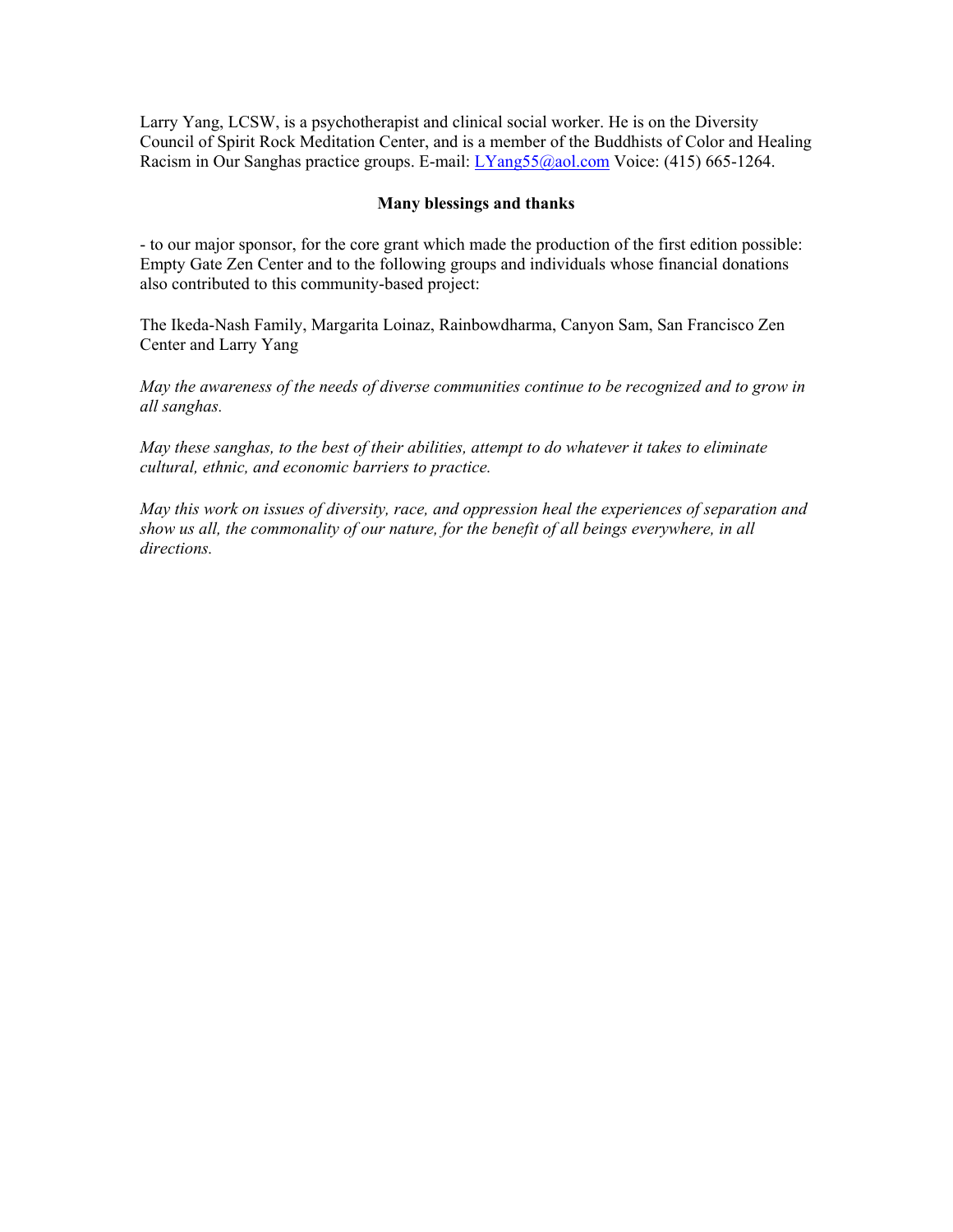Larry Yang, LCSW, is a psychotherapist and clinical social worker. He is on the Diversity Council of Spirit Rock Meditation Center, and is a member of the Buddhists of Color and Healing Racism in Our Sanghas practice groups. E-mail: LYang55@aol.com Voice: (415) 665-1264.

**Many blessings and thanks**

- to our major sponsor, for the core grant which made the production of the first edition possible: Empty Gate Zen Center and to the following groups and individuals whose financial donations also contributed to this community-based project:

The Ikeda-Nash Family, Margarita Loinaz, Rainbowdharma, Canyon Sam, San Francisco Zen Center and Larry Yang

*May the awareness of the needs of diverse communities continue to be recognized and to grow in all sanghas.*

*May these sanghas, to the best of their abilities, attempt to do whatever it takes to eliminate cultural, ethnic, and economic barriers to practice.*

*May this work on issues of diversity, race, and oppression heal the experiences of separation and show us all, the commonality of our nature, for the benefit of all beings everywhere, in all directions.*